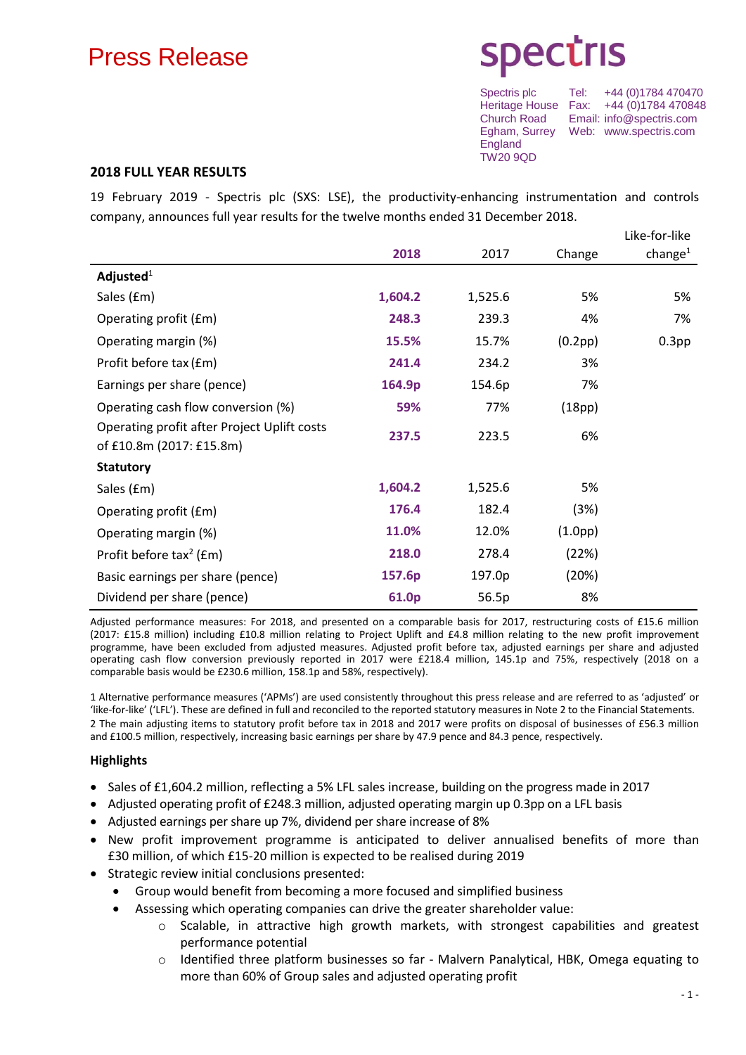# Press Release

**spectris**

Spectris plc
Heritage House
Church Road
Egham, Surrey
England
TW20 9QD

Tel: +44 (0)1784 470470
Fax: +44 (0)1784 470848
Email: info@spectris.com
Web: www.spectris.com

## 2018 FULL YEAR RESULTS

19 February 2019 - Spectris plc (SXS: LSE), the productivity-enhancing instrumentation and controls company, announces full year results for the twelve months ended 31 December 2018.

| | **2018** | 2017 | Change | Like-for-like change[1] |
|---|---|---|---|---|
| **Adjusted**[1] | | | | |
| Sales (£m) | **1,604.2** | 1,525.6 | 5% | 5% |
| Operating profit (£m) | **248.3** | 239.3 | 4% | 7% |
| Operating margin (%) | **15.5%** | 15.7% | (0.2pp) | 0.3pp |
| Profit before tax (£m) | **241.4** | 234.2 | 3% | |
| Earnings per share (pence) | **164.9p** | 154.6p | 7% | |
| Operating cash flow conversion (%) | **59%** | 77% | (18pp) | |
| Operating profit after Project Uplift costs of £10.8m (2017: £15.8m) | **237.5** | 223.5 | 6% | |
| **Statutory** | | | | |
| Sales (£m) | **1,604.2** | 1,525.6 | 5% | |
| Operating profit (£m) | **176.4** | 182.4 | (3%) | |
| Operating margin (%) | **11.0%** | 12.0% | (1.0pp) | |
| Profit before tax[2] (£m) | **218.0** | 278.4 | (22%) | |
| Basic earnings per share (pence) | **157.6p** | 197.0p | (20%) | |
| Dividend per share (pence) | **61.0p** | 56.5p | 8% | |

Adjusted performance measures: For 2018, and presented on a comparable basis for 2017, restructuring costs of £15.6 million (2017: £15.8 million) including £10.8 million relating to Project Uplift and £4.8 million relating to the new profit improvement programme, have been excluded from adjusted measures. Adjusted profit before tax, adjusted earnings per share and adjusted operating cash flow conversion previously reported in 2017 were £218.4 million, 145.1p and 75%, respectively (2018 on a comparable basis would be £230.6 million, 158.1p and 58%, respectively).

1 Alternative performance measures ('APMs') are used consistently throughout this press release and are referred to as 'adjusted' or 'like-for-like' ('LFL'). These are defined in full and reconciled to the reported statutory measures in Note 2 to the Financial Statements.
2 The main adjusting items to statutory profit before tax in 2018 and 2017 were profits on disposal of businesses of £56.3 million and £100.5 million, respectively, increasing basic earnings per share by 47.9 pence and 84.3 pence, respectively.

### Highlights

- Sales of £1,604.2 million, reflecting a 5% LFL sales increase, building on the progress made in 2017
- Adjusted operating profit of £248.3 million, adjusted operating margin up 0.3pp on a LFL basis
- Adjusted earnings per share up 7%, dividend per share increase of 8%
- New profit improvement programme is anticipated to deliver annualised benefits of more than £30 million, of which £15-20 million is expected to be realised during 2019
- Strategic review initial conclusions presented:
  - Group would benefit from becoming a more focused and simplified business
  - Assessing which operating companies can drive the greater shareholder value:
    - Scalable, in attractive high growth markets, with strongest capabilities and greatest performance potential
    - Identified three platform businesses so far - Malvern Panalytical, HBK, Omega equating to more than 60% of Group sales and adjusted operating profit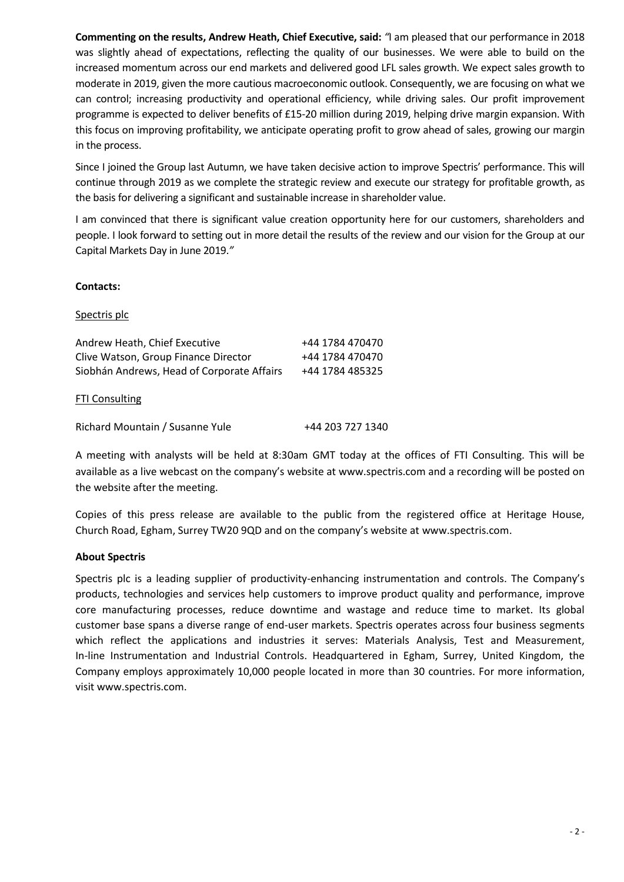**Commenting on the results, Andrew Heath, Chief Executive, said:** *"*I am pleased that our performance in 2018 was slightly ahead of expectations, reflecting the quality of our businesses. We were able to build on the increased momentum across our end markets and delivered good LFL sales growth. We expect sales growth to moderate in 2019, given the more cautious macroeconomic outlook. Consequently, we are focusing on what we can control; increasing productivity and operational efficiency, while driving sales. Our profit improvement programme is expected to deliver benefits of £15-20 million during 2019, helping drive margin expansion. With this focus on improving profitability, we anticipate operating profit to grow ahead of sales, growing our margin in the process.

Since I joined the Group last Autumn, we have taken decisive action to improve Spectris' performance. This will continue through 2019 as we complete the strategic review and execute our strategy for profitable growth, as the basis for delivering a significant and sustainable increase in shareholder value.

I am convinced that there is significant value creation opportunity here for our customers, shareholders and people. I look forward to setting out in more detail the results of the review and our vision for the Group at our Capital Markets Day in June 2019.*"*

**Contacts:**

Spectris plc

| | |
|---|---|
| Andrew Heath, Chief Executive | +44 1784 470470 |
| Clive Watson, Group Finance Director | +44 1784 470470 |
| Siobhán Andrews, Head of Corporate Affairs | +44 1784 485325 |

FTI Consulting

| | |
|---|---|
| Richard Mountain / Susanne Yule | +44 203 727 1340 |

A meeting with analysts will be held at 8:30am GMT today at the offices of FTI Consulting. This will be available as a live webcast on the company's website at www.spectris.com and a recording will be posted on the website after the meeting.

Copies of this press release are available to the public from the registered office at Heritage House, Church Road, Egham, Surrey TW20 9QD and on the company's website at www.spectris.com.

**About Spectris**

Spectris plc is a leading supplier of productivity-enhancing instrumentation and controls. The Company's products, technologies and services help customers to improve product quality and performance, improve core manufacturing processes, reduce downtime and wastage and reduce time to market. Its global customer base spans a diverse range of end-user markets. Spectris operates across four business segments which reflect the applications and industries it serves: Materials Analysis, Test and Measurement, In-line Instrumentation and Industrial Controls. Headquartered in Egham, Surrey, United Kingdom, the Company employs approximately 10,000 people located in more than 30 countries. For more information, visit www.spectris.com.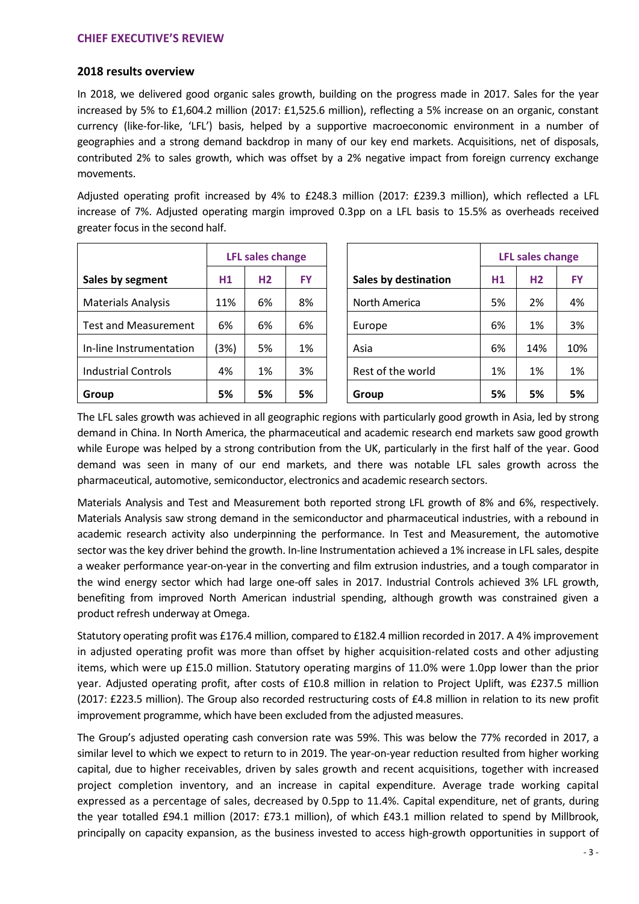## CHIEF EXECUTIVE'S REVIEW

### 2018 results overview

In 2018, we delivered good organic sales growth, building on the progress made in 2017. Sales for the year increased by 5% to £1,604.2 million (2017: £1,525.6 million), reflecting a 5% increase on an organic, constant currency (like-for-like, 'LFL') basis, helped by a supportive macroeconomic environment in a number of geographies and a strong demand backdrop in many of our key end markets. Acquisitions, net of disposals, contributed 2% to sales growth, which was offset by a 2% negative impact from foreign currency exchange movements.

Adjusted operating profit increased by 4% to £248.3 million (2017: £239.3 million), which reflected a LFL increase of 7%. Adjusted operating margin improved 0.3pp on a LFL basis to 15.5% as overheads received greater focus in the second half.

| | LFL sales change | | |
|---|---|---|---|
| **Sales by segment** | **H1** | **H2** | **FY** |
| Materials Analysis | 11% | 6% | 8% |
| Test and Measurement | 6% | 6% | 6% |
| In-line Instrumentation | (3%) | 5% | 1% |
| Industrial Controls | 4% | 1% | 3% |
| **Group** | **5%** | **5%** | **5%** |

| | LFL sales change | | |
|---|---|---|---|
| **Sales by destination** | **H1** | **H2** | **FY** |
| North America | 5% | 2% | 4% |
| Europe | 6% | 1% | 3% |
| Asia | 6% | 14% | 10% |
| Rest of the world | 1% | 1% | 1% |
| **Group** | **5%** | **5%** | **5%** |

The LFL sales growth was achieved in all geographic regions with particularly good growth in Asia, led by strong demand in China. In North America, the pharmaceutical and academic research end markets saw good growth while Europe was helped by a strong contribution from the UK, particularly in the first half of the year. Good demand was seen in many of our end markets, and there was notable LFL sales growth across the pharmaceutical, automotive, semiconductor, electronics and academic research sectors.

Materials Analysis and Test and Measurement both reported strong LFL growth of 8% and 6%, respectively. Materials Analysis saw strong demand in the semiconductor and pharmaceutical industries, with a rebound in academic research activity also underpinning the performance. In Test and Measurement, the automotive sector was the key driver behind the growth. In-line Instrumentation achieved a 1% increase in LFL sales, despite a weaker performance year-on-year in the converting and film extrusion industries, and a tough comparator in the wind energy sector which had large one-off sales in 2017. Industrial Controls achieved 3% LFL growth, benefiting from improved North American industrial spending, although growth was constrained given a product refresh underway at Omega.

Statutory operating profit was £176.4 million, compared to £182.4 million recorded in 2017. A 4% improvement in adjusted operating profit was more than offset by higher acquisition-related costs and other adjusting items, which were up £15.0 million. Statutory operating margins of 11.0% were 1.0pp lower than the prior year. Adjusted operating profit, after costs of £10.8 million in relation to Project Uplift, was £237.5 million (2017: £223.5 million). The Group also recorded restructuring costs of £4.8 million in relation to its new profit improvement programme, which have been excluded from the adjusted measures.

The Group's adjusted operating cash conversion rate was 59%. This was below the 77% recorded in 2017, a similar level to which we expect to return to in 2019. The year-on-year reduction resulted from higher working capital, due to higher receivables, driven by sales growth and recent acquisitions, together with increased project completion inventory, and an increase in capital expenditure. Average trade working capital expressed as a percentage of sales, decreased by 0.5pp to 11.4%. Capital expenditure, net of grants, during the year totalled £94.1 million (2017: £73.1 million), of which £43.1 million related to spend by Millbrook, principally on capacity expansion, as the business invested to access high-growth opportunities in support of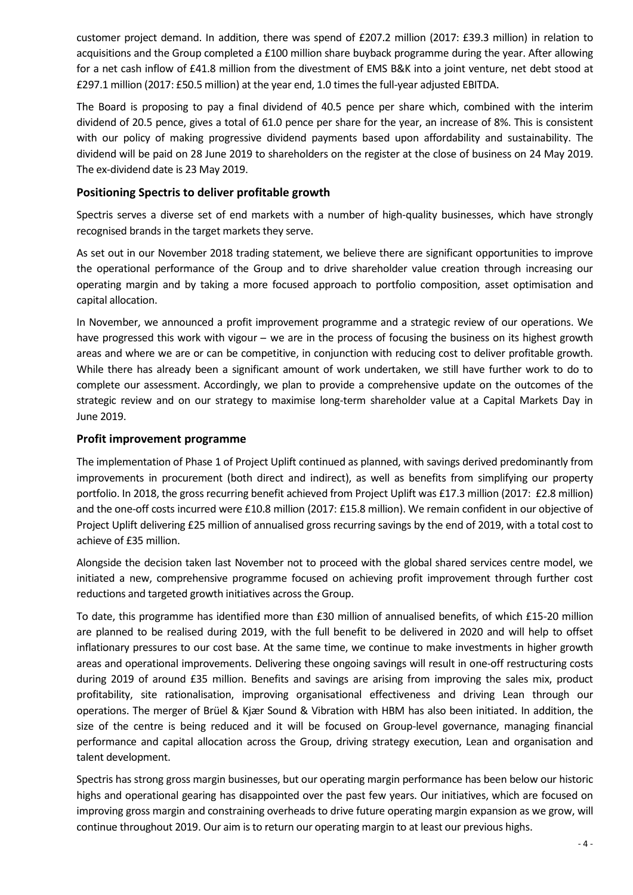customer project demand. In addition, there was spend of £207.2 million (2017: £39.3 million) in relation to acquisitions and the Group completed a £100 million share buyback programme during the year. After allowing for a net cash inflow of £41.8 million from the divestment of EMS B&K into a joint venture, net debt stood at £297.1 million (2017: £50.5 million) at the year end, 1.0 times the full-year adjusted EBITDA.

The Board is proposing to pay a final dividend of 40.5 pence per share which, combined with the interim dividend of 20.5 pence, gives a total of 61.0 pence per share for the year, an increase of 8%. This is consistent with our policy of making progressive dividend payments based upon affordability and sustainability. The dividend will be paid on 28 June 2019 to shareholders on the register at the close of business on 24 May 2019. The ex-dividend date is 23 May 2019.

## Positioning Spectris to deliver profitable growth

Spectris serves a diverse set of end markets with a number of high-quality businesses, which have strongly recognised brands in the target markets they serve.

As set out in our November 2018 trading statement, we believe there are significant opportunities to improve the operational performance of the Group and to drive shareholder value creation through increasing our operating margin and by taking a more focused approach to portfolio composition, asset optimisation and capital allocation.

In November, we announced a profit improvement programme and a strategic review of our operations. We have progressed this work with vigour – we are in the process of focusing the business on its highest growth areas and where we are or can be competitive, in conjunction with reducing cost to deliver profitable growth. While there has already been a significant amount of work undertaken, we still have further work to do to complete our assessment. Accordingly, we plan to provide a comprehensive update on the outcomes of the strategic review and on our strategy to maximise long-term shareholder value at a Capital Markets Day in June 2019.

## Profit improvement programme

The implementation of Phase 1 of Project Uplift continued as planned, with savings derived predominantly from improvements in procurement (both direct and indirect), as well as benefits from simplifying our property portfolio. In 2018, the gross recurring benefit achieved from Project Uplift was £17.3 million (2017: £2.8 million) and the one-off costs incurred were £10.8 million (2017: £15.8 million). We remain confident in our objective of Project Uplift delivering £25 million of annualised gross recurring savings by the end of 2019, with a total cost to achieve of £35 million.

Alongside the decision taken last November not to proceed with the global shared services centre model, we initiated a new, comprehensive programme focused on achieving profit improvement through further cost reductions and targeted growth initiatives across the Group.

To date, this programme has identified more than £30 million of annualised benefits, of which £15-20 million are planned to be realised during 2019, with the full benefit to be delivered in 2020 and will help to offset inflationary pressures to our cost base. At the same time, we continue to make investments in higher growth areas and operational improvements. Delivering these ongoing savings will result in one-off restructuring costs during 2019 of around £35 million. Benefits and savings are arising from improving the sales mix, product profitability, site rationalisation, improving organisational effectiveness and driving Lean through our operations. The merger of Brüel & Kjær Sound & Vibration with HBM has also been initiated. In addition, the size of the centre is being reduced and it will be focused on Group-level governance, managing financial performance and capital allocation across the Group, driving strategy execution, Lean and organisation and talent development.

Spectris has strong gross margin businesses, but our operating margin performance has been below our historic highs and operational gearing has disappointed over the past few years. Our initiatives, which are focused on improving gross margin and constraining overheads to drive future operating margin expansion as we grow, will continue throughout 2019. Our aim is to return our operating margin to at least our previous highs.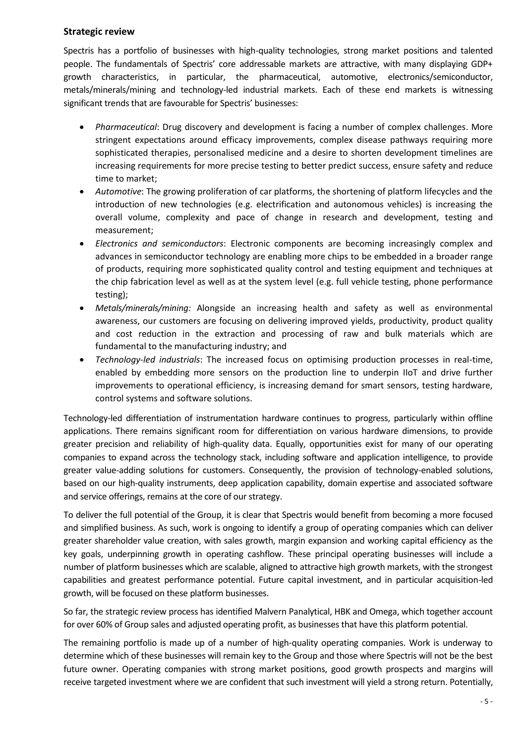## Strategic review

Spectris has a portfolio of businesses with high-quality technologies, strong market positions and talented people. The fundamentals of Spectris' core addressable markets are attractive, with many displaying GDP+ growth characteristics, in particular, the pharmaceutical, automotive, electronics/semiconductor, metals/minerals/mining and technology-led industrial markets. Each of these end markets is witnessing significant trends that are favourable for Spectris' businesses:

- *Pharmaceutical*: Drug discovery and development is facing a number of complex challenges. More stringent expectations around efficacy improvements, complex disease pathways requiring more sophisticated therapies, personalised medicine and a desire to shorten development timelines are increasing requirements for more precise testing to better predict success, ensure safety and reduce time to market;
- *Automotive*: The growing proliferation of car platforms, the shortening of platform lifecycles and the introduction of new technologies (e.g. electrification and autonomous vehicles) is increasing the overall volume, complexity and pace of change in research and development, testing and measurement;
- *Electronics and semiconductors*: Electronic components are becoming increasingly complex and advances in semiconductor technology are enabling more chips to be embedded in a broader range of products, requiring more sophisticated quality control and testing equipment and techniques at the chip fabrication level as well as at the system level (e.g. full vehicle testing, phone performance testing);
- *Metals/minerals/mining:* Alongside an increasing health and safety as well as environmental awareness, our customers are focusing on delivering improved yields, productivity, product quality and cost reduction in the extraction and processing of raw and bulk materials which are fundamental to the manufacturing industry; and
- *Technology-led industrials*: The increased focus on optimising production processes in real-time, enabled by embedding more sensors on the production line to underpin IIoT and drive further improvements to operational efficiency, is increasing demand for smart sensors, testing hardware, control systems and software solutions.

Technology-led differentiation of instrumentation hardware continues to progress, particularly within offline applications. There remains significant room for differentiation on various hardware dimensions, to provide greater precision and reliability of high-quality data. Equally, opportunities exist for many of our operating companies to expand across the technology stack, including software and application intelligence, to provide greater value-adding solutions for customers. Consequently, the provision of technology-enabled solutions, based on our high-quality instruments, deep application capability, domain expertise and associated software and service offerings, remains at the core of our strategy.

To deliver the full potential of the Group, it is clear that Spectris would benefit from becoming a more focused and simplified business. As such, work is ongoing to identify a group of operating companies which can deliver greater shareholder value creation, with sales growth, margin expansion and working capital efficiency as the key goals, underpinning growth in operating cashflow. These principal operating businesses will include a number of platform businesses which are scalable, aligned to attractive high growth markets, with the strongest capabilities and greatest performance potential. Future capital investment, and in particular acquisition-led growth, will be focused on these platform businesses.

So far, the strategic review process has identified Malvern Panalytical, HBK and Omega, which together account for over 60% of Group sales and adjusted operating profit, as businesses that have this platform potential.

The remaining portfolio is made up of a number of high-quality operating companies. Work is underway to determine which of these businesses will remain key to the Group and those where Spectris will not be the best future owner. Operating companies with strong market positions, good growth prospects and margins will receive targeted investment where we are confident that such investment will yield a strong return. Potentially,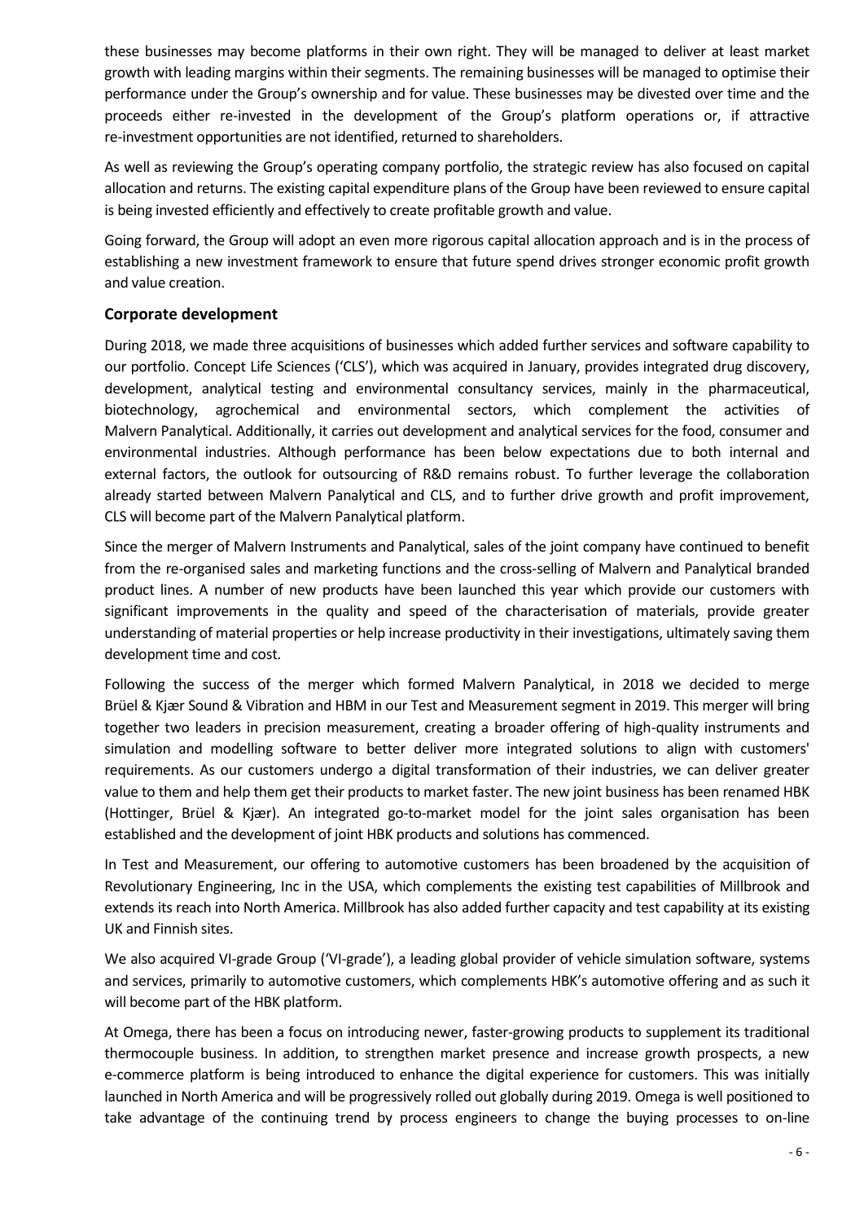these businesses may become platforms in their own right. They will be managed to deliver at least market growth with leading margins within their segments. The remaining businesses will be managed to optimise their performance under the Group's ownership and for value. These businesses may be divested over time and the proceeds either re-invested in the development of the Group's platform operations or, if attractive re-investment opportunities are not identified, returned to shareholders.

As well as reviewing the Group's operating company portfolio, the strategic review has also focused on capital allocation and returns. The existing capital expenditure plans of the Group have been reviewed to ensure capital is being invested efficiently and effectively to create profitable growth and value.

Going forward, the Group will adopt an even more rigorous capital allocation approach and is in the process of establishing a new investment framework to ensure that future spend drives stronger economic profit growth and value creation.

## Corporate development

During 2018, we made three acquisitions of businesses which added further services and software capability to our portfolio. Concept Life Sciences ('CLS'), which was acquired in January, provides integrated drug discovery, development, analytical testing and environmental consultancy services, mainly in the pharmaceutical, biotechnology, agrochemical and environmental sectors, which complement the activities of Malvern Panalytical. Additionally, it carries out development and analytical services for the food, consumer and environmental industries. Although performance has been below expectations due to both internal and external factors, the outlook for outsourcing of R&D remains robust. To further leverage the collaboration already started between Malvern Panalytical and CLS, and to further drive growth and profit improvement, CLS will become part of the Malvern Panalytical platform.

Since the merger of Malvern Instruments and Panalytical, sales of the joint company have continued to benefit from the re-organised sales and marketing functions and the cross-selling of Malvern and Panalytical branded product lines. A number of new products have been launched this year which provide our customers with significant improvements in the quality and speed of the characterisation of materials, provide greater understanding of material properties or help increase productivity in their investigations, ultimately saving them development time and cost.

Following the success of the merger which formed Malvern Panalytical, in 2018 we decided to merge Brüel & Kjær Sound & Vibration and HBM in our Test and Measurement segment in 2019. This merger will bring together two leaders in precision measurement, creating a broader offering of high-quality instruments and simulation and modelling software to better deliver more integrated solutions to align with customers' requirements. As our customers undergo a digital transformation of their industries, we can deliver greater value to them and help them get their products to market faster. The new joint business has been renamed HBK (Hottinger, Brüel & Kjær). An integrated go-to-market model for the joint sales organisation has been established and the development of joint HBK products and solutions has commenced.

In Test and Measurement, our offering to automotive customers has been broadened by the acquisition of Revolutionary Engineering, Inc in the USA, which complements the existing test capabilities of Millbrook and extends its reach into North America. Millbrook has also added further capacity and test capability at its existing UK and Finnish sites.

We also acquired VI-grade Group ('VI-grade'), a leading global provider of vehicle simulation software, systems and services, primarily to automotive customers, which complements HBK's automotive offering and as such it will become part of the HBK platform.

At Omega, there has been a focus on introducing newer, faster-growing products to supplement its traditional thermocouple business. In addition, to strengthen market presence and increase growth prospects, a new e-commerce platform is being introduced to enhance the digital experience for customers. This was initially launched in North America and will be progressively rolled out globally during 2019. Omega is well positioned to take advantage of the continuing trend by process engineers to change the buying processes to on-line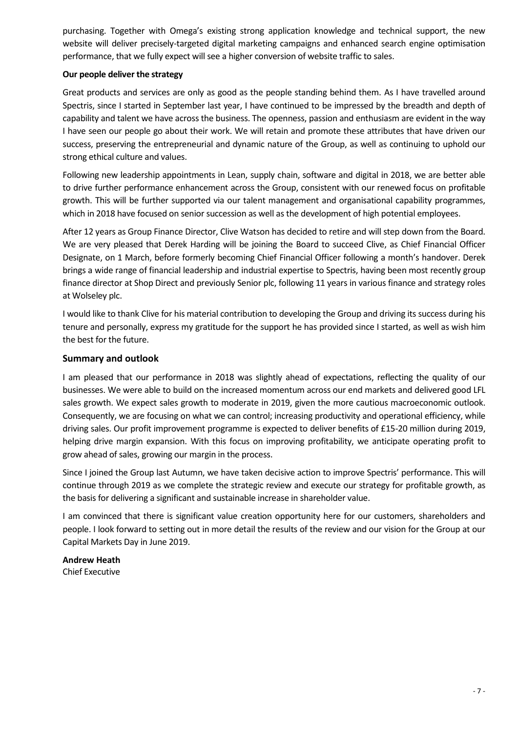purchasing. Together with Omega's existing strong application knowledge and technical support, the new website will deliver precisely-targeted digital marketing campaigns and enhanced search engine optimisation performance, that we fully expect will see a higher conversion of website traffic to sales.

**Our people deliver the strategy**

Great products and services are only as good as the people standing behind them. As I have travelled around Spectris, since I started in September last year, I have continued to be impressed by the breadth and depth of capability and talent we have across the business. The openness, passion and enthusiasm are evident in the way I have seen our people go about their work. We will retain and promote these attributes that have driven our success, preserving the entrepreneurial and dynamic nature of the Group, as well as continuing to uphold our strong ethical culture and values.

Following new leadership appointments in Lean, supply chain, software and digital in 2018, we are better able to drive further performance enhancement across the Group, consistent with our renewed focus on profitable growth. This will be further supported via our talent management and organisational capability programmes, which in 2018 have focused on senior succession as well as the development of high potential employees.

After 12 years as Group Finance Director, Clive Watson has decided to retire and will step down from the Board. We are very pleased that Derek Harding will be joining the Board to succeed Clive, as Chief Financial Officer Designate, on 1 March, before formerly becoming Chief Financial Officer following a month's handover. Derek brings a wide range of financial leadership and industrial expertise to Spectris, having been most recently group finance director at Shop Direct and previously Senior plc, following 11 years in various finance and strategy roles at Wolseley plc.

I would like to thank Clive for his material contribution to developing the Group and driving its success during his tenure and personally, express my gratitude for the support he has provided since I started, as well as wish him the best for the future.

## Summary and outlook

I am pleased that our performance in 2018 was slightly ahead of expectations, reflecting the quality of our businesses. We were able to build on the increased momentum across our end markets and delivered good LFL sales growth. We expect sales growth to moderate in 2019, given the more cautious macroeconomic outlook. Consequently, we are focusing on what we can control; increasing productivity and operational efficiency, while driving sales. Our profit improvement programme is expected to deliver benefits of £15-20 million during 2019, helping drive margin expansion. With this focus on improving profitability, we anticipate operating profit to grow ahead of sales, growing our margin in the process.

Since I joined the Group last Autumn, we have taken decisive action to improve Spectris' performance. This will continue through 2019 as we complete the strategic review and execute our strategy for profitable growth, as the basis for delivering a significant and sustainable increase in shareholder value.

I am convinced that there is significant value creation opportunity here for our customers, shareholders and people. I look forward to setting out in more detail the results of the review and our vision for the Group at our Capital Markets Day in June 2019.

**Andrew Heath**
Chief Executive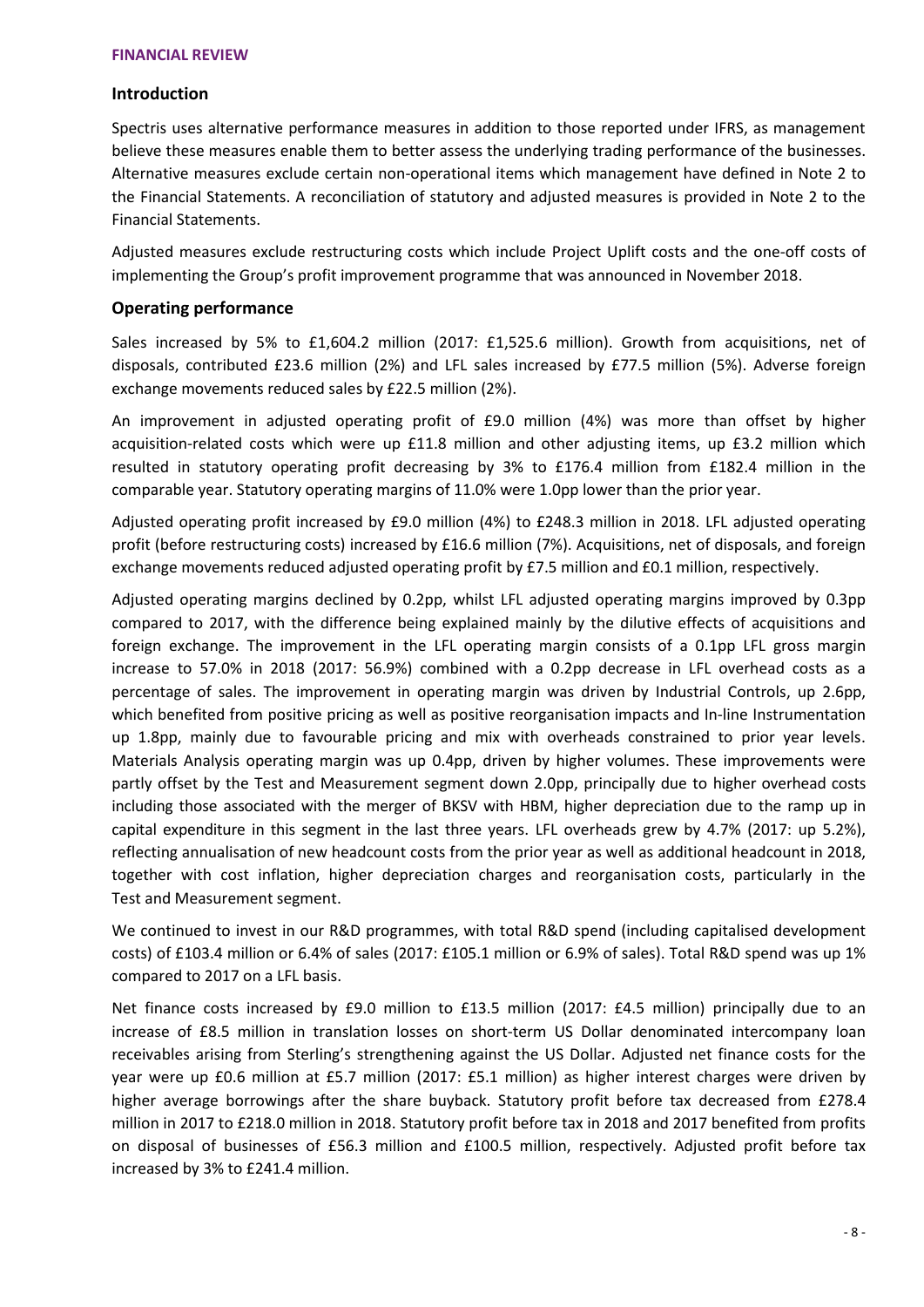**FINANCIAL REVIEW**

## Introduction

Spectris uses alternative performance measures in addition to those reported under IFRS, as management believe these measures enable them to better assess the underlying trading performance of the businesses. Alternative measures exclude certain non-operational items which management have defined in Note 2 to the Financial Statements. A reconciliation of statutory and adjusted measures is provided in Note 2 to the Financial Statements.

Adjusted measures exclude restructuring costs which include Project Uplift costs and the one-off costs of implementing the Group's profit improvement programme that was announced in November 2018.

## Operating performance

Sales increased by 5% to £1,604.2 million (2017: £1,525.6 million). Growth from acquisitions, net of disposals, contributed £23.6 million (2%) and LFL sales increased by £77.5 million (5%). Adverse foreign exchange movements reduced sales by £22.5 million (2%).

An improvement in adjusted operating profit of £9.0 million (4%) was more than offset by higher acquisition-related costs which were up £11.8 million and other adjusting items, up £3.2 million which resulted in statutory operating profit decreasing by 3% to £176.4 million from £182.4 million in the comparable year. Statutory operating margins of 11.0% were 1.0pp lower than the prior year.

Adjusted operating profit increased by £9.0 million (4%) to £248.3 million in 2018. LFL adjusted operating profit (before restructuring costs) increased by £16.6 million (7%). Acquisitions, net of disposals, and foreign exchange movements reduced adjusted operating profit by £7.5 million and £0.1 million, respectively.

Adjusted operating margins declined by 0.2pp, whilst LFL adjusted operating margins improved by 0.3pp compared to 2017, with the difference being explained mainly by the dilutive effects of acquisitions and foreign exchange. The improvement in the LFL operating margin consists of a 0.1pp LFL gross margin increase to 57.0% in 2018 (2017: 56.9%) combined with a 0.2pp decrease in LFL overhead costs as a percentage of sales. The improvement in operating margin was driven by Industrial Controls, up 2.6pp, which benefited from positive pricing as well as positive reorganisation impacts and In-line Instrumentation up 1.8pp, mainly due to favourable pricing and mix with overheads constrained to prior year levels. Materials Analysis operating margin was up 0.4pp, driven by higher volumes. These improvements were partly offset by the Test and Measurement segment down 2.0pp, principally due to higher overhead costs including those associated with the merger of BKSV with HBM, higher depreciation due to the ramp up in capital expenditure in this segment in the last three years. LFL overheads grew by 4.7% (2017: up 5.2%), reflecting annualisation of new headcount costs from the prior year as well as additional headcount in 2018, together with cost inflation, higher depreciation charges and reorganisation costs, particularly in the Test and Measurement segment.

We continued to invest in our R&D programmes, with total R&D spend (including capitalised development costs) of £103.4 million or 6.4% of sales (2017: £105.1 million or 6.9% of sales). Total R&D spend was up 1% compared to 2017 on a LFL basis.

Net finance costs increased by £9.0 million to £13.5 million (2017: £4.5 million) principally due to an increase of £8.5 million in translation losses on short-term US Dollar denominated intercompany loan receivables arising from Sterling's strengthening against the US Dollar. Adjusted net finance costs for the year were up £0.6 million at £5.7 million (2017: £5.1 million) as higher interest charges were driven by higher average borrowings after the share buyback. Statutory profit before tax decreased from £278.4 million in 2017 to £218.0 million in 2018. Statutory profit before tax in 2018 and 2017 benefited from profits on disposal of businesses of £56.3 million and £100.5 million, respectively. Adjusted profit before tax increased by 3% to £241.4 million.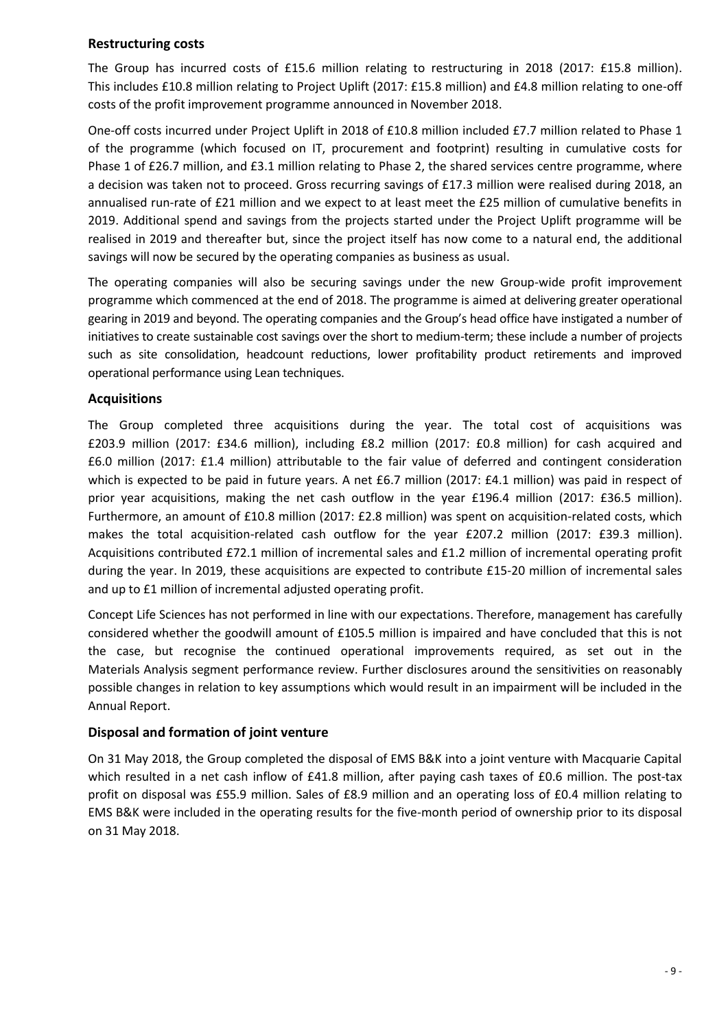## Restructuring costs

The Group has incurred costs of £15.6 million relating to restructuring in 2018 (2017: £15.8 million). This includes £10.8 million relating to Project Uplift (2017: £15.8 million) and £4.8 million relating to one-off costs of the profit improvement programme announced in November 2018.

One-off costs incurred under Project Uplift in 2018 of £10.8 million included £7.7 million related to Phase 1 of the programme (which focused on IT, procurement and footprint) resulting in cumulative costs for Phase 1 of £26.7 million, and £3.1 million relating to Phase 2, the shared services centre programme, where a decision was taken not to proceed. Gross recurring savings of £17.3 million were realised during 2018, an annualised run-rate of £21 million and we expect to at least meet the £25 million of cumulative benefits in 2019. Additional spend and savings from the projects started under the Project Uplift programme will be realised in 2019 and thereafter but, since the project itself has now come to a natural end, the additional savings will now be secured by the operating companies as business as usual.

The operating companies will also be securing savings under the new Group-wide profit improvement programme which commenced at the end of 2018. The programme is aimed at delivering greater operational gearing in 2019 and beyond. The operating companies and the Group's head office have instigated a number of initiatives to create sustainable cost savings over the short to medium-term; these include a number of projects such as site consolidation, headcount reductions, lower profitability product retirements and improved operational performance using Lean techniques.

## Acquisitions

The Group completed three acquisitions during the year. The total cost of acquisitions was £203.9 million (2017: £34.6 million), including £8.2 million (2017: £0.8 million) for cash acquired and £6.0 million (2017: £1.4 million) attributable to the fair value of deferred and contingent consideration which is expected to be paid in future years. A net £6.7 million (2017: £4.1 million) was paid in respect of prior year acquisitions, making the net cash outflow in the year £196.4 million (2017: £36.5 million). Furthermore, an amount of £10.8 million (2017: £2.8 million) was spent on acquisition-related costs, which makes the total acquisition-related cash outflow for the year £207.2 million (2017: £39.3 million). Acquisitions contributed £72.1 million of incremental sales and £1.2 million of incremental operating profit during the year. In 2019, these acquisitions are expected to contribute £15-20 million of incremental sales and up to £1 million of incremental adjusted operating profit.

Concept Life Sciences has not performed in line with our expectations. Therefore, management has carefully considered whether the goodwill amount of £105.5 million is impaired and have concluded that this is not the case, but recognise the continued operational improvements required, as set out in the Materials Analysis segment performance review. Further disclosures around the sensitivities on reasonably possible changes in relation to key assumptions which would result in an impairment will be included in the Annual Report.

## Disposal and formation of joint venture

On 31 May 2018, the Group completed the disposal of EMS B&K into a joint venture with Macquarie Capital which resulted in a net cash inflow of £41.8 million, after paying cash taxes of £0.6 million. The post-tax profit on disposal was £55.9 million. Sales of £8.9 million and an operating loss of £0.4 million relating to EMS B&K were included in the operating results for the five-month period of ownership prior to its disposal on 31 May 2018.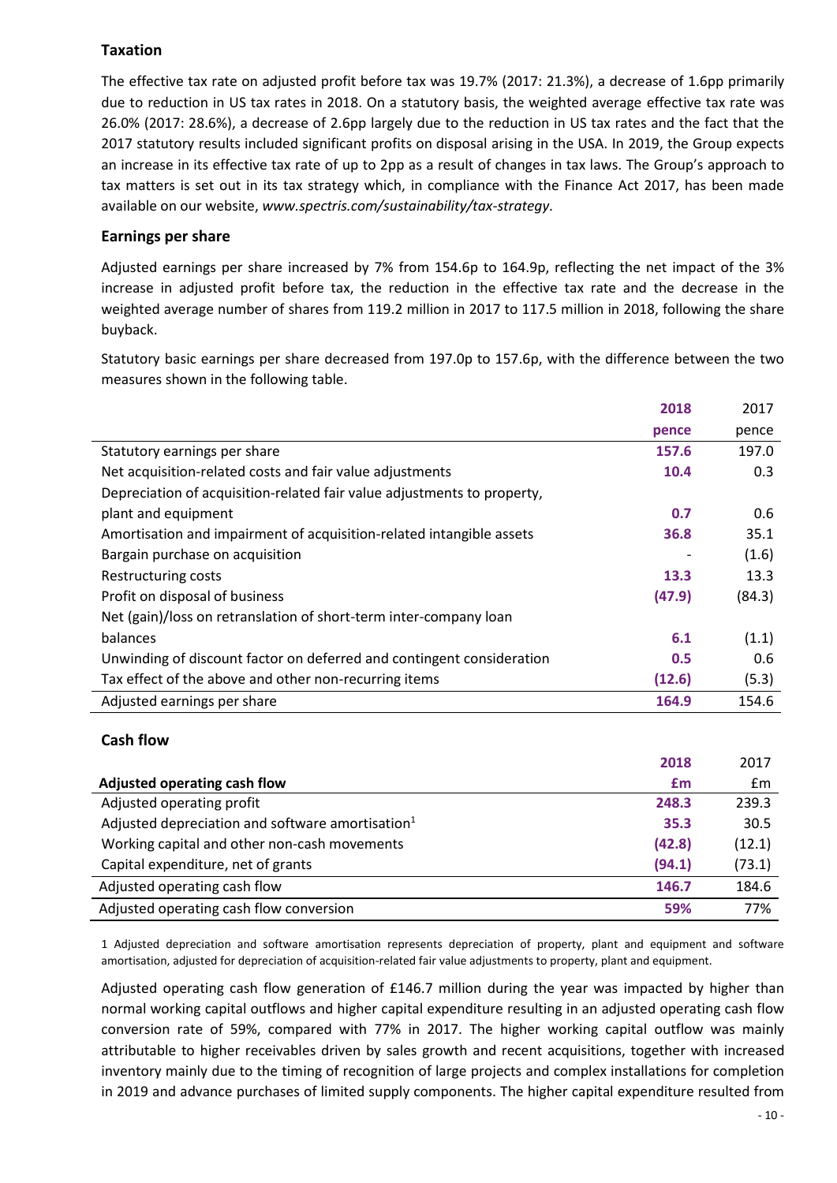## Taxation

The effective tax rate on adjusted profit before tax was 19.7% (2017: 21.3%), a decrease of 1.6pp primarily due to reduction in US tax rates in 2018. On a statutory basis, the weighted average effective tax rate was 26.0% (2017: 28.6%), a decrease of 2.6pp largely due to the reduction in US tax rates and the fact that the 2017 statutory results included significant profits on disposal arising in the USA. In 2019, the Group expects an increase in its effective tax rate of up to 2pp as a result of changes in tax laws. The Group's approach to tax matters is set out in its tax strategy which, in compliance with the Finance Act 2017, has been made available on our website, *www.spectris.com/sustainability/tax-strategy*.

## Earnings per share

Adjusted earnings per share increased by 7% from 154.6p to 164.9p, reflecting the net impact of the 3% increase in adjusted profit before tax, the reduction in the effective tax rate and the decrease in the weighted average number of shares from 119.2 million in 2017 to 117.5 million in 2018, following the share buyback.

Statutory basic earnings per share decreased from 197.0p to 157.6p, with the difference between the two measures shown in the following table.

| | 2018 | 2017 |
|---|---|---|
| | pence | pence |
| Statutory earnings per share | 157.6 | 197.0 |
| Net acquisition-related costs and fair value adjustments | 10.4 | 0.3 |
| Depreciation of acquisition-related fair value adjustments to property, plant and equipment | 0.7 | 0.6 |
| Amortisation and impairment of acquisition-related intangible assets | 36.8 | 35.1 |
| Bargain purchase on acquisition | - | (1.6) |
| Restructuring costs | 13.3 | 13.3 |
| Profit on disposal of business | (47.9) | (84.3) |
| Net (gain)/loss on retranslation of short-term inter-company loan balances | 6.1 | (1.1) |
| Unwinding of discount factor on deferred and contingent consideration | 0.5 | 0.6 |
| Tax effect of the above and other non-recurring items | (12.6) | (5.3) |
| Adjusted earnings per share | 164.9 | 154.6 |

## Cash flow

| | 2018 | 2017 |
|---|---|---|
| **Adjusted operating cash flow** | £m | £m |
| Adjusted operating profit | 248.3 | 239.3 |
| Adjusted depreciation and software amortisation[1] | 35.3 | 30.5 |
| Working capital and other non-cash movements | (42.8) | (12.1) |
| Capital expenditure, net of grants | (94.1) | (73.1) |
| Adjusted operating cash flow | 146.7 | 184.6 |
| Adjusted operating cash flow conversion | 59% | 77% |

1 Adjusted depreciation and software amortisation represents depreciation of property, plant and equipment and software amortisation, adjusted for depreciation of acquisition-related fair value adjustments to property, plant and equipment.

Adjusted operating cash flow generation of £146.7 million during the year was impacted by higher than normal working capital outflows and higher capital expenditure resulting in an adjusted operating cash flow conversion rate of 59%, compared with 77% in 2017. The higher working capital outflow was mainly attributable to higher receivables driven by sales growth and recent acquisitions, together with increased inventory mainly due to the timing of recognition of large projects and complex installations for completion in 2019 and advance purchases of limited supply components. The higher capital expenditure resulted from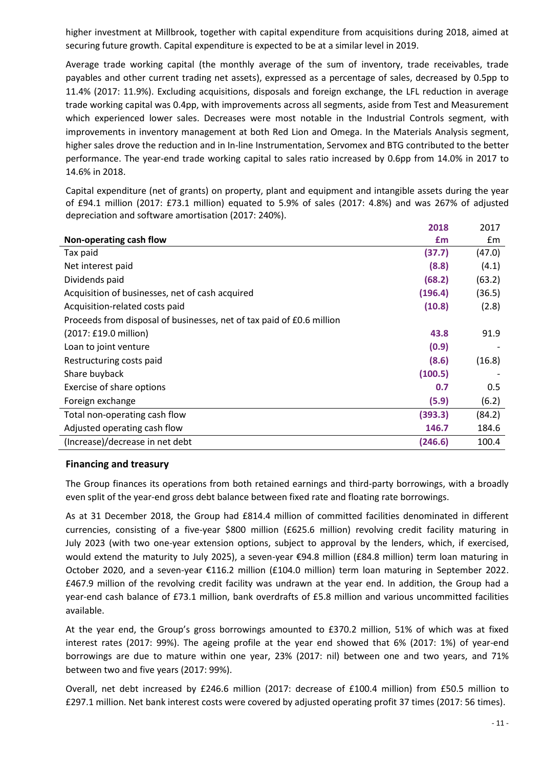higher investment at Millbrook, together with capital expenditure from acquisitions during 2018, aimed at securing future growth. Capital expenditure is expected to be at a similar level in 2019.

Average trade working capital (the monthly average of the sum of inventory, trade receivables, trade payables and other current trading net assets), expressed as a percentage of sales, decreased by 0.5pp to 11.4% (2017: 11.9%). Excluding acquisitions, disposals and foreign exchange, the LFL reduction in average trade working capital was 0.4pp, with improvements across all segments, aside from Test and Measurement which experienced lower sales. Decreases were most notable in the Industrial Controls segment, with improvements in inventory management at both Red Lion and Omega. In the Materials Analysis segment, higher sales drove the reduction and in In-line Instrumentation, Servomex and BTG contributed to the better performance. The year-end trade working capital to sales ratio increased by 0.6pp from 14.0% in 2017 to 14.6% in 2018.

Capital expenditure (net of grants) on property, plant and equipment and intangible assets during the year of £94.1 million (2017: £73.1 million) equated to 5.9% of sales (2017: 4.8%) and was 267% of adjusted depreciation and software amortisation (2017: 240%).

| Non-operating cash flow | 2018<br>£m | 2017<br>£m |
|---|---|---|
| Tax paid | **(37.7)** | (47.0) |
| Net interest paid | **(8.8)** | (4.1) |
| Dividends paid | **(68.2)** | (63.2) |
| Acquisition of businesses, net of cash acquired | **(196.4)** | (36.5) |
| Acquisition-related costs paid | **(10.8)** | (2.8) |
| Proceeds from disposal of businesses, net of tax paid of £0.6 million (2017: £19.0 million) | **43.8** | 91.9 |
| Loan to joint venture | **(0.9)** | - |
| Restructuring costs paid | **(8.6)** | (16.8) |
| Share buyback | **(100.5)** | - |
| Exercise of share options | **0.7** | 0.5 |
| Foreign exchange | **(5.9)** | (6.2) |
| Total non-operating cash flow | **(393.3)** | (84.2) |
| Adjusted operating cash flow | **146.7** | 184.6 |
| (Increase)/decrease in net debt | **(246.6)** | 100.4 |

## Financing and treasury

The Group finances its operations from both retained earnings and third-party borrowings, with a broadly even split of the year-end gross debt balance between fixed rate and floating rate borrowings.

As at 31 December 2018, the Group had £814.4 million of committed facilities denominated in different currencies, consisting of a five-year $800 million (£625.6 million) revolving credit facility maturing in July 2023 (with two one-year extension options, subject to approval by the lenders, which, if exercised, would extend the maturity to July 2025), a seven-year €94.8 million (£84.8 million) term loan maturing in October 2020, and a seven-year €116.2 million (£104.0 million) term loan maturing in September 2022. £467.9 million of the revolving credit facility was undrawn at the year end. In addition, the Group had a year-end cash balance of £73.1 million, bank overdrafts of £5.8 million and various uncommitted facilities available.

At the year end, the Group's gross borrowings amounted to £370.2 million, 51% of which was at fixed interest rates (2017: 99%). The ageing profile at the year end showed that 6% (2017: 1%) of year-end borrowings are due to mature within one year, 23% (2017: nil) between one and two years, and 71% between two and five years (2017: 99%).

Overall, net debt increased by £246.6 million (2017: decrease of £100.4 million) from £50.5 million to £297.1 million. Net bank interest costs were covered by adjusted operating profit 37 times (2017: 56 times).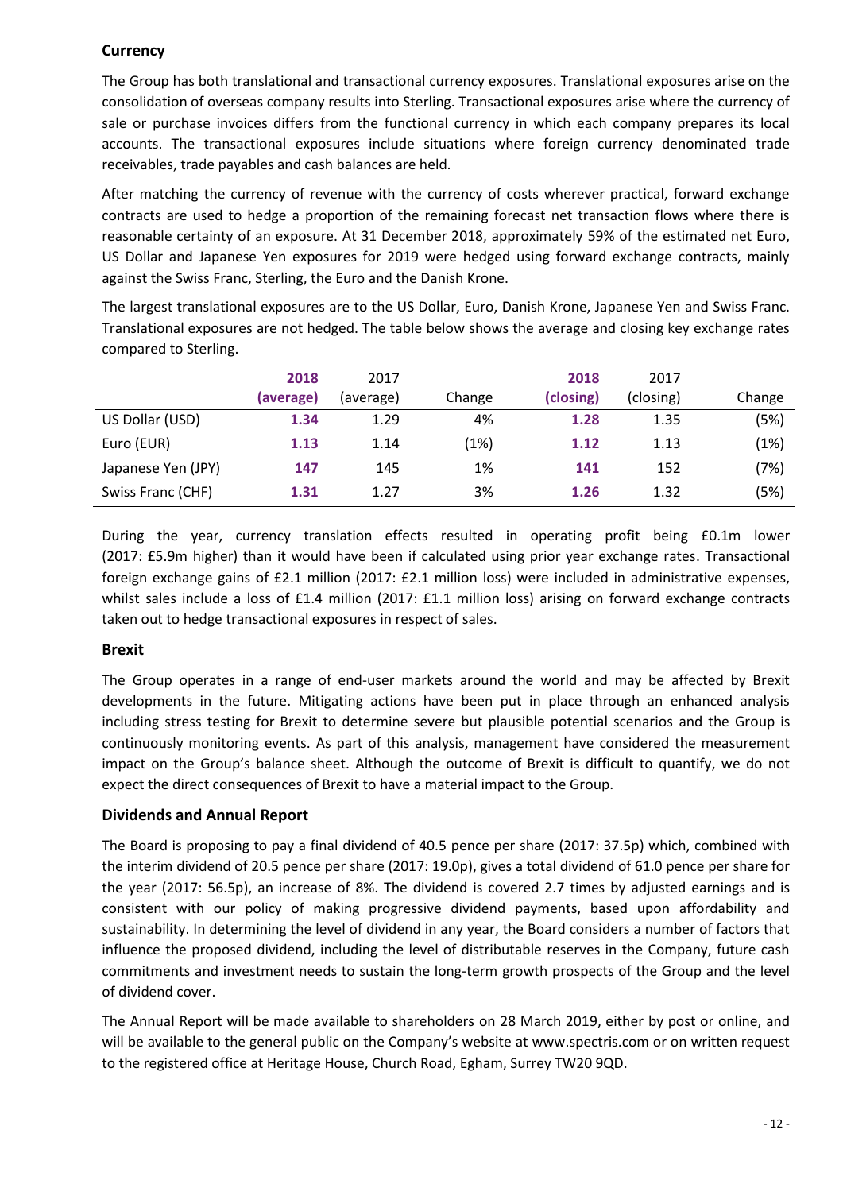## Currency

The Group has both translational and transactional currency exposures. Translational exposures arise on the consolidation of overseas company results into Sterling. Transactional exposures arise where the currency of sale or purchase invoices differs from the functional currency in which each company prepares its local accounts. The transactional exposures include situations where foreign currency denominated trade receivables, trade payables and cash balances are held.

After matching the currency of revenue with the currency of costs wherever practical, forward exchange contracts are used to hedge a proportion of the remaining forecast net transaction flows where there is reasonable certainty of an exposure. At 31 December 2018, approximately 59% of the estimated net Euro, US Dollar and Japanese Yen exposures for 2019 were hedged using forward exchange contracts, mainly against the Swiss Franc, Sterling, the Euro and the Danish Krone.

The largest translational exposures are to the US Dollar, Euro, Danish Krone, Japanese Yen and Swiss Franc. Translational exposures are not hedged. The table below shows the average and closing key exchange rates compared to Sterling.

| | **2018 (average)** | 2017 (average) | Change | **2018 (closing)** | 2017 (closing) | Change |
|---|---|---|---|---|---|---|
| US Dollar (USD) | **1.34** | 1.29 | 4% | **1.28** | 1.35 | (5%) |
| Euro (EUR) | **1.13** | 1.14 | (1%) | **1.12** | 1.13 | (1%) |
| Japanese Yen (JPY) | **147** | 145 | 1% | **141** | 152 | (7%) |
| Swiss Franc (CHF) | **1.31** | 1.27 | 3% | **1.26** | 1.32 | (5%) |

During the year, currency translation effects resulted in operating profit being £0.1m lower (2017: £5.9m higher) than it would have been if calculated using prior year exchange rates. Transactional foreign exchange gains of £2.1 million (2017: £2.1 million loss) were included in administrative expenses, whilst sales include a loss of £1.4 million (2017: £1.1 million loss) arising on forward exchange contracts taken out to hedge transactional exposures in respect of sales.

## Brexit

The Group operates in a range of end-user markets around the world and may be affected by Brexit developments in the future. Mitigating actions have been put in place through an enhanced analysis including stress testing for Brexit to determine severe but plausible potential scenarios and the Group is continuously monitoring events. As part of this analysis, management have considered the measurement impact on the Group's balance sheet. Although the outcome of Brexit is difficult to quantify, we do not expect the direct consequences of Brexit to have a material impact to the Group.

## Dividends and Annual Report

The Board is proposing to pay a final dividend of 40.5 pence per share (2017: 37.5p) which, combined with the interim dividend of 20.5 pence per share (2017: 19.0p), gives a total dividend of 61.0 pence per share for the year (2017: 56.5p), an increase of 8%. The dividend is covered 2.7 times by adjusted earnings and is consistent with our policy of making progressive dividend payments, based upon affordability and sustainability. In determining the level of dividend in any year, the Board considers a number of factors that influence the proposed dividend, including the level of distributable reserves in the Company, future cash commitments and investment needs to sustain the long-term growth prospects of the Group and the level of dividend cover.

The Annual Report will be made available to shareholders on 28 March 2019, either by post or online, and will be available to the general public on the Company's website at www.spectris.com or on written request to the registered office at Heritage House, Church Road, Egham, Surrey TW20 9QD.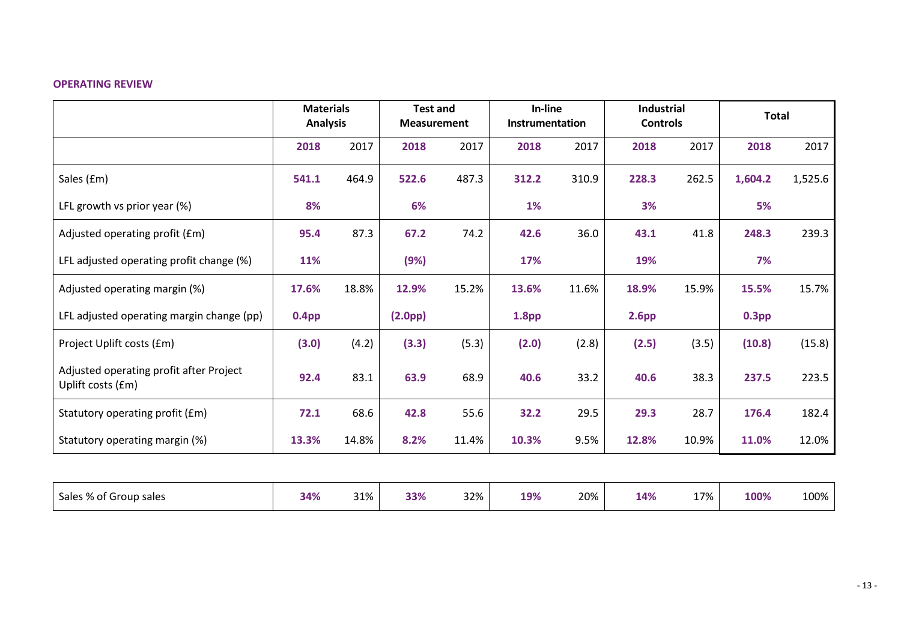**OPERATING REVIEW**

| | Materials Analysis | | Test and Measurement | | In-line Instrumentation | | Industrial Controls | | Total | |
|---|---|---|---|---|---|---|---|---|---|---|
| | **2018** | 2017 | **2018** | 2017 | **2018** | 2017 | **2018** | 2017 | **2018** | 2017 |
| Sales (£m) | **541.1** | 464.9 | **522.6** | 487.3 | **312.2** | 310.9 | **228.3** | 262.5 | **1,604.2** | 1,525.6 |
| LFL growth vs prior year (%) | **8%** | | **6%** | | **1%** | | **3%** | | **5%** | |
| Adjusted operating profit (£m) | **95.4** | 87.3 | **67.2** | 74.2 | **42.6** | 36.0 | **43.1** | 41.8 | **248.3** | 239.3 |
| LFL adjusted operating profit change (%) | **11%** | | **(9%)** | | **17%** | | **19%** | | **7%** | |
| Adjusted operating margin (%) | **17.6%** | 18.8% | **12.9%** | 15.2% | **13.6%** | 11.6% | **18.9%** | 15.9% | **15.5%** | 15.7% |
| LFL adjusted operating margin change (pp) | **0.4pp** | | **(2.0pp)** | | **1.8pp** | | **2.6pp** | | **0.3pp** | |
| Project Uplift costs (£m) | **(3.0)** | (4.2) | **(3.3)** | (5.3) | **(2.0)** | (2.8) | **(2.5)** | (3.5) | **(10.8)** | (15.8) |
| Adjusted operating profit after Project Uplift costs (£m) | **92.4** | 83.1 | **63.9** | 68.9 | **40.6** | 33.2 | **40.6** | 38.3 | **237.5** | 223.5 |
| Statutory operating profit (£m) | **72.1** | 68.6 | **42.8** | 55.6 | **32.2** | 29.5 | **29.3** | 28.7 | **176.4** | 182.4 |
| Statutory operating margin (%) | **13.3%** | 14.8% | **8.2%** | 11.4% | **10.3%** | 9.5% | **12.8%** | 10.9% | **11.0%** | 12.0% |

| | | | | | | | | | | |
|---|---|---|---|---|---|---|---|---|---|---|
| Sales % of Group sales | **34%** | 31% | **33%** | 32% | **19%** | 20% | **14%** | 17% | **100%** | 100% |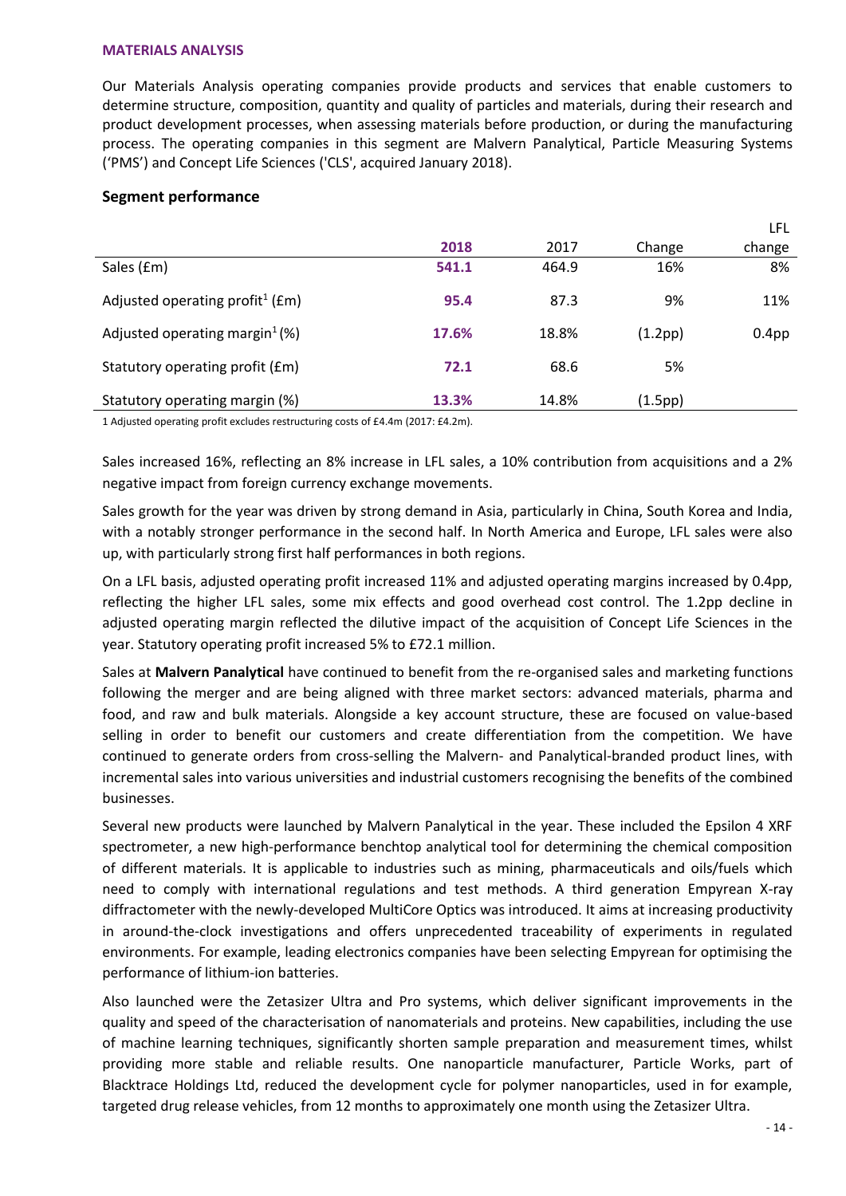## MATERIALS ANALYSIS

Our Materials Analysis operating companies provide products and services that enable customers to determine structure, composition, quantity and quality of particles and materials, during their research and product development processes, when assessing materials before production, or during the manufacturing process. The operating companies in this segment are Malvern Panalytical, Particle Measuring Systems ('PMS') and Concept Life Sciences ('CLS', acquired January 2018).

### Segment performance

| | **2018** | 2017 | Change | LFL change |
|---|---|---|---|---|
| Sales (£m) | **541.1** | 464.9 | 16% | 8% |
| Adjusted operating profit[1] (£m) | **95.4** | 87.3 | 9% | 11% |
| Adjusted operating margin[1] (%) | **17.6%** | 18.8% | (1.2pp) | 0.4pp |
| Statutory operating profit (£m) | **72.1** | 68.6 | 5% | |
| Statutory operating margin (%) | **13.3%** | 14.8% | (1.5pp) | |

1 Adjusted operating profit excludes restructuring costs of £4.4m (2017: £4.2m).

Sales increased 16%, reflecting an 8% increase in LFL sales, a 10% contribution from acquisitions and a 2% negative impact from foreign currency exchange movements.

Sales growth for the year was driven by strong demand in Asia, particularly in China, South Korea and India, with a notably stronger performance in the second half. In North America and Europe, LFL sales were also up, with particularly strong first half performances in both regions.

On a LFL basis, adjusted operating profit increased 11% and adjusted operating margins increased by 0.4pp, reflecting the higher LFL sales, some mix effects and good overhead cost control. The 1.2pp decline in adjusted operating margin reflected the dilutive impact of the acquisition of Concept Life Sciences in the year. Statutory operating profit increased 5% to £72.1 million.

Sales at **Malvern Panalytical** have continued to benefit from the re-organised sales and marketing functions following the merger and are being aligned with three market sectors: advanced materials, pharma and food, and raw and bulk materials. Alongside a key account structure, these are focused on value-based selling in order to benefit our customers and create differentiation from the competition. We have continued to generate orders from cross-selling the Malvern- and Panalytical-branded product lines, with incremental sales into various universities and industrial customers recognising the benefits of the combined businesses.

Several new products were launched by Malvern Panalytical in the year. These included the Epsilon 4 XRF spectrometer, a new high-performance benchtop analytical tool for determining the chemical composition of different materials. It is applicable to industries such as mining, pharmaceuticals and oils/fuels which need to comply with international regulations and test methods. A third generation Empyrean X-ray diffractometer with the newly-developed MultiCore Optics was introduced. It aims at increasing productivity in around-the-clock investigations and offers unprecedented traceability of experiments in regulated environments. For example, leading electronics companies have been selecting Empyrean for optimising the performance of lithium-ion batteries.

Also launched were the Zetasizer Ultra and Pro systems, which deliver significant improvements in the quality and speed of the characterisation of nanomaterials and proteins. New capabilities, including the use of machine learning techniques, significantly shorten sample preparation and measurement times, whilst providing more stable and reliable results. One nanoparticle manufacturer, Particle Works, part of Blacktrace Holdings Ltd, reduced the development cycle for polymer nanoparticles, used in for example, targeted drug release vehicles, from 12 months to approximately one month using the Zetasizer Ultra.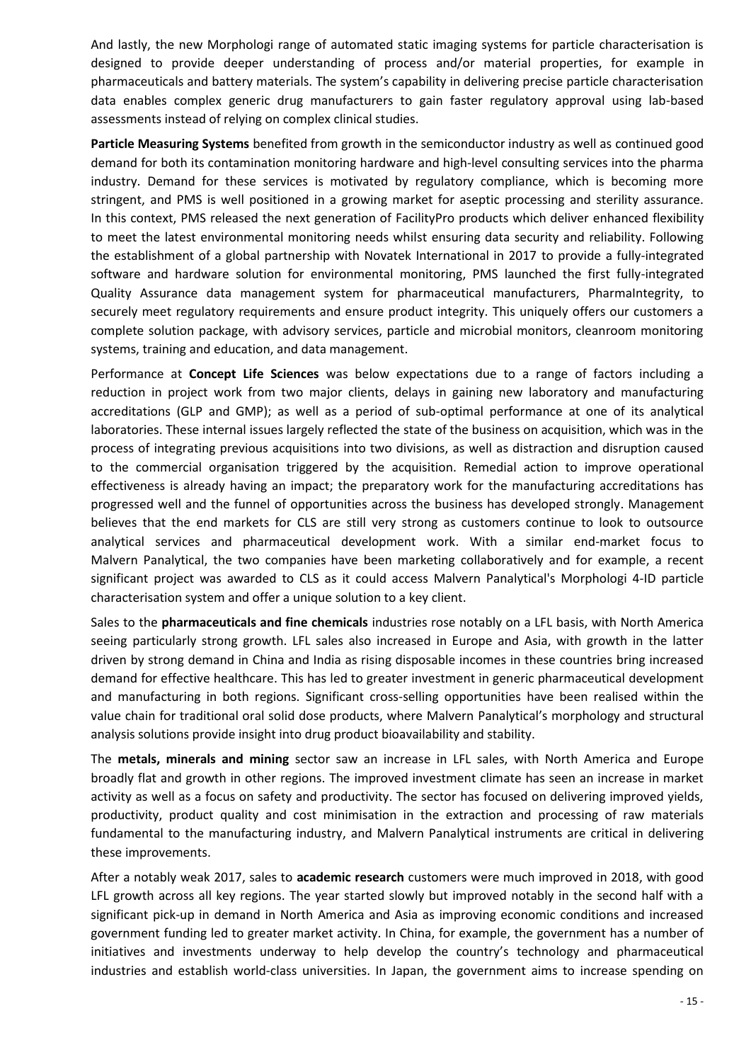And lastly, the new Morphologi range of automated static imaging systems for particle characterisation is designed to provide deeper understanding of process and/or material properties, for example in pharmaceuticals and battery materials. The system's capability in delivering precise particle characterisation data enables complex generic drug manufacturers to gain faster regulatory approval using lab-based assessments instead of relying on complex clinical studies.

**Particle Measuring Systems** benefited from growth in the semiconductor industry as well as continued good demand for both its contamination monitoring hardware and high-level consulting services into the pharma industry. Demand for these services is motivated by regulatory compliance, which is becoming more stringent, and PMS is well positioned in a growing market for aseptic processing and sterility assurance. In this context, PMS released the next generation of FacilityPro products which deliver enhanced flexibility to meet the latest environmental monitoring needs whilst ensuring data security and reliability. Following the establishment of a global partnership with Novatek International in 2017 to provide a fully-integrated software and hardware solution for environmental monitoring, PMS launched the first fully-integrated Quality Assurance data management system for pharmaceutical manufacturers, PharmaIntegrity, to securely meet regulatory requirements and ensure product integrity. This uniquely offers our customers a complete solution package, with advisory services, particle and microbial monitors, cleanroom monitoring systems, training and education, and data management.

Performance at **Concept Life Sciences** was below expectations due to a range of factors including a reduction in project work from two major clients, delays in gaining new laboratory and manufacturing accreditations (GLP and GMP); as well as a period of sub-optimal performance at one of its analytical laboratories. These internal issues largely reflected the state of the business on acquisition, which was in the process of integrating previous acquisitions into two divisions, as well as distraction and disruption caused to the commercial organisation triggered by the acquisition. Remedial action to improve operational effectiveness is already having an impact; the preparatory work for the manufacturing accreditations has progressed well and the funnel of opportunities across the business has developed strongly. Management believes that the end markets for CLS are still very strong as customers continue to look to outsource analytical services and pharmaceutical development work. With a similar end-market focus to Malvern Panalytical, the two companies have been marketing collaboratively and for example, a recent significant project was awarded to CLS as it could access Malvern Panalytical's Morphologi 4-ID particle characterisation system and offer a unique solution to a key client.

Sales to the **pharmaceuticals and fine chemicals** industries rose notably on a LFL basis, with North America seeing particularly strong growth. LFL sales also increased in Europe and Asia, with growth in the latter driven by strong demand in China and India as rising disposable incomes in these countries bring increased demand for effective healthcare. This has led to greater investment in generic pharmaceutical development and manufacturing in both regions. Significant cross-selling opportunities have been realised within the value chain for traditional oral solid dose products, where Malvern Panalytical's morphology and structural analysis solutions provide insight into drug product bioavailability and stability.

The **metals, minerals and mining** sector saw an increase in LFL sales, with North America and Europe broadly flat and growth in other regions. The improved investment climate has seen an increase in market activity as well as a focus on safety and productivity. The sector has focused on delivering improved yields, productivity, product quality and cost minimisation in the extraction and processing of raw materials fundamental to the manufacturing industry, and Malvern Panalytical instruments are critical in delivering these improvements.

After a notably weak 2017, sales to **academic research** customers were much improved in 2018, with good LFL growth across all key regions. The year started slowly but improved notably in the second half with a significant pick-up in demand in North America and Asia as improving economic conditions and increased government funding led to greater market activity. In China, for example, the government has a number of initiatives and investments underway to help develop the country's technology and pharmaceutical industries and establish world-class universities. In Japan, the government aims to increase spending on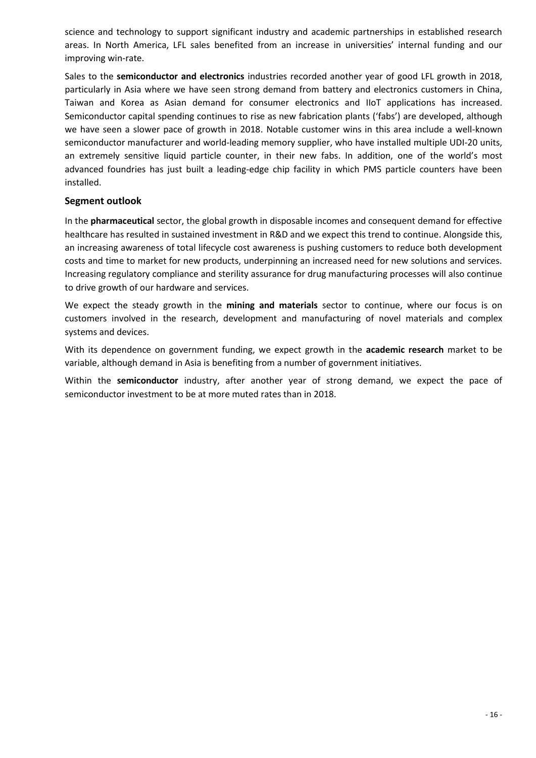science and technology to support significant industry and academic partnerships in established research areas. In North America, LFL sales benefited from an increase in universities' internal funding and our improving win-rate.

Sales to the **semiconductor and electronics** industries recorded another year of good LFL growth in 2018, particularly in Asia where we have seen strong demand from battery and electronics customers in China, Taiwan and Korea as Asian demand for consumer electronics and IIoT applications has increased. Semiconductor capital spending continues to rise as new fabrication plants ('fabs') are developed, although we have seen a slower pace of growth in 2018. Notable customer wins in this area include a well-known semiconductor manufacturer and world-leading memory supplier, who have installed multiple UDI-20 units, an extremely sensitive liquid particle counter, in their new fabs. In addition, one of the world's most advanced foundries has just built a leading-edge chip facility in which PMS particle counters have been installed.

## Segment outlook

In the **pharmaceutical** sector, the global growth in disposable incomes and consequent demand for effective healthcare has resulted in sustained investment in R&D and we expect this trend to continue. Alongside this, an increasing awareness of total lifecycle cost awareness is pushing customers to reduce both development costs and time to market for new products, underpinning an increased need for new solutions and services. Increasing regulatory compliance and sterility assurance for drug manufacturing processes will also continue to drive growth of our hardware and services.

We expect the steady growth in the **mining and materials** sector to continue, where our focus is on customers involved in the research, development and manufacturing of novel materials and complex systems and devices.

With its dependence on government funding, we expect growth in the **academic research** market to be variable, although demand in Asia is benefiting from a number of government initiatives.

Within the **semiconductor** industry, after another year of strong demand, we expect the pace of semiconductor investment to be at more muted rates than in 2018.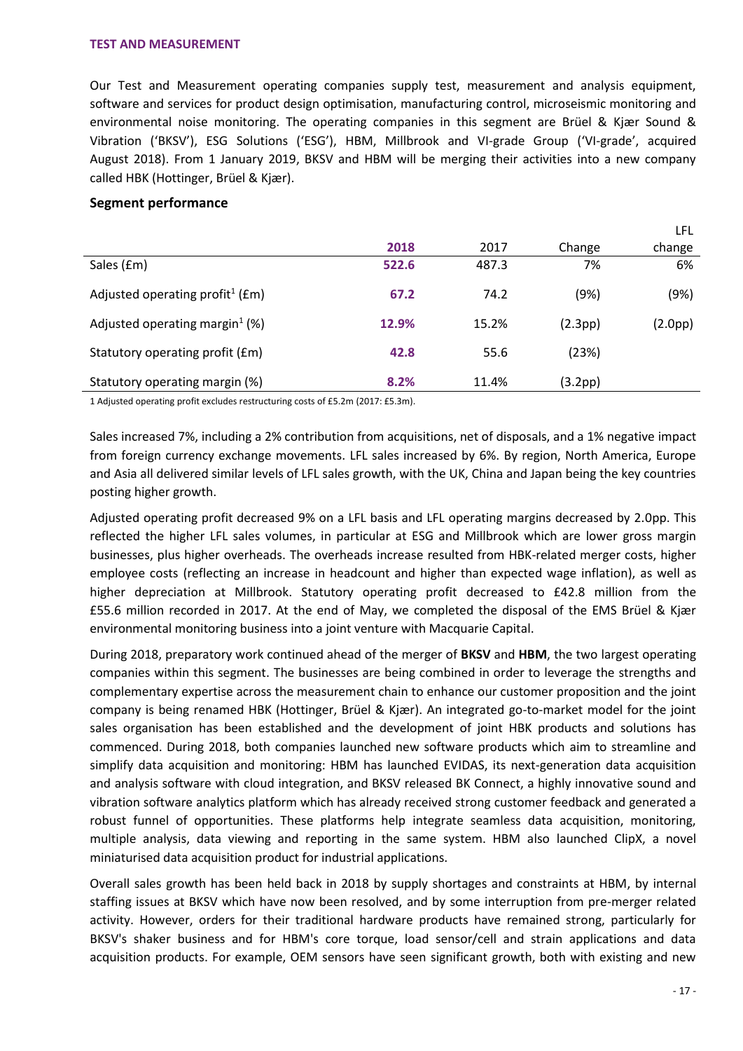## TEST AND MEASUREMENT

Our Test and Measurement operating companies supply test, measurement and analysis equipment, software and services for product design optimisation, manufacturing control, microseismic monitoring and environmental noise monitoring. The operating companies in this segment are Brüel & Kjær Sound & Vibration ('BKSV'), ESG Solutions ('ESG'), HBM, Millbrook and VI-grade Group ('VI-grade', acquired August 2018). From 1 January 2019, BKSV and HBM will be merging their activities into a new company called HBK (Hottinger, Brüel & Kjær).

### Segment performance

| | **2018** | 2017 | Change | LFL change |
|---|---|---|---|---|
| Sales (£m) | **522.6** | 487.3 | 7% | 6% |
| Adjusted operating profit[1] (£m) | **67.2** | 74.2 | (9%) | (9%) |
| Adjusted operating margin[1] (%) | **12.9%** | 15.2% | (2.3pp) | (2.0pp) |
| Statutory operating profit (£m) | **42.8** | 55.6 | (23%) | |
| Statutory operating margin (%) | **8.2%** | 11.4% | (3.2pp) | |

1 Adjusted operating profit excludes restructuring costs of £5.2m (2017: £5.3m).

Sales increased 7%, including a 2% contribution from acquisitions, net of disposals, and a 1% negative impact from foreign currency exchange movements. LFL sales increased by 6%. By region, North America, Europe and Asia all delivered similar levels of LFL sales growth, with the UK, China and Japan being the key countries posting higher growth.

Adjusted operating profit decreased 9% on a LFL basis and LFL operating margins decreased by 2.0pp. This reflected the higher LFL sales volumes, in particular at ESG and Millbrook which are lower gross margin businesses, plus higher overheads. The overheads increase resulted from HBK-related merger costs, higher employee costs (reflecting an increase in headcount and higher than expected wage inflation), as well as higher depreciation at Millbrook. Statutory operating profit decreased to £42.8 million from the £55.6 million recorded in 2017. At the end of May, we completed the disposal of the EMS Brüel & Kjær environmental monitoring business into a joint venture with Macquarie Capital.

During 2018, preparatory work continued ahead of the merger of **BKSV** and **HBM**, the two largest operating companies within this segment. The businesses are being combined in order to leverage the strengths and complementary expertise across the measurement chain to enhance our customer proposition and the joint company is being renamed HBK (Hottinger, Brüel & Kjær). An integrated go-to-market model for the joint sales organisation has been established and the development of joint HBK products and solutions has commenced. During 2018, both companies launched new software products which aim to streamline and simplify data acquisition and monitoring: HBM has launched EVIDAS, its next-generation data acquisition and analysis software with cloud integration, and BKSV released BK Connect, a highly innovative sound and vibration software analytics platform which has already received strong customer feedback and generated a robust funnel of opportunities. These platforms help integrate seamless data acquisition, monitoring, multiple analysis, data viewing and reporting in the same system. HBM also launched ClipX, a novel miniaturised data acquisition product for industrial applications.

Overall sales growth has been held back in 2018 by supply shortages and constraints at HBM, by internal staffing issues at BKSV which have now been resolved, and by some interruption from pre-merger related activity. However, orders for their traditional hardware products have remained strong, particularly for BKSV's shaker business and for HBM's core torque, load sensor/cell and strain applications and data acquisition products. For example, OEM sensors have seen significant growth, both with existing and new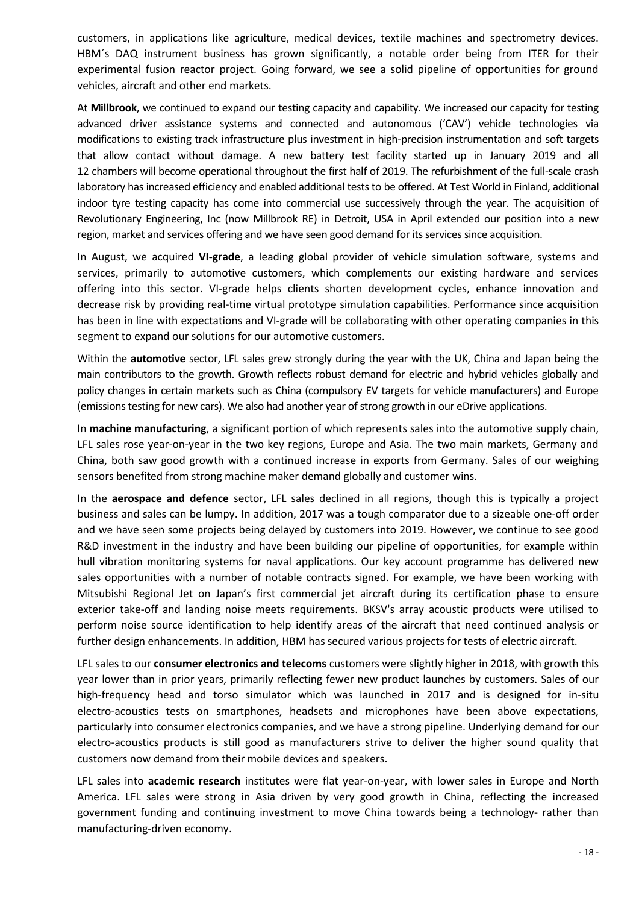customers, in applications like agriculture, medical devices, textile machines and spectrometry devices. HBM´s DAQ instrument business has grown significantly, a notable order being from ITER for their experimental fusion reactor project. Going forward, we see a solid pipeline of opportunities for ground vehicles, aircraft and other end markets.

At **Millbrook**, we continued to expand our testing capacity and capability. We increased our capacity for testing advanced driver assistance systems and connected and autonomous ('CAV') vehicle technologies via modifications to existing track infrastructure plus investment in high-precision instrumentation and soft targets that allow contact without damage. A new battery test facility started up in January 2019 and all 12 chambers will become operational throughout the first half of 2019. The refurbishment of the full-scale crash laboratory has increased efficiency and enabled additional tests to be offered. At Test World in Finland, additional indoor tyre testing capacity has come into commercial use successively through the year. The acquisition of Revolutionary Engineering, Inc (now Millbrook RE) in Detroit, USA in April extended our position into a new region, market and services offering and we have seen good demand for its services since acquisition.

In August, we acquired **VI-grade**, a leading global provider of vehicle simulation software, systems and services, primarily to automotive customers, which complements our existing hardware and services offering into this sector. VI-grade helps clients shorten development cycles, enhance innovation and decrease risk by providing real-time virtual prototype simulation capabilities. Performance since acquisition has been in line with expectations and VI-grade will be collaborating with other operating companies in this segment to expand our solutions for our automotive customers.

Within the **automotive** sector, LFL sales grew strongly during the year with the UK, China and Japan being the main contributors to the growth. Growth reflects robust demand for electric and hybrid vehicles globally and policy changes in certain markets such as China (compulsory EV targets for vehicle manufacturers) and Europe (emissions testing for new cars). We also had another year of strong growth in our eDrive applications.

In **machine manufacturing**, a significant portion of which represents sales into the automotive supply chain, LFL sales rose year-on-year in the two key regions, Europe and Asia. The two main markets, Germany and China, both saw good growth with a continued increase in exports from Germany. Sales of our weighing sensors benefited from strong machine maker demand globally and customer wins.

In the **aerospace and defence** sector, LFL sales declined in all regions, though this is typically a project business and sales can be lumpy. In addition, 2017 was a tough comparator due to a sizeable one-off order and we have seen some projects being delayed by customers into 2019. However, we continue to see good R&D investment in the industry and have been building our pipeline of opportunities, for example within hull vibration monitoring systems for naval applications. Our key account programme has delivered new sales opportunities with a number of notable contracts signed. For example, we have been working with Mitsubishi Regional Jet on Japan's first commercial jet aircraft during its certification phase to ensure exterior take-off and landing noise meets requirements. BKSV's array acoustic products were utilised to perform noise source identification to help identify areas of the aircraft that need continued analysis or further design enhancements. In addition, HBM has secured various projects for tests of electric aircraft.

LFL sales to our **consumer electronics and telecoms** customers were slightly higher in 2018, with growth this year lower than in prior years, primarily reflecting fewer new product launches by customers. Sales of our high-frequency head and torso simulator which was launched in 2017 and is designed for in-situ electro-acoustics tests on smartphones, headsets and microphones have been above expectations, particularly into consumer electronics companies, and we have a strong pipeline. Underlying demand for our electro-acoustics products is still good as manufacturers strive to deliver the higher sound quality that customers now demand from their mobile devices and speakers.

LFL sales into **academic research** institutes were flat year-on-year, with lower sales in Europe and North America. LFL sales were strong in Asia driven by very good growth in China, reflecting the increased government funding and continuing investment to move China towards being a technology- rather than manufacturing-driven economy.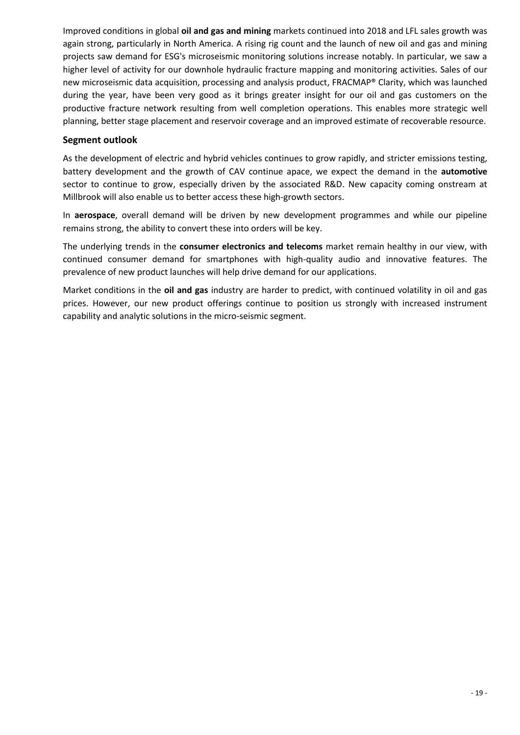Improved conditions in global **oil and gas and mining** markets continued into 2018 and LFL sales growth was again strong, particularly in North America. A rising rig count and the launch of new oil and gas and mining projects saw demand for ESG's microseismic monitoring solutions increase notably. In particular, we saw a higher level of activity for our downhole hydraulic fracture mapping and monitoring activities. Sales of our new microseismic data acquisition, processing and analysis product, FRACMAP® Clarity, which was launched during the year, have been very good as it brings greater insight for our oil and gas customers on the productive fracture network resulting from well completion operations. This enables more strategic well planning, better stage placement and reservoir coverage and an improved estimate of recoverable resource.

## Segment outlook

As the development of electric and hybrid vehicles continues to grow rapidly, and stricter emissions testing, battery development and the growth of CAV continue apace, we expect the demand in the **automotive** sector to continue to grow, especially driven by the associated R&D. New capacity coming onstream at Millbrook will also enable us to better access these high-growth sectors.

In **aerospace**, overall demand will be driven by new development programmes and while our pipeline remains strong, the ability to convert these into orders will be key.

The underlying trends in the **consumer electronics and telecoms** market remain healthy in our view, with continued consumer demand for smartphones with high-quality audio and innovative features. The prevalence of new product launches will help drive demand for our applications.

Market conditions in the **oil and gas** industry are harder to predict, with continued volatility in oil and gas prices. However, our new product offerings continue to position us strongly with increased instrument capability and analytic solutions in the micro-seismic segment.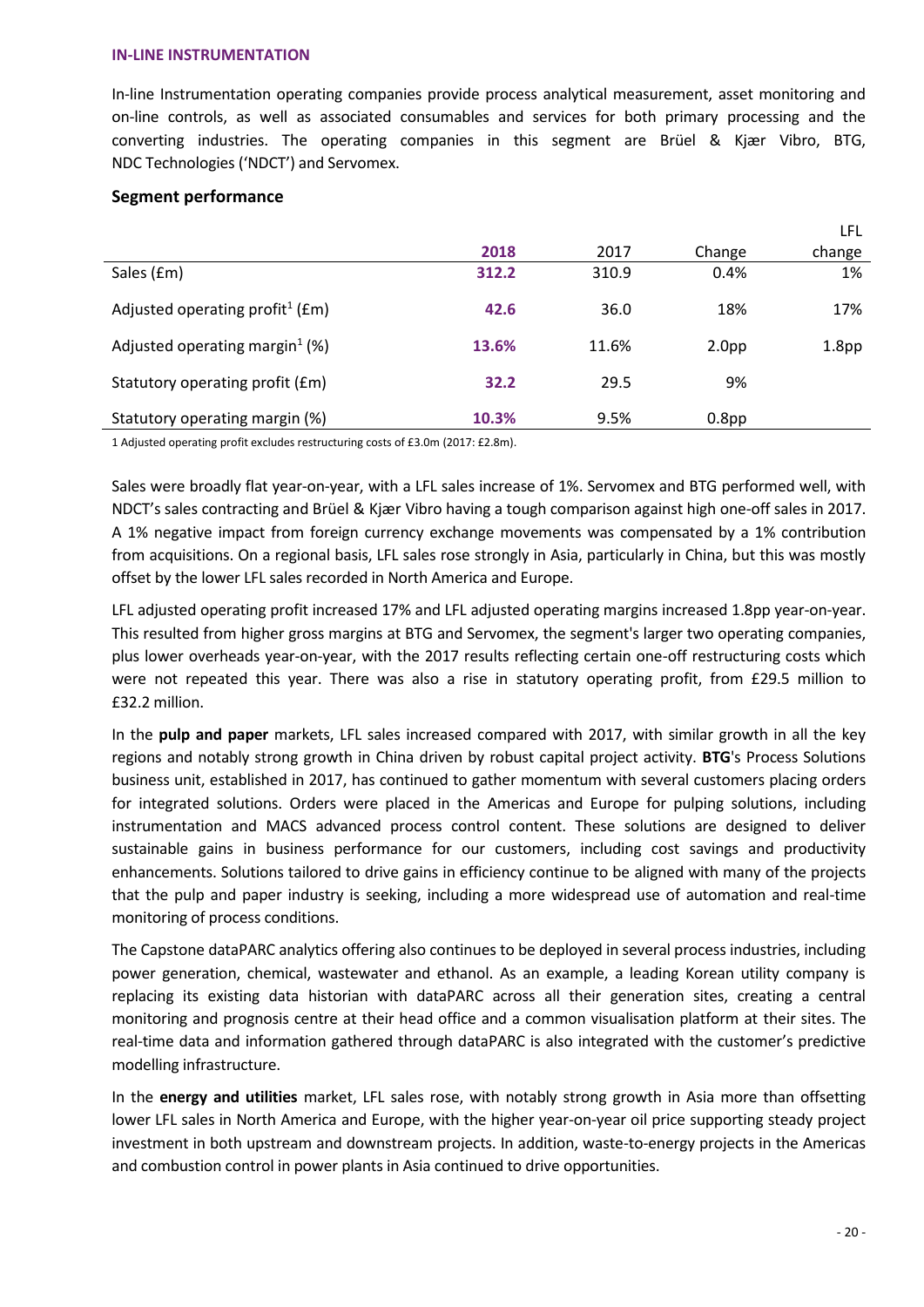## IN-LINE INSTRUMENTATION

In-line Instrumentation operating companies provide process analytical measurement, asset monitoring and on-line controls, as well as associated consumables and services for both primary processing and the converting industries. The operating companies in this segment are Brüel & Kjær Vibro, BTG, NDC Technologies ('NDCT') and Servomex.

### Segment performance

| | **2018** | 2017 | Change | LFL change |
|---|---|---|---|---|
| Sales (£m) | **312.2** | 310.9 | 0.4% | 1% |
| Adjusted operating profit[1] (£m) | **42.6** | 36.0 | 18% | 17% |
| Adjusted operating margin[1] (%) | **13.6%** | 11.6% | 2.0pp | 1.8pp |
| Statutory operating profit (£m) | **32.2** | 29.5 | 9% | |
| Statutory operating margin (%) | **10.3%** | 9.5% | 0.8pp | |

1 Adjusted operating profit excludes restructuring costs of £3.0m (2017: £2.8m).

Sales were broadly flat year-on-year, with a LFL sales increase of 1%. Servomex and BTG performed well, with NDCT's sales contracting and Brüel & Kjær Vibro having a tough comparison against high one-off sales in 2017. A 1% negative impact from foreign currency exchange movements was compensated by a 1% contribution from acquisitions. On a regional basis, LFL sales rose strongly in Asia, particularly in China, but this was mostly offset by the lower LFL sales recorded in North America and Europe.

LFL adjusted operating profit increased 17% and LFL adjusted operating margins increased 1.8pp year-on-year. This resulted from higher gross margins at BTG and Servomex, the segment's larger two operating companies, plus lower overheads year-on-year, with the 2017 results reflecting certain one-off restructuring costs which were not repeated this year. There was also a rise in statutory operating profit, from £29.5 million to £32.2 million.

In the **pulp and paper** markets, LFL sales increased compared with 2017, with similar growth in all the key regions and notably strong growth in China driven by robust capital project activity. **BTG**'s Process Solutions business unit, established in 2017, has continued to gather momentum with several customers placing orders for integrated solutions. Orders were placed in the Americas and Europe for pulping solutions, including instrumentation and MACS advanced process control content. These solutions are designed to deliver sustainable gains in business performance for our customers, including cost savings and productivity enhancements. Solutions tailored to drive gains in efficiency continue to be aligned with many of the projects that the pulp and paper industry is seeking, including a more widespread use of automation and real-time monitoring of process conditions.

The Capstone dataPARC analytics offering also continues to be deployed in several process industries, including power generation, chemical, wastewater and ethanol. As an example, a leading Korean utility company is replacing its existing data historian with dataPARC across all their generation sites, creating a central monitoring and prognosis centre at their head office and a common visualisation platform at their sites. The real-time data and information gathered through dataPARC is also integrated with the customer's predictive modelling infrastructure.

In the **energy and utilities** market, LFL sales rose, with notably strong growth in Asia more than offsetting lower LFL sales in North America and Europe, with the higher year-on-year oil price supporting steady project investment in both upstream and downstream projects. In addition, waste-to-energy projects in the Americas and combustion control in power plants in Asia continued to drive opportunities.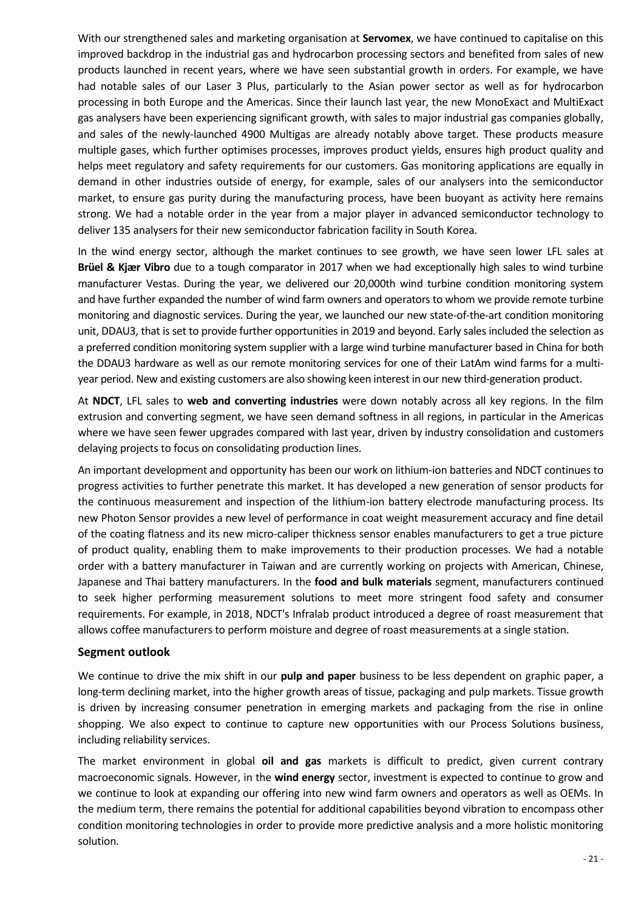With our strengthened sales and marketing organisation at **Servomex**, we have continued to capitalise on this improved backdrop in the industrial gas and hydrocarbon processing sectors and benefited from sales of new products launched in recent years, where we have seen substantial growth in orders. For example, we have had notable sales of our Laser 3 Plus, particularly to the Asian power sector as well as for hydrocarbon processing in both Europe and the Americas. Since their launch last year, the new MonoExact and MultiExact gas analysers have been experiencing significant growth, with sales to major industrial gas companies globally, and sales of the newly-launched 4900 Multigas are already notably above target. These products measure multiple gases, which further optimises processes, improves product yields, ensures high product quality and helps meet regulatory and safety requirements for our customers. Gas monitoring applications are equally in demand in other industries outside of energy, for example, sales of our analysers into the semiconductor market, to ensure gas purity during the manufacturing process, have been buoyant as activity here remains strong. We had a notable order in the year from a major player in advanced semiconductor technology to deliver 135 analysers for their new semiconductor fabrication facility in South Korea.

In the wind energy sector, although the market continues to see growth, we have seen lower LFL sales at **Brüel & Kjær Vibro** due to a tough comparator in 2017 when we had exceptionally high sales to wind turbine manufacturer Vestas. During the year, we delivered our 20,000th wind turbine condition monitoring system and have further expanded the number of wind farm owners and operators to whom we provide remote turbine monitoring and diagnostic services. During the year, we launched our new state-of-the-art condition monitoring unit, DDAU3, that is set to provide further opportunities in 2019 and beyond. Early sales included the selection as a preferred condition monitoring system supplier with a large wind turbine manufacturer based in China for both the DDAU3 hardware as well as our remote monitoring services for one of their LatAm wind farms for a multi-year period. New and existing customers are also showing keen interest in our new third-generation product.

At **NDCT**, LFL sales to **web and converting industries** were down notably across all key regions. In the film extrusion and converting segment, we have seen demand softness in all regions, in particular in the Americas where we have seen fewer upgrades compared with last year, driven by industry consolidation and customers delaying projects to focus on consolidating production lines.

An important development and opportunity has been our work on lithium-ion batteries and NDCT continues to progress activities to further penetrate this market. It has developed a new generation of sensor products for the continuous measurement and inspection of the lithium-ion battery electrode manufacturing process. Its new Photon Sensor provides a new level of performance in coat weight measurement accuracy and fine detail of the coating flatness and its new micro-caliper thickness sensor enables manufacturers to get a true picture of product quality, enabling them to make improvements to their production processes. We had a notable order with a battery manufacturer in Taiwan and are currently working on projects with American, Chinese, Japanese and Thai battery manufacturers. In the **food and bulk materials** segment, manufacturers continued to seek higher performing measurement solutions to meet more stringent food safety and consumer requirements. For example, in 2018, NDCT's Infralab product introduced a degree of roast measurement that allows coffee manufacturers to perform moisture and degree of roast measurements at a single station.

## Segment outlook

We continue to drive the mix shift in our **pulp and paper** business to be less dependent on graphic paper, a long-term declining market, into the higher growth areas of tissue, packaging and pulp markets. Tissue growth is driven by increasing consumer penetration in emerging markets and packaging from the rise in online shopping. We also expect to continue to capture new opportunities with our Process Solutions business, including reliability services.

The market environment in global **oil and gas** markets is difficult to predict, given current contrary macroeconomic signals. However, in the **wind energy** sector, investment is expected to continue to grow and we continue to look at expanding our offering into new wind farm owners and operators as well as OEMs. In the medium term, there remains the potential for additional capabilities beyond vibration to encompass other condition monitoring technologies in order to provide more predictive analysis and a more holistic monitoring solution.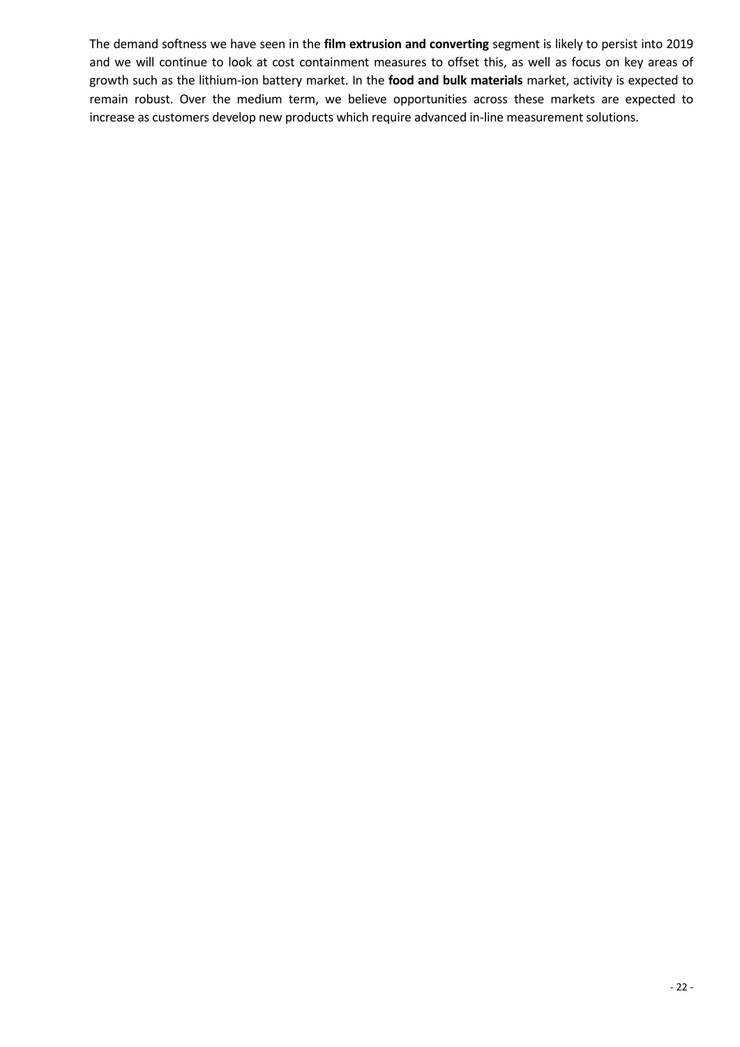The demand softness we have seen in the **film extrusion and converting** segment is likely to persist into 2019 and we will continue to look at cost containment measures to offset this, as well as focus on key areas of growth such as the lithium-ion battery market. In the **food and bulk materials** market, activity is expected to remain robust. Over the medium term, we believe opportunities across these markets are expected to increase as customers develop new products which require advanced in-line measurement solutions.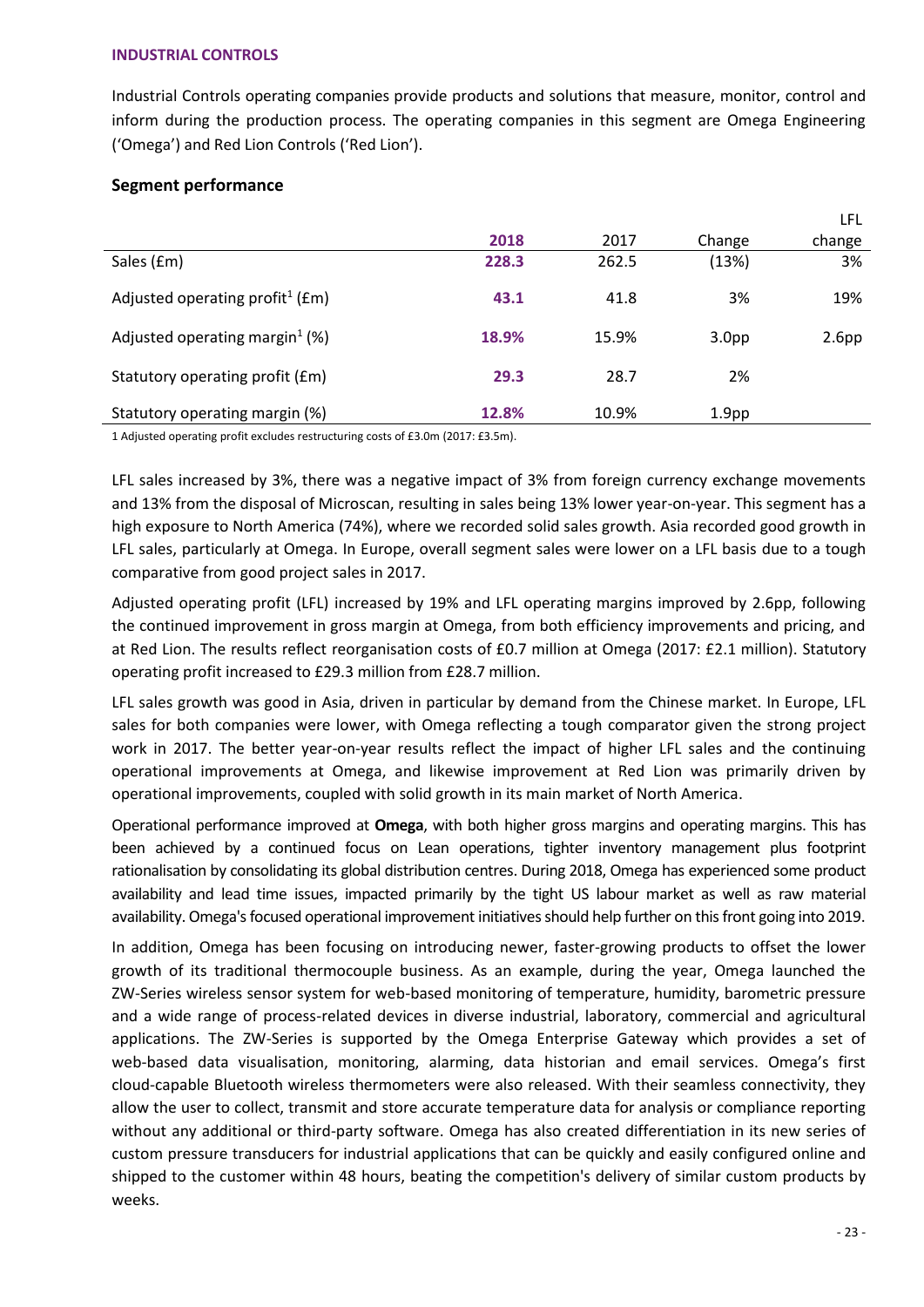#### INDUSTRIAL CONTROLS

Industrial Controls operating companies provide products and solutions that measure, monitor, control and inform during the production process. The operating companies in this segment are Omega Engineering ('Omega') and Red Lion Controls ('Red Lion').

### Segment performance

| | **2018** | 2017 | Change | LFL change |
|---|---|---|---|---|
| Sales (£m) | **228.3** | 262.5 | (13%) | 3% |
| Adjusted operating profit[1] (£m) | **43.1** | 41.8 | 3% | 19% |
| Adjusted operating margin[1] (%) | **18.9%** | 15.9% | 3.0pp | 2.6pp |
| Statutory operating profit (£m) | **29.3** | 28.7 | 2% | |
| Statutory operating margin (%) | **12.8%** | 10.9% | 1.9pp | |

1 Adjusted operating profit excludes restructuring costs of £3.0m (2017: £3.5m).

LFL sales increased by 3%, there was a negative impact of 3% from foreign currency exchange movements and 13% from the disposal of Microscan, resulting in sales being 13% lower year-on-year. This segment has a high exposure to North America (74%), where we recorded solid sales growth. Asia recorded good growth in LFL sales, particularly at Omega. In Europe, overall segment sales were lower on a LFL basis due to a tough comparative from good project sales in 2017.

Adjusted operating profit (LFL) increased by 19% and LFL operating margins improved by 2.6pp, following the continued improvement in gross margin at Omega, from both efficiency improvements and pricing, and at Red Lion. The results reflect reorganisation costs of £0.7 million at Omega (2017: £2.1 million). Statutory operating profit increased to £29.3 million from £28.7 million.

LFL sales growth was good in Asia, driven in particular by demand from the Chinese market. In Europe, LFL sales for both companies were lower, with Omega reflecting a tough comparator given the strong project work in 2017. The better year-on-year results reflect the impact of higher LFL sales and the continuing operational improvements at Omega, and likewise improvement at Red Lion was primarily driven by operational improvements, coupled with solid growth in its main market of North America.

Operational performance improved at **Omega**, with both higher gross margins and operating margins. This has been achieved by a continued focus on Lean operations, tighter inventory management plus footprint rationalisation by consolidating its global distribution centres. During 2018, Omega has experienced some product availability and lead time issues, impacted primarily by the tight US labour market as well as raw material availability. Omega's focused operational improvement initiatives should help further on this front going into 2019.

In addition, Omega has been focusing on introducing newer, faster-growing products to offset the lower growth of its traditional thermocouple business. As an example, during the year, Omega launched the ZW-Series wireless sensor system for web-based monitoring of temperature, humidity, barometric pressure and a wide range of process-related devices in diverse industrial, laboratory, commercial and agricultural applications. The ZW-Series is supported by the Omega Enterprise Gateway which provides a set of web-based data visualisation, monitoring, alarming, data historian and email services. Omega's first cloud-capable Bluetooth wireless thermometers were also released. With their seamless connectivity, they allow the user to collect, transmit and store accurate temperature data for analysis or compliance reporting without any additional or third-party software. Omega has also created differentiation in its new series of custom pressure transducers for industrial applications that can be quickly and easily configured online and shipped to the customer within 48 hours, beating the competition's delivery of similar custom products by weeks.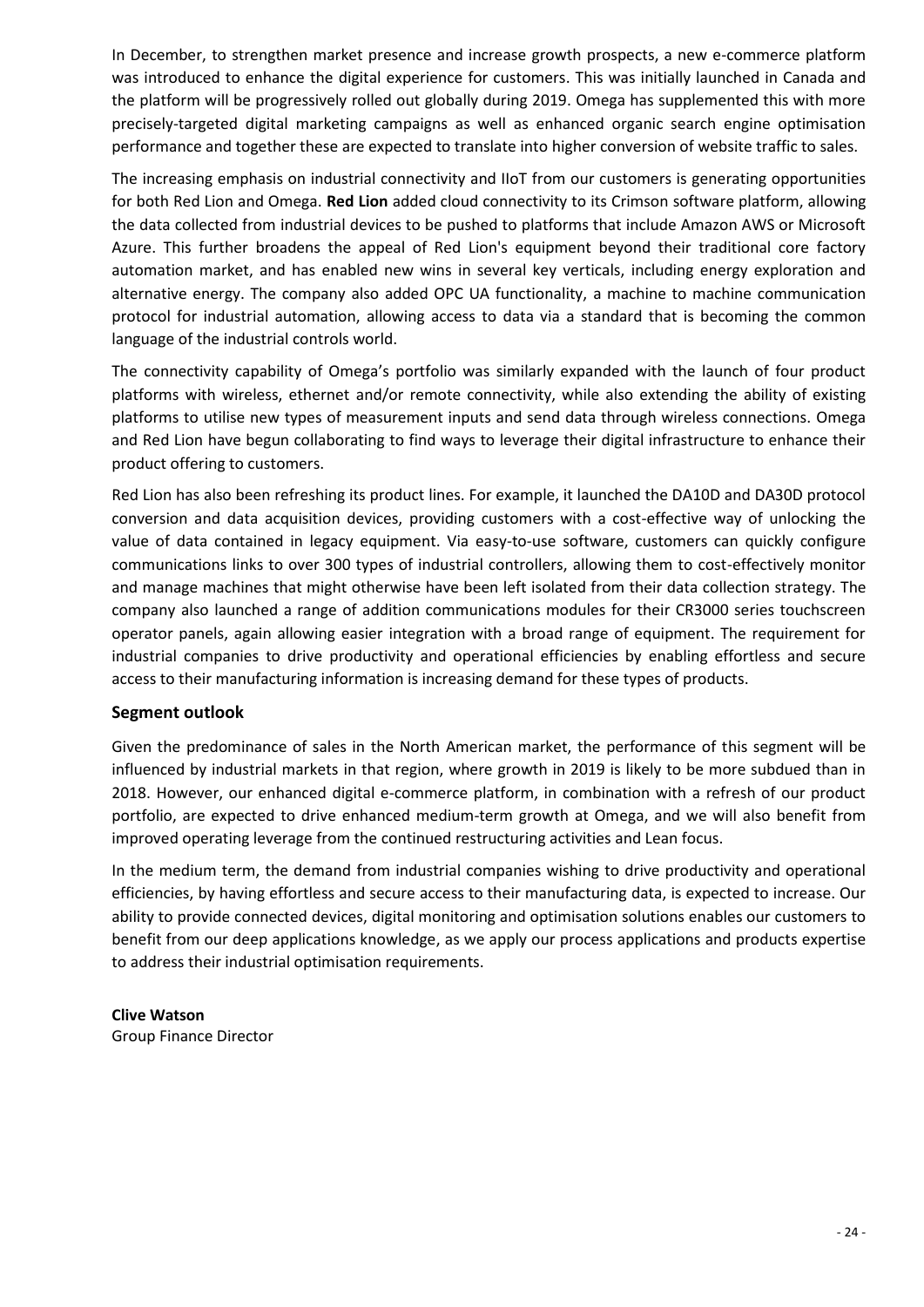In December, to strengthen market presence and increase growth prospects, a new e-commerce platform was introduced to enhance the digital experience for customers. This was initially launched in Canada and the platform will be progressively rolled out globally during 2019. Omega has supplemented this with more precisely-targeted digital marketing campaigns as well as enhanced organic search engine optimisation performance and together these are expected to translate into higher conversion of website traffic to sales.

The increasing emphasis on industrial connectivity and IIoT from our customers is generating opportunities for both Red Lion and Omega. **Red Lion** added cloud connectivity to its Crimson software platform, allowing the data collected from industrial devices to be pushed to platforms that include Amazon AWS or Microsoft Azure. This further broadens the appeal of Red Lion's equipment beyond their traditional core factory automation market, and has enabled new wins in several key verticals, including energy exploration and alternative energy. The company also added OPC UA functionality, a machine to machine communication protocol for industrial automation, allowing access to data via a standard that is becoming the common language of the industrial controls world.

The connectivity capability of Omega's portfolio was similarly expanded with the launch of four product platforms with wireless, ethernet and/or remote connectivity, while also extending the ability of existing platforms to utilise new types of measurement inputs and send data through wireless connections. Omega and Red Lion have begun collaborating to find ways to leverage their digital infrastructure to enhance their product offering to customers.

Red Lion has also been refreshing its product lines. For example, it launched the DA10D and DA30D protocol conversion and data acquisition devices, providing customers with a cost-effective way of unlocking the value of data contained in legacy equipment. Via easy-to-use software, customers can quickly configure communications links to over 300 types of industrial controllers, allowing them to cost-effectively monitor and manage machines that might otherwise have been left isolated from their data collection strategy. The company also launched a range of addition communications modules for their CR3000 series touchscreen operator panels, again allowing easier integration with a broad range of equipment. The requirement for industrial companies to drive productivity and operational efficiencies by enabling effortless and secure access to their manufacturing information is increasing demand for these types of products.

## Segment outlook

Given the predominance of sales in the North American market, the performance of this segment will be influenced by industrial markets in that region, where growth in 2019 is likely to be more subdued than in 2018. However, our enhanced digital e-commerce platform, in combination with a refresh of our product portfolio, are expected to drive enhanced medium-term growth at Omega, and we will also benefit from improved operating leverage from the continued restructuring activities and Lean focus.

In the medium term, the demand from industrial companies wishing to drive productivity and operational efficiencies, by having effortless and secure access to their manufacturing data, is expected to increase. Our ability to provide connected devices, digital monitoring and optimisation solutions enables our customers to benefit from our deep applications knowledge, as we apply our process applications and products expertise to address their industrial optimisation requirements.

**Clive Watson**
Group Finance Director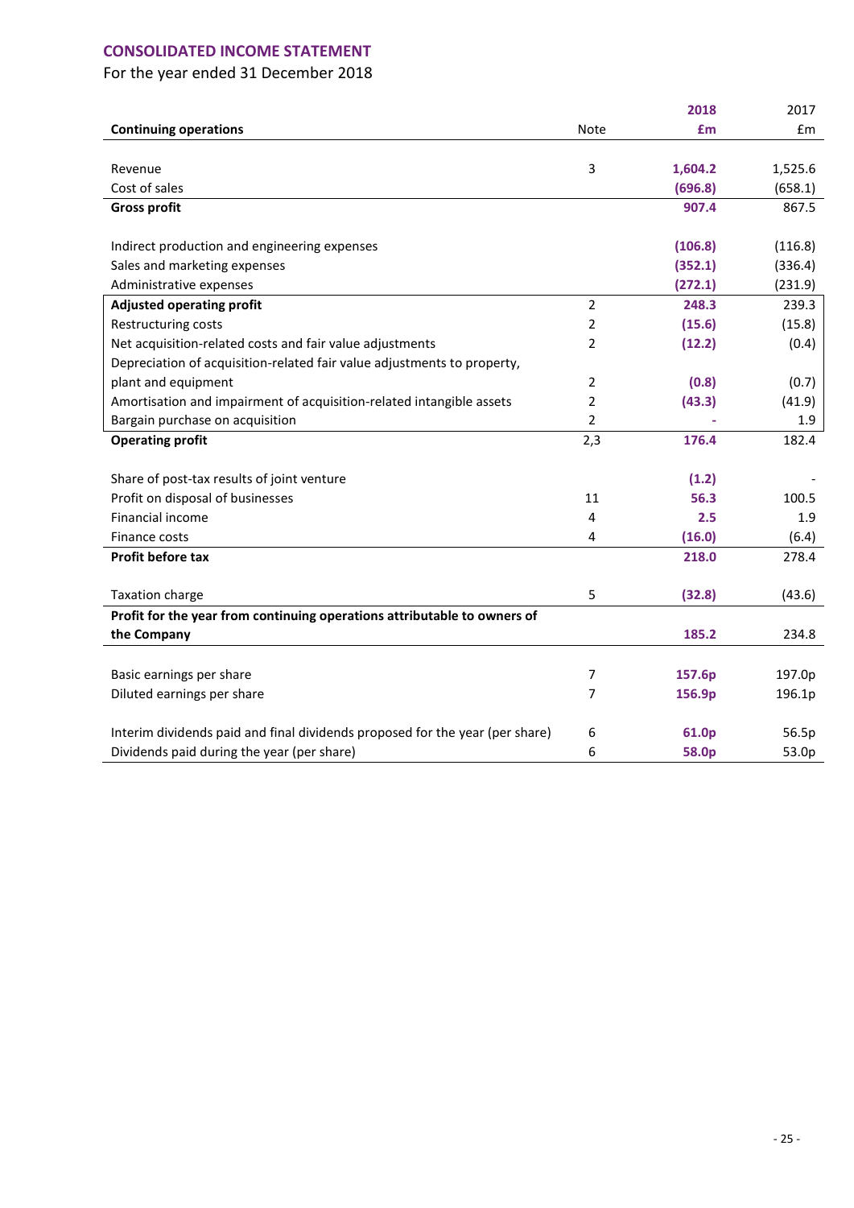## CONSOLIDATED INCOME STATEMENT

For the year ended 31 December 2018

| Continuing operations | Note | 2018 £m | 2017 £m |
|---|---|---|---|
| Revenue | 3 | **1,604.2** | 1,525.6 |
| Cost of sales | | **(696.8)** | (658.1) |
| **Gross profit** | | **907.4** | 867.5 |
| | | | |
| Indirect production and engineering expenses | | **(106.8)** | (116.8) |
| Sales and marketing expenses | | **(352.1)** | (336.4) |
| Administrative expenses | | **(272.1)** | (231.9) |
| **Adjusted operating profit** | 2 | **248.3** | 239.3 |
| Restructuring costs | 2 | **(15.6)** | (15.8) |
| Net acquisition-related costs and fair value adjustments | 2 | **(12.2)** | (0.4) |
| Depreciation of acquisition-related fair value adjustments to property, plant and equipment | 2 | **(0.8)** | (0.7) |
| Amortisation and impairment of acquisition-related intangible assets | 2 | **(43.3)** | (41.9) |
| Bargain purchase on acquisition | 2 | **-** | 1.9 |
| **Operating profit** | 2,3 | **176.4** | 182.4 |
| | | | |
| Share of post-tax results of joint venture | | **(1.2)** | - |
| Profit on disposal of businesses | 11 | **56.3** | 100.5 |
| Financial income | 4 | **2.5** | 1.9 |
| Finance costs | 4 | **(16.0)** | (6.4) |
| **Profit before tax** | | **218.0** | 278.4 |
| | | | |
| Taxation charge | 5 | **(32.8)** | (43.6) |
| **Profit for the year from continuing operations attributable to owners of the Company** | | **185.2** | 234.8 |
| | | | |
| Basic earnings per share | 7 | **157.6p** | 197.0p |
| Diluted earnings per share | 7 | **156.9p** | 196.1p |
| | | | |
| Interim dividends paid and final dividends proposed for the year (per share) | 6 | **61.0p** | 56.5p |
| Dividends paid during the year (per share) | 6 | **58.0p** | 53.0p |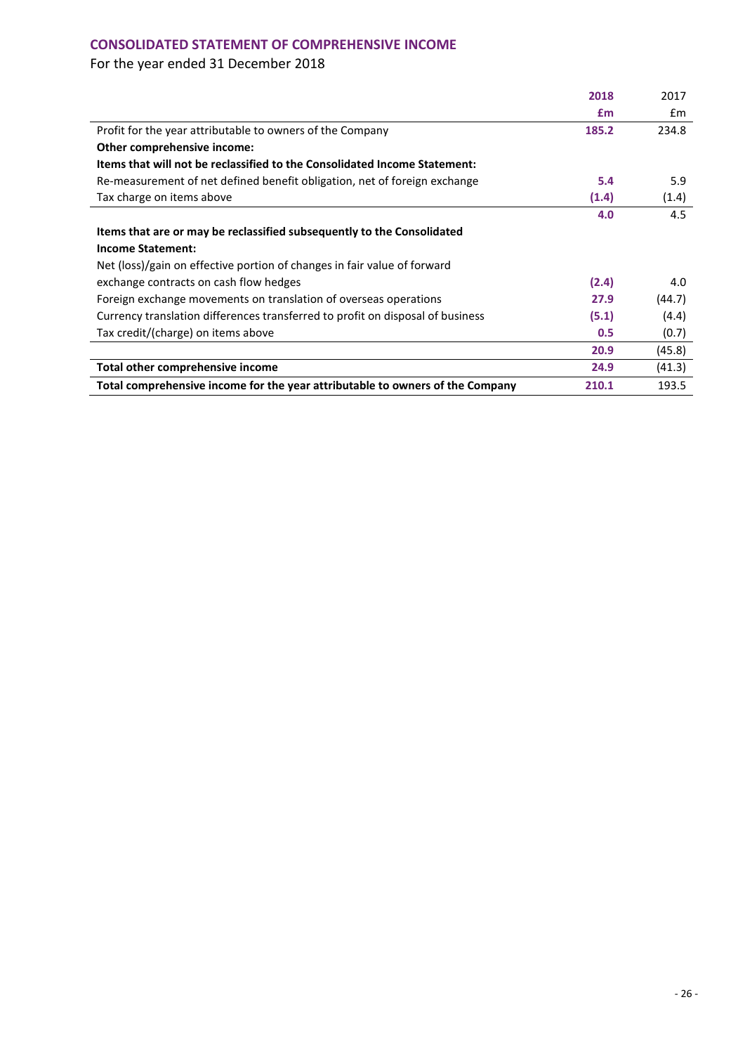## CONSOLIDATED STATEMENT OF COMPREHENSIVE INCOME

For the year ended 31 December 2018

| | 2018 | 2017 |
|---|---|---|
| | £m | £m |
| Profit for the year attributable to owners of the Company | 185.2 | 234.8 |
| **Other comprehensive income:** | | |
| **Items that will not be reclassified to the Consolidated Income Statement:** | | |
| Re-measurement of net defined benefit obligation, net of foreign exchange | 5.4 | 5.9 |
| Tax charge on items above | (1.4) | (1.4) |
| | 4.0 | 4.5 |
| **Items that are or may be reclassified subsequently to the Consolidated Income Statement:** | | |
| Net (loss)/gain on effective portion of changes in fair value of forward exchange contracts on cash flow hedges | (2.4) | 4.0 |
| Foreign exchange movements on translation of overseas operations | 27.9 | (44.7) |
| Currency translation differences transferred to profit on disposal of business | (5.1) | (4.4) |
| Tax credit/(charge) on items above | 0.5 | (0.7) |
| | 20.9 | (45.8) |
| **Total other comprehensive income** | 24.9 | (41.3) |
| **Total comprehensive income for the year attributable to owners of the Company** | 210.1 | 193.5 |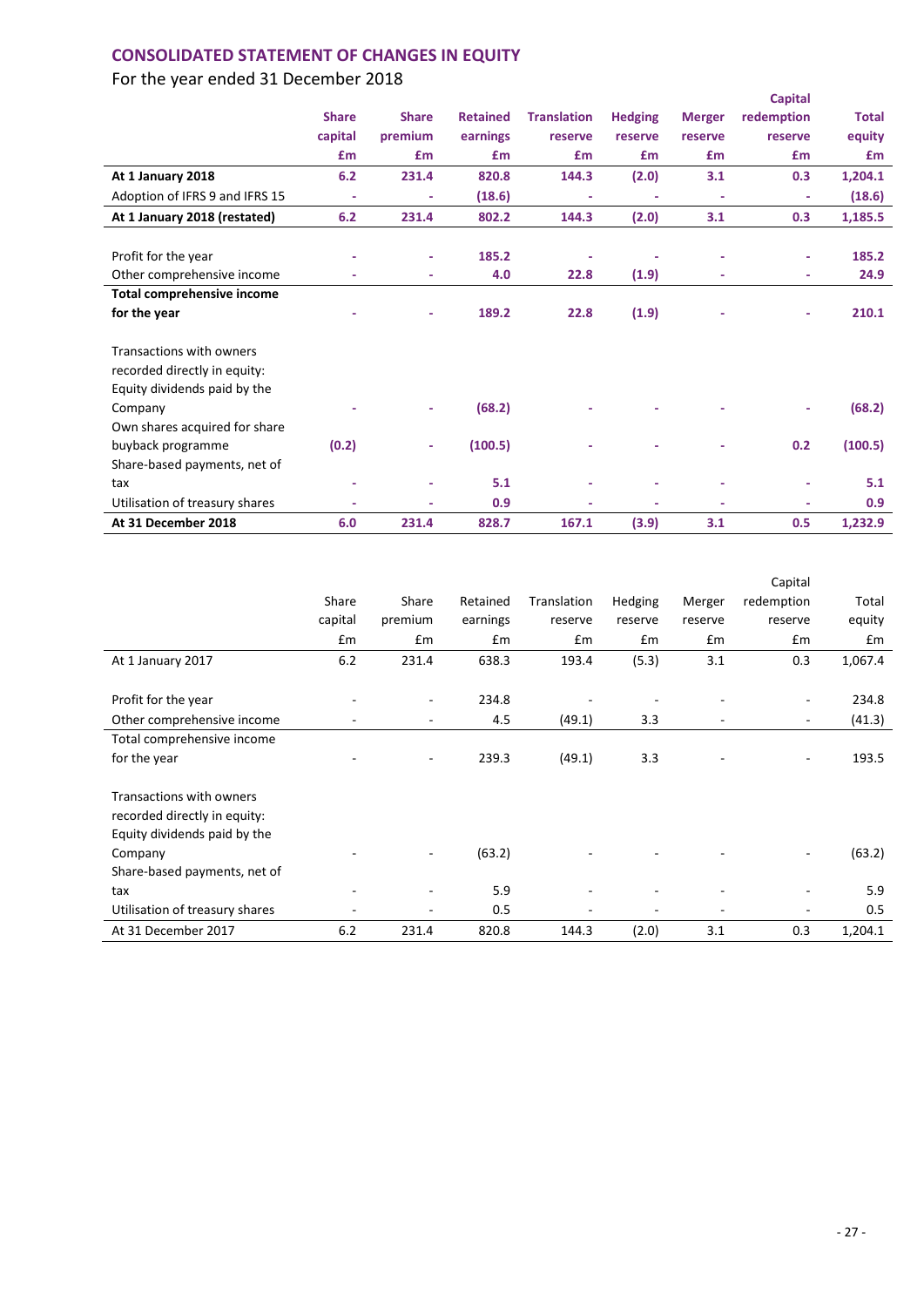# CONSOLIDATED STATEMENT OF CHANGES IN EQUITY

For the year ended 31 December 2018

| | Share capital £m | Share premium £m | Retained earnings £m | Translation reserve £m | Hedging reserve £m | Merger reserve £m | Capital redemption reserve £m | Total equity £m |
|---|---|---|---|---|---|---|---|---|
| **At 1 January 2018** | **6.2** | **231.4** | **820.8** | **144.3** | **(2.0)** | **3.1** | **0.3** | **1,204.1** |
| Adoption of IFRS 9 and IFRS 15 | - | - | **(18.6)** | - | - | - | - | **(18.6)** |
| **At 1 January 2018 (restated)** | **6.2** | **231.4** | **802.2** | **144.3** | **(2.0)** | **3.1** | **0.3** | **1,185.5** |
| | | | | | | | | |
| Profit for the year | - | - | **185.2** | - | - | - | - | **185.2** |
| Other comprehensive income | - | - | **4.0** | **22.8** | **(1.9)** | - | - | **24.9** |
| **Total comprehensive income for the year** | - | - | **189.2** | **22.8** | **(1.9)** | - | - | **210.1** |
| | | | | | | | | |
| Transactions with owners recorded directly in equity: | | | | | | | | |
| Equity dividends paid by the Company | - | - | **(68.2)** | - | - | - | - | **(68.2)** |
| Own shares acquired for share buyback programme | **(0.2)** | - | **(100.5)** | - | - | - | **0.2** | **(100.5)** |
| Share-based payments, net of tax | - | - | **5.1** | - | - | - | - | **5.1** |
| Utilisation of treasury shares | - | - | **0.9** | - | - | - | - | **0.9** |
| **At 31 December 2018** | **6.0** | **231.4** | **828.7** | **167.1** | **(3.9)** | **3.1** | **0.5** | **1,232.9** |

| | Share capital £m | Share premium £m | Retained earnings £m | Translation reserve £m | Hedging reserve £m | Merger reserve £m | Capital redemption reserve £m | Total equity £m |
|---|---|---|---|---|---|---|---|---|
| At 1 January 2017 | 6.2 | 231.4 | 638.3 | 193.4 | (5.3) | 3.1 | 0.3 | 1,067.4 |
| | | | | | | | | |
| Profit for the year | - | - | 234.8 | - | - | - | - | 234.8 |
| Other comprehensive income | - | - | 4.5 | (49.1) | 3.3 | - | - | (41.3) |
| Total comprehensive income for the year | - | - | 239.3 | (49.1) | 3.3 | - | - | 193.5 |
| | | | | | | | | |
| Transactions with owners recorded directly in equity: | | | | | | | | |
| Equity dividends paid by the Company | - | - | (63.2) | - | - | - | - | (63.2) |
| Share-based payments, net of tax | - | - | 5.9 | - | - | - | - | 5.9 |
| Utilisation of treasury shares | - | - | 0.5 | - | - | - | - | 0.5 |
| At 31 December 2017 | 6.2 | 231.4 | 820.8 | 144.3 | (2.0) | 3.1 | 0.3 | 1,204.1 |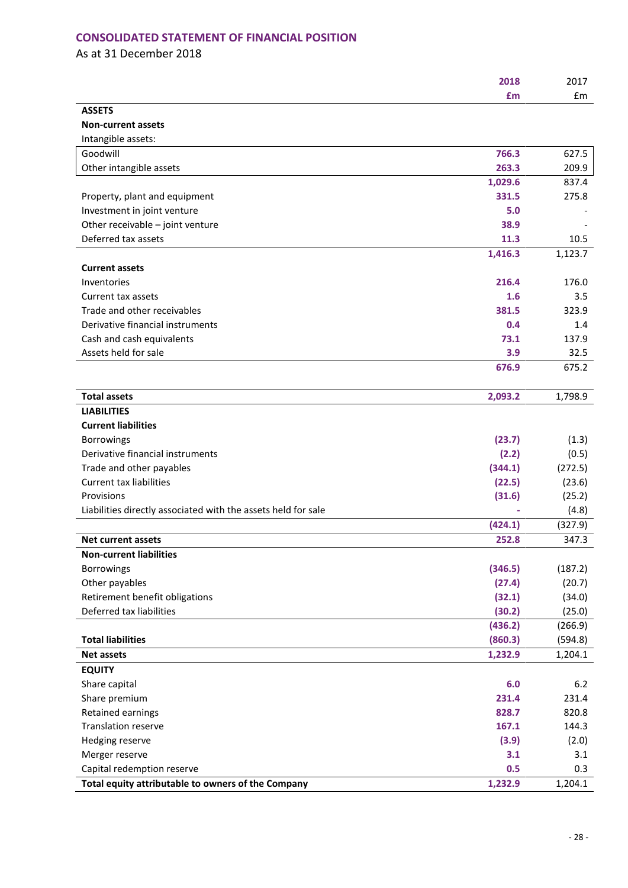## CONSOLIDATED STATEMENT OF FINANCIAL POSITION

As at 31 December 2018

| | 2018 £m | 2017 £m |
|---|---|---|
| **ASSETS** | | |
| **Non-current assets** | | |
| Intangible assets: | | |
| Goodwill | **766.3** | 627.5 |
| Other intangible assets | **263.3** | 209.9 |
| | **1,029.6** | 837.4 |
| Property, plant and equipment | **331.5** | 275.8 |
| Investment in joint venture | **5.0** | - |
| Other receivable – joint venture | **38.9** | - |
| Deferred tax assets | **11.3** | 10.5 |
| | **1,416.3** | 1,123.7 |
| **Current assets** | | |
| Inventories | **216.4** | 176.0 |
| Current tax assets | **1.6** | 3.5 |
| Trade and other receivables | **381.5** | 323.9 |
| Derivative financial instruments | **0.4** | 1.4 |
| Cash and cash equivalents | **73.1** | 137.9 |
| Assets held for sale | **3.9** | 32.5 |
| | **676.9** | 675.2 |
| **Total assets** | **2,093.2** | 1,798.9 |
| **LIABILITIES** | | |
| **Current liabilities** | | |
| Borrowings | **(23.7)** | (1.3) |
| Derivative financial instruments | **(2.2)** | (0.5) |
| Trade and other payables | **(344.1)** | (272.5) |
| Current tax liabilities | **(22.5)** | (23.6) |
| Provisions | **(31.6)** | (25.2) |
| Liabilities directly associated with the assets held for sale | **-** | (4.8) |
| | **(424.1)** | (327.9) |
| **Net current assets** | **252.8** | 347.3 |
| **Non-current liabilities** | | |
| Borrowings | **(346.5)** | (187.2) |
| Other payables | **(27.4)** | (20.7) |
| Retirement benefit obligations | **(32.1)** | (34.0) |
| Deferred tax liabilities | **(30.2)** | (25.0) |
| | **(436.2)** | (266.9) |
| **Total liabilities** | **(860.3)** | (594.8) |
| **Net assets** | **1,232.9** | 1,204.1 |
| **EQUITY** | | |
| Share capital | **6.0** | 6.2 |
| Share premium | **231.4** | 231.4 |
| Retained earnings | **828.7** | 820.8 |
| Translation reserve | **167.1** | 144.3 |
| Hedging reserve | **(3.9)** | (2.0) |
| Merger reserve | **3.1** | 3.1 |
| Capital redemption reserve | **0.5** | 0.3 |
| **Total equity attributable to owners of the Company** | **1,232.9** | 1,204.1 |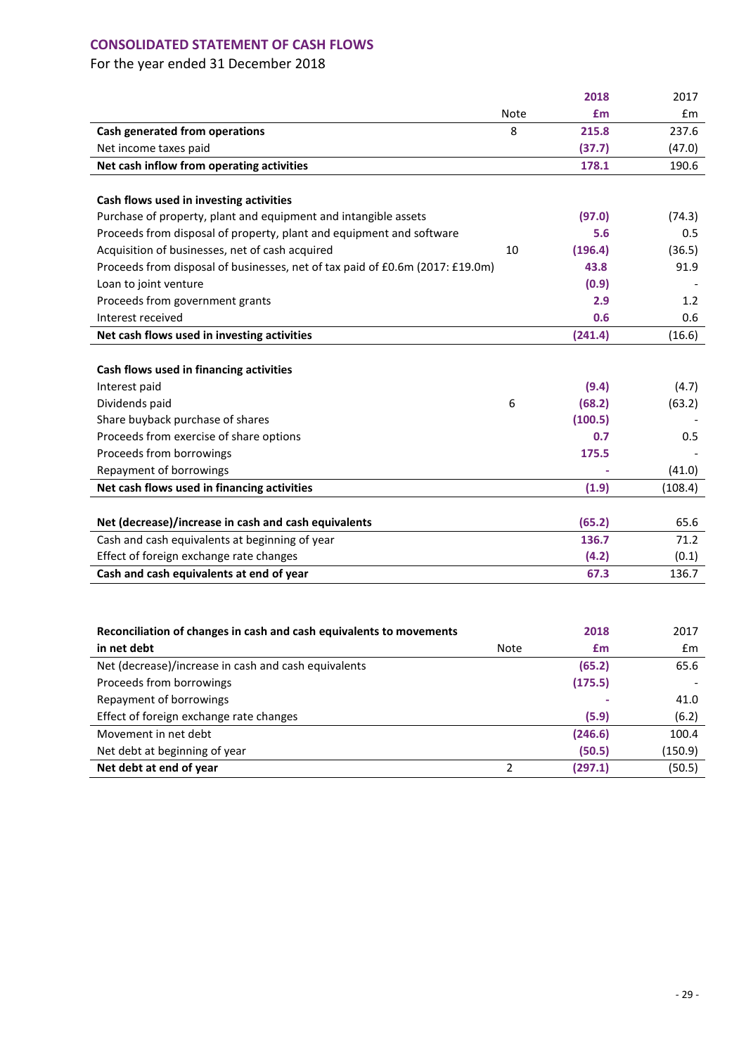## CONSOLIDATED STATEMENT OF CASH FLOWS

For the year ended 31 December 2018

| | Note | 2018 £m | 2017 £m |
|---|---|---|---|
| **Cash generated from operations** | 8 | **215.8** | 237.6 |
| Net income taxes paid | | **(37.7)** | (47.0) |
| **Net cash inflow from operating activities** | | **178.1** | 190.6 |
| | | | |
| **Cash flows used in investing activities** | | | |
| Purchase of property, plant and equipment and intangible assets | | **(97.0)** | (74.3) |
| Proceeds from disposal of property, plant and equipment and software | | **5.6** | 0.5 |
| Acquisition of businesses, net of cash acquired | 10 | **(196.4)** | (36.5) |
| Proceeds from disposal of businesses, net of tax paid of £0.6m (2017: £19.0m) | | **43.8** | 91.9 |
| Loan to joint venture | | **(0.9)** | - |
| Proceeds from government grants | | **2.9** | 1.2 |
| Interest received | | **0.6** | 0.6 |
| **Net cash flows used in investing activities** | | **(241.4)** | (16.6) |
| | | | |
| **Cash flows used in financing activities** | | | |
| Interest paid | | **(9.4)** | (4.7) |
| Dividends paid | 6 | **(68.2)** | (63.2) |
| Share buyback purchase of shares | | **(100.5)** | - |
| Proceeds from exercise of share options | | **0.7** | 0.5 |
| Proceeds from borrowings | | **175.5** | - |
| Repayment of borrowings | | **-** | (41.0) |
| **Net cash flows used in financing activities** | | **(1.9)** | (108.4) |
| | | | |
| **Net (decrease)/increase in cash and cash equivalents** | | **(65.2)** | 65.6 |
| Cash and cash equivalents at beginning of year | | **136.7** | 71.2 |
| Effect of foreign exchange rate changes | | **(4.2)** | (0.1) |
| **Cash and cash equivalents at end of year** | | **67.3** | 136.7 |

| **Reconciliation of changes in cash and cash equivalents to movements in net debt** | Note | 2018 £m | 2017 £m |
|---|---|---|---|
| Net (decrease)/increase in cash and cash equivalents | | **(65.2)** | 65.6 |
| Proceeds from borrowings | | **(175.5)** | - |
| Repayment of borrowings | | **-** | 41.0 |
| Effect of foreign exchange rate changes | | **(5.9)** | (6.2) |
| Movement in net debt | | **(246.6)** | 100.4 |
| Net debt at beginning of year | | **(50.5)** | (150.9) |
| **Net debt at end of year** | 2 | **(297.1)** | (50.5) |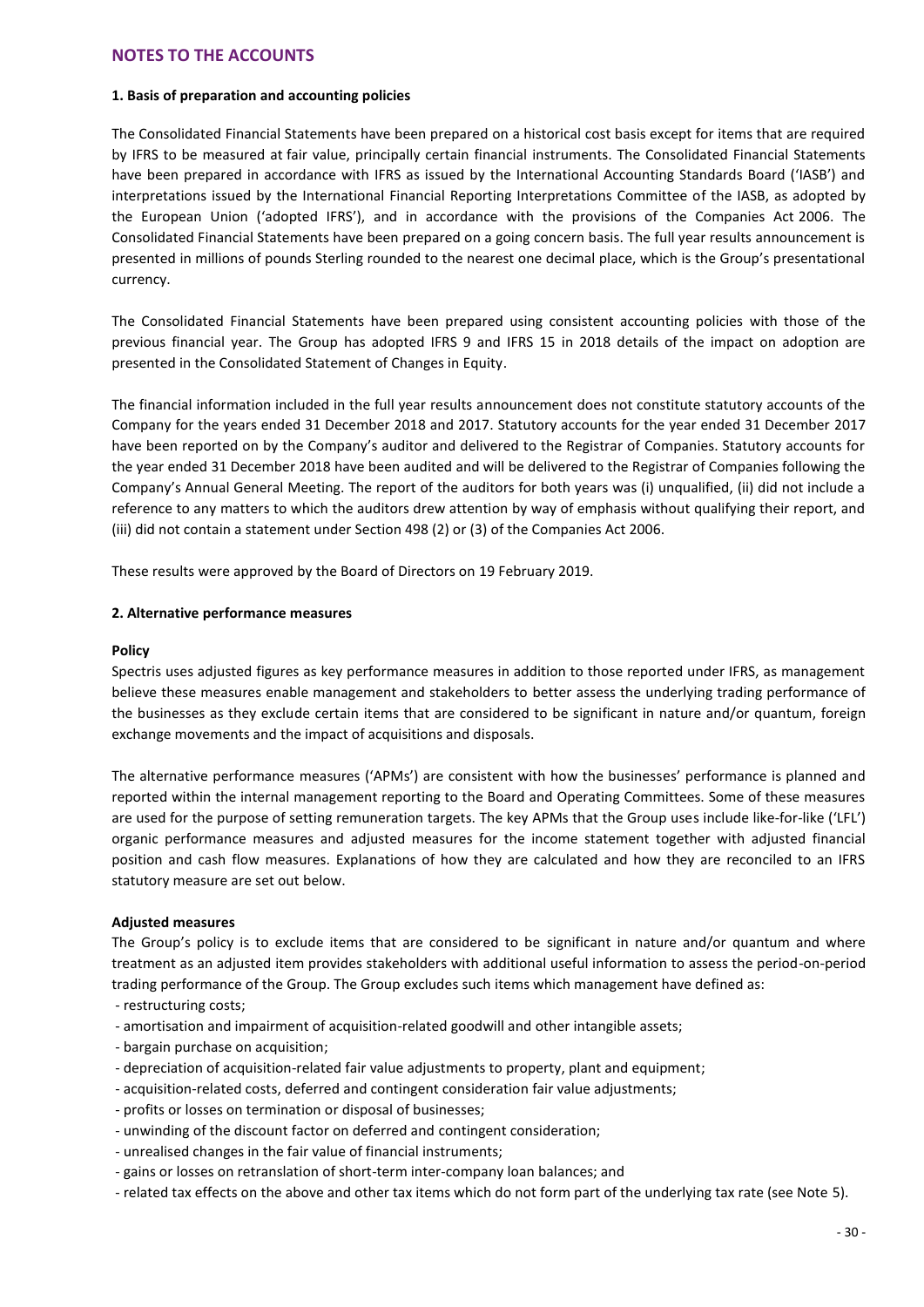## NOTES TO THE ACCOUNTS

### 1. Basis of preparation and accounting policies

The Consolidated Financial Statements have been prepared on a historical cost basis except for items that are required by IFRS to be measured at fair value, principally certain financial instruments. The Consolidated Financial Statements have been prepared in accordance with IFRS as issued by the International Accounting Standards Board ('IASB') and interpretations issued by the International Financial Reporting Interpretations Committee of the IASB, as adopted by the European Union ('adopted IFRS'), and in accordance with the provisions of the Companies Act 2006. The Consolidated Financial Statements have been prepared on a going concern basis. The full year results announcement is presented in millions of pounds Sterling rounded to the nearest one decimal place, which is the Group's presentational currency.

The Consolidated Financial Statements have been prepared using consistent accounting policies with those of the previous financial year. The Group has adopted IFRS 9 and IFRS 15 in 2018 details of the impact on adoption are presented in the Consolidated Statement of Changes in Equity.

The financial information included in the full year results announcement does not constitute statutory accounts of the Company for the years ended 31 December 2018 and 2017. Statutory accounts for the year ended 31 December 2017 have been reported on by the Company's auditor and delivered to the Registrar of Companies. Statutory accounts for the year ended 31 December 2018 have been audited and will be delivered to the Registrar of Companies following the Company's Annual General Meeting. The report of the auditors for both years was (i) unqualified, (ii) did not include a reference to any matters to which the auditors drew attention by way of emphasis without qualifying their report, and (iii) did not contain a statement under Section 498 (2) or (3) of the Companies Act 2006.

These results were approved by the Board of Directors on 19 February 2019.

### 2. Alternative performance measures

**Policy**

Spectris uses adjusted figures as key performance measures in addition to those reported under IFRS, as management believe these measures enable management and stakeholders to better assess the underlying trading performance of the businesses as they exclude certain items that are considered to be significant in nature and/or quantum, foreign exchange movements and the impact of acquisitions and disposals.

The alternative performance measures ('APMs') are consistent with how the businesses' performance is planned and reported within the internal management reporting to the Board and Operating Committees. Some of these measures are used for the purpose of setting remuneration targets. The key APMs that the Group uses include like-for-like ('LFL') organic performance measures and adjusted measures for the income statement together with adjusted financial position and cash flow measures. Explanations of how they are calculated and how they are reconciled to an IFRS statutory measure are set out below.

**Adjusted measures**

The Group's policy is to exclude items that are considered to be significant in nature and/or quantum and where treatment as an adjusted item provides stakeholders with additional useful information to assess the period-on-period trading performance of the Group. The Group excludes such items which management have defined as:

- restructuring costs;
- amortisation and impairment of acquisition-related goodwill and other intangible assets;
- bargain purchase on acquisition;
- depreciation of acquisition-related fair value adjustments to property, plant and equipment;
- acquisition-related costs, deferred and contingent consideration fair value adjustments;
- profits or losses on termination or disposal of businesses;
- unwinding of the discount factor on deferred and contingent consideration;
- unrealised changes in the fair value of financial instruments;
- gains or losses on retranslation of short-term inter-company loan balances; and
- related tax effects on the above and other tax items which do not form part of the underlying tax rate (see Note 5).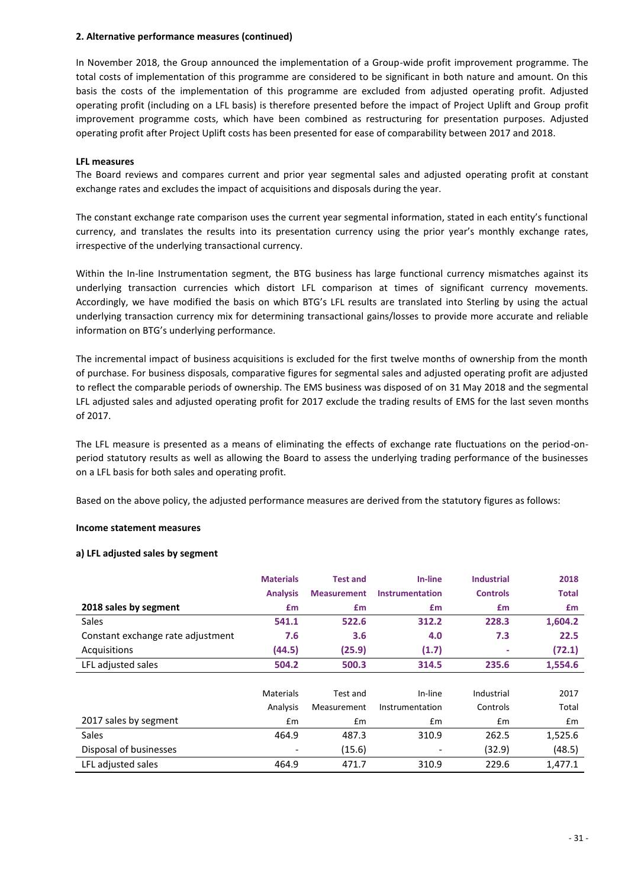**2. Alternative performance measures (continued)**

In November 2018, the Group announced the implementation of a Group-wide profit improvement programme. The total costs of implementation of this programme are considered to be significant in both nature and amount. On this basis the costs of the implementation of this programme are excluded from adjusted operating profit. Adjusted operating profit (including on a LFL basis) is therefore presented before the impact of Project Uplift and Group profit improvement programme costs, which have been combined as restructuring for presentation purposes. Adjusted operating profit after Project Uplift costs has been presented for ease of comparability between 2017 and 2018.

**LFL measures**

The Board reviews and compares current and prior year segmental sales and adjusted operating profit at constant exchange rates and excludes the impact of acquisitions and disposals during the year.

The constant exchange rate comparison uses the current year segmental information, stated in each entity's functional currency, and translates the results into its presentation currency using the prior year's monthly exchange rates, irrespective of the underlying transactional currency.

Within the In-line Instrumentation segment, the BTG business has large functional currency mismatches against its underlying transaction currencies which distort LFL comparison at times of significant currency movements. Accordingly, we have modified the basis on which BTG's LFL results are translated into Sterling by using the actual underlying transaction currency mix for determining transactional gains/losses to provide more accurate and reliable information on BTG's underlying performance.

The incremental impact of business acquisitions is excluded for the first twelve months of ownership from the month of purchase. For business disposals, comparative figures for segmental sales and adjusted operating profit are adjusted to reflect the comparable periods of ownership. The EMS business was disposed of on 31 May 2018 and the segmental LFL adjusted sales and adjusted operating profit for 2017 exclude the trading results of EMS for the last seven months of 2017.

The LFL measure is presented as a means of eliminating the effects of exchange rate fluctuations on the period-on-period statutory results as well as allowing the Board to assess the underlying trading performance of the businesses on a LFL basis for both sales and operating profit.

Based on the above policy, the adjusted performance measures are derived from the statutory figures as follows:

**Income statement measures**

**a) LFL adjusted sales by segment**

| **2018 sales by segment** | **Materials Analysis £m** | **Test and Measurement £m** | **In-line Instrumentation £m** | **Industrial Controls £m** | **2018 Total £m** |
|---|---|---|---|---|---|
| Sales | **541.1** | **522.6** | **312.2** | **228.3** | **1,604.2** |
| Constant exchange rate adjustment | **7.6** | **3.6** | **4.0** | **7.3** | **22.5** |
| Acquisitions | **(44.5)** | **(25.9)** | **(1.7)** | **-** | **(72.1)** |
| LFL adjusted sales | **504.2** | **500.3** | **314.5** | **235.6** | **1,554.6** |

| 2017 sales by segment | Materials Analysis £m | Test and Measurement £m | In-line Instrumentation £m | Industrial Controls £m | 2017 Total £m |
|---|---|---|---|---|---|
| Sales | 464.9 | 487.3 | 310.9 | 262.5 | 1,525.6 |
| Disposal of businesses | - | (15.6) | - | (32.9) | (48.5) |
| LFL adjusted sales | 464.9 | 471.7 | 310.9 | 229.6 | 1,477.1 |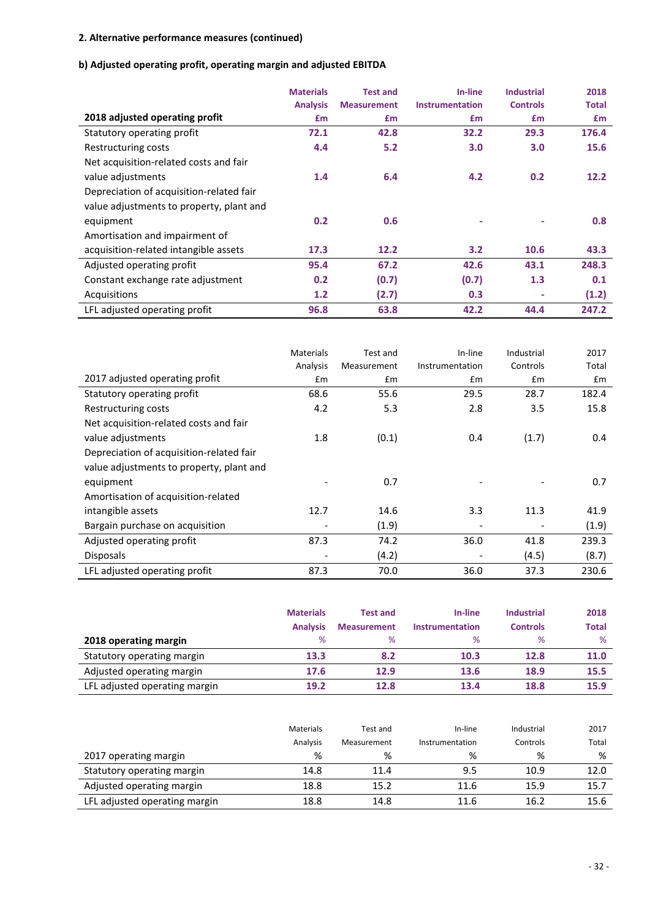**2. Alternative performance measures (continued)**

**b) Adjusted operating profit, operating margin and adjusted EBITDA**

| 2018 adjusted operating profit | Materials Analysis £m | Test and Measurement £m | In-line Instrumentation £m | Industrial Controls £m | 2018 Total £m |
|---|---|---|---|---|---|
| Statutory operating profit | 72.1 | 42.8 | 32.2 | 29.3 | 176.4 |
| Restructuring costs | 4.4 | 5.2 | 3.0 | 3.0 | 15.6 |
| Net acquisition-related costs and fair value adjustments | 1.4 | 6.4 | 4.2 | 0.2 | 12.2 |
| Depreciation of acquisition-related fair value adjustments to property, plant and equipment | 0.2 | 0.6 | - | - | 0.8 |
| Amortisation and impairment of acquisition-related intangible assets | 17.3 | 12.2 | 3.2 | 10.6 | 43.3 |
| Adjusted operating profit | 95.4 | 67.2 | 42.6 | 43.1 | 248.3 |
| Constant exchange rate adjustment | 0.2 | (0.7) | (0.7) | 1.3 | 0.1 |
| Acquisitions | 1.2 | (2.7) | 0.3 | - | (1.2) |
| LFL adjusted operating profit | 96.8 | 63.8 | 42.2 | 44.4 | 247.2 |

| 2017 adjusted operating profit | Materials Analysis £m | Test and Measurement £m | In-line Instrumentation £m | Industrial Controls £m | 2017 Total £m |
|---|---|---|---|---|---|
| Statutory operating profit | 68.6 | 55.6 | 29.5 | 28.7 | 182.4 |
| Restructuring costs | 4.2 | 5.3 | 2.8 | 3.5 | 15.8 |
| Net acquisition-related costs and fair value adjustments | 1.8 | (0.1) | 0.4 | (1.7) | 0.4 |
| Depreciation of acquisition-related fair value adjustments to property, plant and equipment | - | 0.7 | - | - | 0.7 |
| Amortisation of acquisition-related intangible assets | 12.7 | 14.6 | 3.3 | 11.3 | 41.9 |
| Bargain purchase on acquisition | - | (1.9) | - | - | (1.9) |
| Adjusted operating profit | 87.3 | 74.2 | 36.0 | 41.8 | 239.3 |
| Disposals | - | (4.2) | - | (4.5) | (8.7) |
| LFL adjusted operating profit | 87.3 | 70.0 | 36.0 | 37.3 | 230.6 |

| 2018 operating margin | Materials Analysis % | Test and Measurement % | In-line Instrumentation % | Industrial Controls % | 2018 Total % |
|---|---|---|---|---|---|
| Statutory operating margin | 13.3 | 8.2 | 10.3 | 12.8 | 11.0 |
| Adjusted operating margin | 17.6 | 12.9 | 13.6 | 18.9 | 15.5 |
| LFL adjusted operating margin | 19.2 | 12.8 | 13.4 | 18.8 | 15.9 |

| 2017 operating margin | Materials Analysis % | Test and Measurement % | In-line Instrumentation % | Industrial Controls % | 2017 Total % |
|---|---|---|---|---|---|
| Statutory operating margin | 14.8 | 11.4 | 9.5 | 10.9 | 12.0 |
| Adjusted operating margin | 18.8 | 15.2 | 11.6 | 15.9 | 15.7 |
| LFL adjusted operating margin | 18.8 | 14.8 | 11.6 | 16.2 | 15.6 |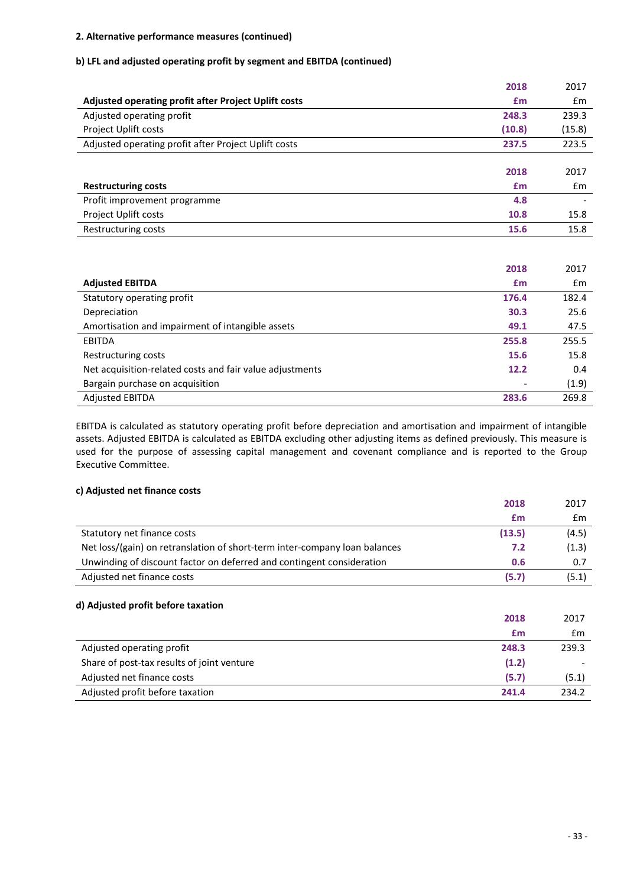**2. Alternative performance measures (continued)**

**b) LFL and adjusted operating profit by segment and EBITDA (continued)**

| Adjusted operating profit after Project Uplift costs | 2018 £m | 2017 £m |
|---|---|---|
| Adjusted operating profit | 248.3 | 239.3 |
| Project Uplift costs | (10.8) | (15.8) |
| Adjusted operating profit after Project Uplift costs | 237.5 | 223.5 |

| Restructuring costs | 2018 £m | 2017 £m |
|---|---|---|
| Profit improvement programme | 4.8 | - |
| Project Uplift costs | 10.8 | 15.8 |
| Restructuring costs | 15.6 | 15.8 |

| Adjusted EBITDA | 2018 £m | 2017 £m |
|---|---|---|
| Statutory operating profit | 176.4 | 182.4 |
| Depreciation | 30.3 | 25.6 |
| Amortisation and impairment of intangible assets | 49.1 | 47.5 |
| EBITDA | 255.8 | 255.5 |
| Restructuring costs | 15.6 | 15.8 |
| Net acquisition-related costs and fair value adjustments | 12.2 | 0.4 |
| Bargain purchase on acquisition | - | (1.9) |
| Adjusted EBITDA | 283.6 | 269.8 |

EBITDA is calculated as statutory operating profit before depreciation and amortisation and impairment of intangible assets. Adjusted EBITDA is calculated as EBITDA excluding other adjusting items as defined previously. This measure is used for the purpose of assessing capital management and covenant compliance and is reported to the Group Executive Committee.

**c) Adjusted net finance costs**

| | 2018 £m | 2017 £m |
|---|---|---|
| Statutory net finance costs | (13.5) | (4.5) |
| Net loss/(gain) on retranslation of short-term inter-company loan balances | 7.2 | (1.3) |
| Unwinding of discount factor on deferred and contingent consideration | 0.6 | 0.7 |
| Adjusted net finance costs | (5.7) | (5.1) |

**d) Adjusted profit before taxation**

| | 2018 £m | 2017 £m |
|---|---|---|
| Adjusted operating profit | 248.3 | 239.3 |
| Share of post-tax results of joint venture | (1.2) | - |
| Adjusted net finance costs | (5.7) | (5.1) |
| Adjusted profit before taxation | 241.4 | 234.2 |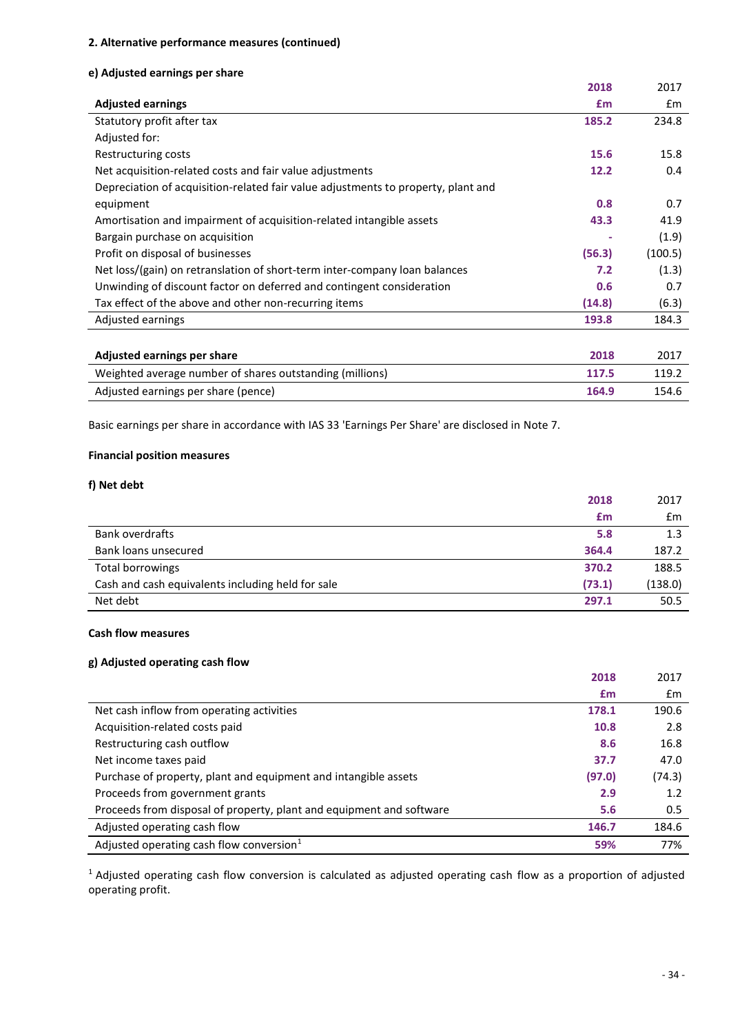## 2. Alternative performance measures (continued)

### e) Adjusted earnings per share

| Adjusted earnings | 2018 £m | 2017 £m |
|---|---|---|
| Statutory profit after tax | **185.2** | 234.8 |
| Adjusted for: | | |
| Restructuring costs | **15.6** | 15.8 |
| Net acquisition-related costs and fair value adjustments | **12.2** | 0.4 |
| Depreciation of acquisition-related fair value adjustments to property, plant and equipment | **0.8** | 0.7 |
| Amortisation and impairment of acquisition-related intangible assets | **43.3** | 41.9 |
| Bargain purchase on acquisition | **-** | (1.9) |
| Profit on disposal of businesses | **(56.3)** | (100.5) |
| Net loss/(gain) on retranslation of short-term inter-company loan balances | **7.2** | (1.3) |
| Unwinding of discount factor on deferred and contingent consideration | **0.6** | 0.7 |
| Tax effect of the above and other non-recurring items | **(14.8)** | (6.3) |
| Adjusted earnings | **193.8** | 184.3 |

| Adjusted earnings per share | 2018 | 2017 |
|---|---|---|
| Weighted average number of shares outstanding (millions) | **117.5** | 119.2 |
| Adjusted earnings per share (pence) | **164.9** | 154.6 |

Basic earnings per share in accordance with IAS 33 'Earnings Per Share' are disclosed in Note 7.

## Financial position measures

### f) Net debt

| | 2018 £m | 2017 £m |
|---|---|---|
| Bank overdrafts | **5.8** | 1.3 |
| Bank loans unsecured | **364.4** | 187.2 |
| Total borrowings | **370.2** | 188.5 |
| Cash and cash equivalents including held for sale | **(73.1)** | (138.0) |
| Net debt | **297.1** | 50.5 |

## Cash flow measures

### g) Adjusted operating cash flow

| | 2018 £m | 2017 £m |
|---|---|---|
| Net cash inflow from operating activities | **178.1** | 190.6 |
| Acquisition-related costs paid | **10.8** | 2.8 |
| Restructuring cash outflow | **8.6** | 16.8 |
| Net income taxes paid | **37.7** | 47.0 |
| Purchase of property, plant and equipment and intangible assets | **(97.0)** | (74.3) |
| Proceeds from government grants | **2.9** | 1.2 |
| Proceeds from disposal of property, plant and equipment and software | **5.6** | 0.5 |
| Adjusted operating cash flow | **146.7** | 184.6 |
| Adjusted operating cash flow conversion[1] | **59%** | 77% |

[1] Adjusted operating cash flow conversion is calculated as adjusted operating cash flow as a proportion of adjusted operating profit.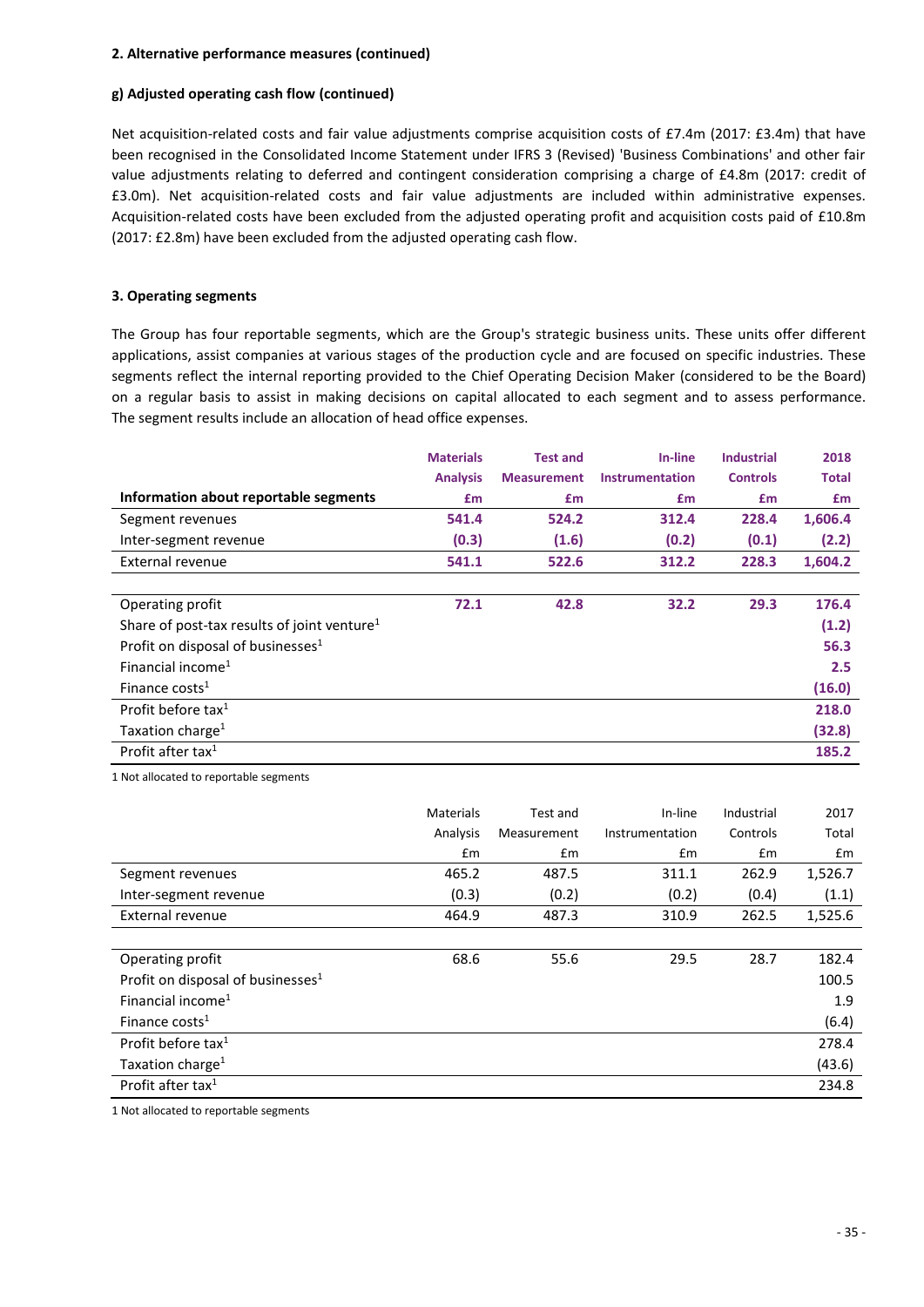**2. Alternative performance measures (continued)**

**g) Adjusted operating cash flow (continued)**

Net acquisition-related costs and fair value adjustments comprise acquisition costs of £7.4m (2017: £3.4m) that have been recognised in the Consolidated Income Statement under IFRS 3 (Revised) 'Business Combinations' and other fair value adjustments relating to deferred and contingent consideration comprising a charge of £4.8m (2017: credit of £3.0m). Net acquisition-related costs and fair value adjustments are included within administrative expenses. Acquisition-related costs have been excluded from the adjusted operating profit and acquisition costs paid of £10.8m (2017: £2.8m) have been excluded from the adjusted operating cash flow.

**3. Operating segments**

The Group has four reportable segments, which are the Group's strategic business units. These units offer different applications, assist companies at various stages of the production cycle and are focused on specific industries. These segments reflect the internal reporting provided to the Chief Operating Decision Maker (considered to be the Board) on a regular basis to assist in making decisions on capital allocated to each segment and to assess performance. The segment results include an allocation of head office expenses.

| Information about reportable segments | Materials Analysis £m | Test and Measurement £m | In-line Instrumentation £m | Industrial Controls £m | 2018 Total £m |
|---|---|---|---|---|---|
| Segment revenues | **541.4** | **524.2** | **312.4** | **228.4** | **1,606.4** |
| Inter-segment revenue | **(0.3)** | **(1.6)** | **(0.2)** | **(0.1)** | **(2.2)** |
| External revenue | **541.1** | **522.6** | **312.2** | **228.3** | **1,604.2** |
| | | | | | |
| Operating profit | **72.1** | **42.8** | **32.2** | **29.3** | **176.4** |
| Share of post-tax results of joint venture[1] | | | | | **(1.2)** |
| Profit on disposal of businesses[1] | | | | | **56.3** |
| Financial income[1] | | | | | **2.5** |
| Finance costs[1] | | | | | **(16.0)** |
| Profit before tax[1] | | | | | **218.0** |
| Taxation charge[1] | | | | | **(32.8)** |
| Profit after tax[1] | | | | | **185.2** |

1 Not allocated to reportable segments

| | Materials Analysis £m | Test and Measurement £m | In-line Instrumentation £m | Industrial Controls £m | 2017 Total £m |
|---|---|---|---|---|---|
| Segment revenues | 465.2 | 487.5 | 311.1 | 262.9 | 1,526.7 |
| Inter-segment revenue | (0.3) | (0.2) | (0.2) | (0.4) | (1.1) |
| External revenue | 464.9 | 487.3 | 310.9 | 262.5 | 1,525.6 |
| | | | | | |
| Operating profit | 68.6 | 55.6 | 29.5 | 28.7 | 182.4 |
| Profit on disposal of businesses[1] | | | | | 100.5 |
| Financial income[1] | | | | | 1.9 |
| Finance costs[1] | | | | | (6.4) |
| Profit before tax[1] | | | | | 278.4 |
| Taxation charge[1] | | | | | (43.6) |
| Profit after tax[1] | | | | | 234.8 |

1 Not allocated to reportable segments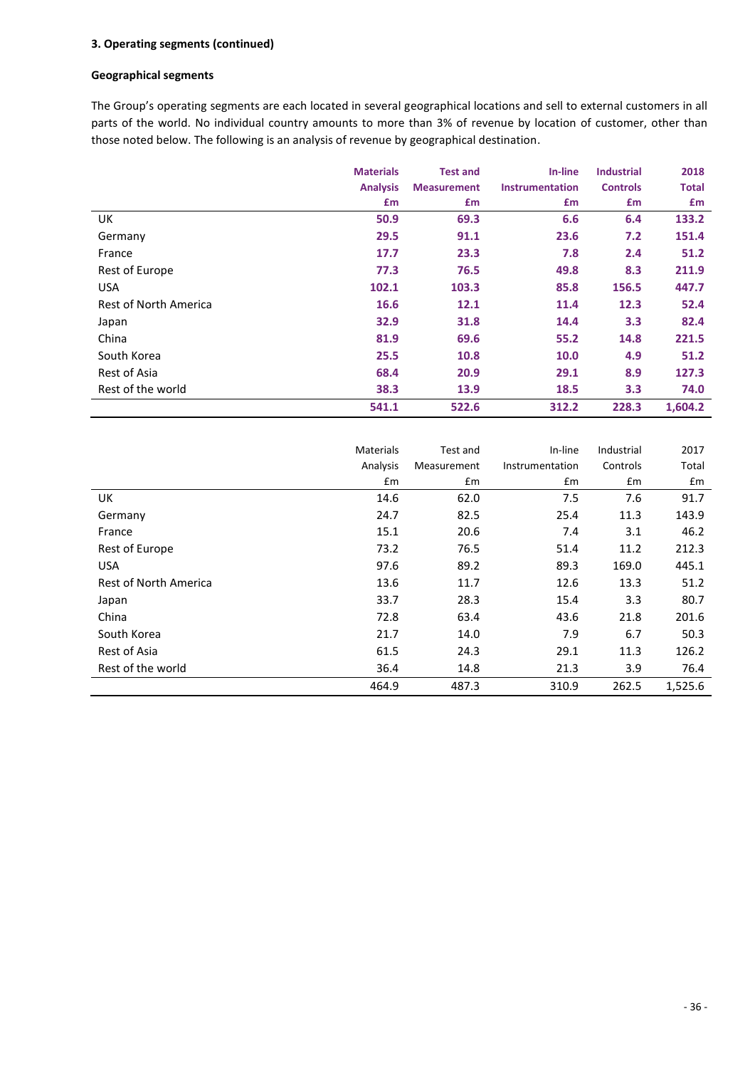**3. Operating segments (continued)**

**Geographical segments**

The Group's operating segments are each located in several geographical locations and sell to external customers in all parts of the world. No individual country amounts to more than 3% of revenue by location of customer, other than those noted below. The following is an analysis of revenue by geographical destination.

| | **Materials Analysis £m** | **Test and Measurement £m** | **In-line Instrumentation £m** | **Industrial Controls £m** | **2018 Total £m** |
|---|---|---|---|---|---|
| UK | **50.9** | **69.3** | **6.6** | **6.4** | **133.2** |
| Germany | **29.5** | **91.1** | **23.6** | **7.2** | **151.4** |
| France | **17.7** | **23.3** | **7.8** | **2.4** | **51.2** |
| Rest of Europe | **77.3** | **76.5** | **49.8** | **8.3** | **211.9** |
| USA | **102.1** | **103.3** | **85.8** | **156.5** | **447.7** |
| Rest of North America | **16.6** | **12.1** | **11.4** | **12.3** | **52.4** |
| Japan | **32.9** | **31.8** | **14.4** | **3.3** | **82.4** |
| China | **81.9** | **69.6** | **55.2** | **14.8** | **221.5** |
| South Korea | **25.5** | **10.8** | **10.0** | **4.9** | **51.2** |
| Rest of Asia | **68.4** | **20.9** | **29.1** | **8.9** | **127.3** |
| Rest of the world | **38.3** | **13.9** | **18.5** | **3.3** | **74.0** |
| | **541.1** | **522.6** | **312.2** | **228.3** | **1,604.2** |

| | Materials Analysis £m | Test and Measurement £m | In-line Instrumentation £m | Industrial Controls £m | 2017 Total £m |
|---|---|---|---|---|---|
| UK | 14.6 | 62.0 | 7.5 | 7.6 | 91.7 |
| Germany | 24.7 | 82.5 | 25.4 | 11.3 | 143.9 |
| France | 15.1 | 20.6 | 7.4 | 3.1 | 46.2 |
| Rest of Europe | 73.2 | 76.5 | 51.4 | 11.2 | 212.3 |
| USA | 97.6 | 89.2 | 89.3 | 169.0 | 445.1 |
| Rest of North America | 13.6 | 11.7 | 12.6 | 13.3 | 51.2 |
| Japan | 33.7 | 28.3 | 15.4 | 3.3 | 80.7 |
| China | 72.8 | 63.4 | 43.6 | 21.8 | 201.6 |
| South Korea | 21.7 | 14.0 | 7.9 | 6.7 | 50.3 |
| Rest of Asia | 61.5 | 24.3 | 29.1 | 11.3 | 126.2 |
| Rest of the world | 36.4 | 14.8 | 21.3 | 3.9 | 76.4 |
| | 464.9 | 487.3 | 310.9 | 262.5 | 1,525.6 |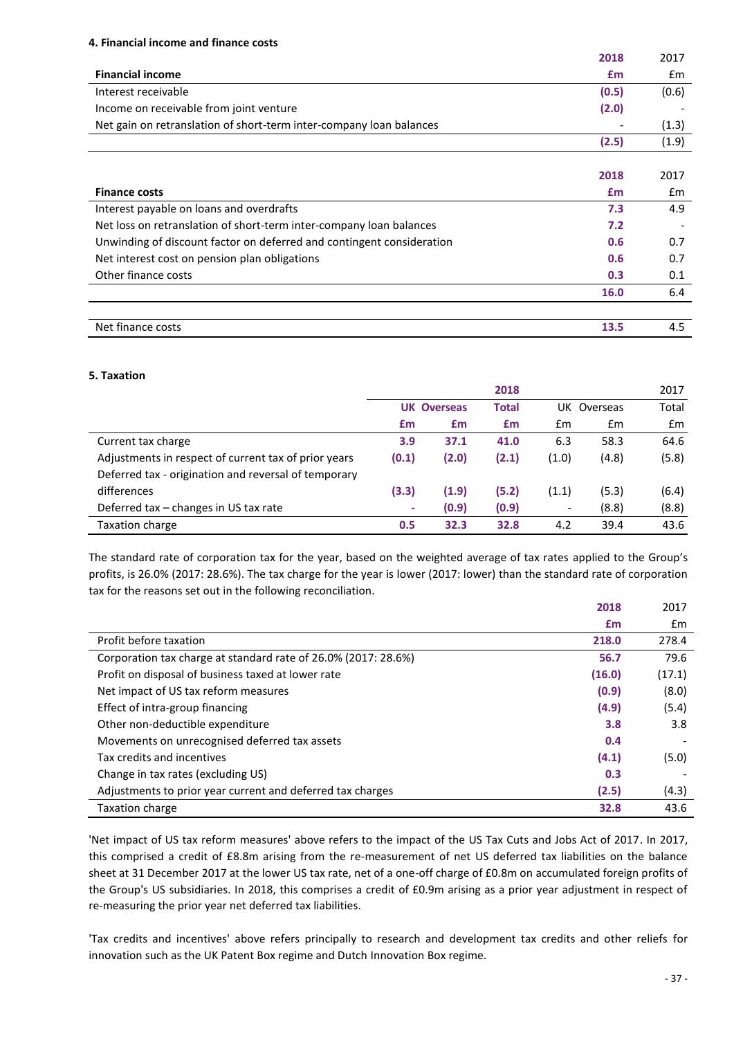#### 4. Financial income and finance costs

| Financial income | 2018 £m | 2017 £m |
|---|---|---|
| Interest receivable | (0.5) | (0.6) |
| Income on receivable from joint venture | (2.0) | - |
| Net gain on retranslation of short-term inter-company loan balances | - | (1.3) |
| | (2.5) | (1.9) |

| Finance costs | 2018 £m | 2017 £m |
|---|---|---|
| Interest payable on loans and overdrafts | 7.3 | 4.9 |
| Net loss on retranslation of short-term inter-company loan balances | 7.2 | - |
| Unwinding of discount factor on deferred and contingent consideration | 0.6 | 0.7 |
| Net interest cost on pension plan obligations | 0.6 | 0.7 |
| Other finance costs | 0.3 | 0.1 |
| | 16.0 | 6.4 |
| | | |
| Net finance costs | 13.5 | 4.5 |

#### 5. Taxation

| | 2018 | | | 2017 | | |
|---|---|---|---|---|---|---|
| | UK | Overseas | Total | UK | Overseas | Total |
| | £m | £m | £m | £m | £m | £m |
| Current tax charge | 3.9 | 37.1 | 41.0 | 6.3 | 58.3 | 64.6 |
| Adjustments in respect of current tax of prior years | (0.1) | (2.0) | (2.1) | (1.0) | (4.8) | (5.8) |
| Deferred tax - origination and reversal of temporary differences | (3.3) | (1.9) | (5.2) | (1.1) | (5.3) | (6.4) |
| Deferred tax – changes in US tax rate | - | (0.9) | (0.9) | - | (8.8) | (8.8) |
| Taxation charge | 0.5 | 32.3 | 32.8 | 4.2 | 39.4 | 43.6 |

The standard rate of corporation tax for the year, based on the weighted average of tax rates applied to the Group's profits, is 26.0% (2017: 28.6%). The tax charge for the year is lower (2017: lower) than the standard rate of corporation tax for the reasons set out in the following reconciliation.

| | 2018 £m | 2017 £m |
|---|---|---|
| Profit before taxation | 218.0 | 278.4 |
| Corporation tax charge at standard rate of 26.0% (2017: 28.6%) | 56.7 | 79.6 |
| Profit on disposal of business taxed at lower rate | (16.0) | (17.1) |
| Net impact of US tax reform measures | (0.9) | (8.0) |
| Effect of intra-group financing | (4.9) | (5.4) |
| Other non-deductible expenditure | 3.8 | 3.8 |
| Movements on unrecognised deferred tax assets | 0.4 | - |
| Tax credits and incentives | (4.1) | (5.0) |
| Change in tax rates (excluding US) | 0.3 | - |
| Adjustments to prior year current and deferred tax charges | (2.5) | (4.3) |
| Taxation charge | 32.8 | 43.6 |

'Net impact of US tax reform measures' above refers to the impact of the US Tax Cuts and Jobs Act of 2017. In 2017, this comprised a credit of £8.8m arising from the re-measurement of net US deferred tax liabilities on the balance sheet at 31 December 2017 at the lower US tax rate, net of a one-off charge of £0.8m on accumulated foreign profits of the Group's US subsidiaries. In 2018, this comprises a credit of £0.9m arising as a prior year adjustment in respect of re-measuring the prior year net deferred tax liabilities.

'Tax credits and incentives' above refers principally to research and development tax credits and other reliefs for innovation such as the UK Patent Box regime and Dutch Innovation Box regime.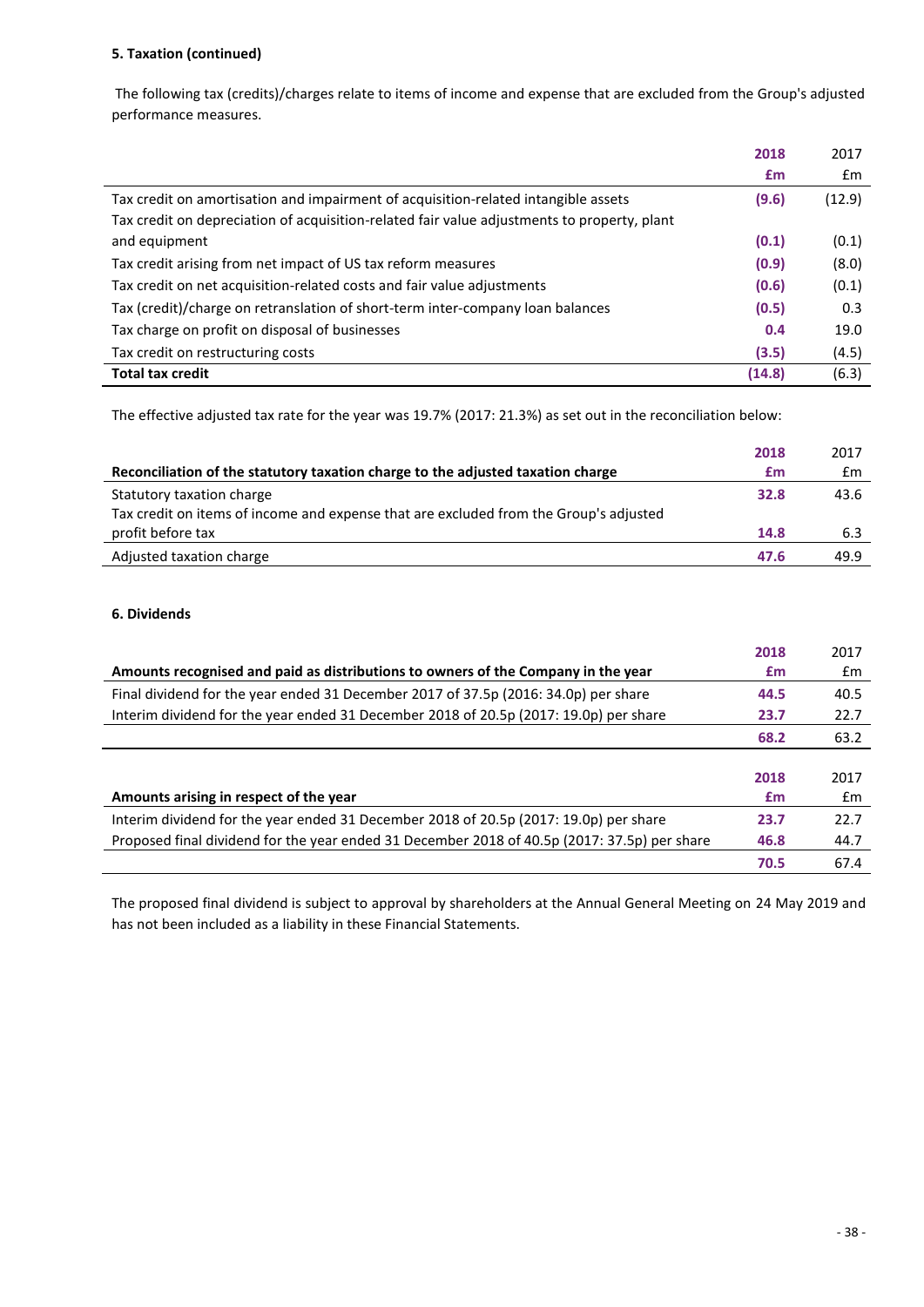**5. Taxation (continued)**

The following tax (credits)/charges relate to items of income and expense that are excluded from the Group's adjusted performance measures.

| | **2018** | 2017 |
|---|---|---|
| | **£m** | £m |
| Tax credit on amortisation and impairment of acquisition-related intangible assets | **(9.6)** | (12.9) |
| Tax credit on depreciation of acquisition-related fair value adjustments to property, plant and equipment | **(0.1)** | (0.1) |
| Tax credit arising from net impact of US tax reform measures | **(0.9)** | (8.0) |
| Tax credit on net acquisition-related costs and fair value adjustments | **(0.6)** | (0.1) |
| Tax (credit)/charge on retranslation of short-term inter-company loan balances | **(0.5)** | 0.3 |
| Tax charge on profit on disposal of businesses | **0.4** | 19.0 |
| Tax credit on restructuring costs | **(3.5)** | (4.5) |
| **Total tax credit** | **(14.8)** | (6.3) |

The effective adjusted tax rate for the year was 19.7% (2017: 21.3%) as set out in the reconciliation below:

| **Reconciliation of the statutory taxation charge to the adjusted taxation charge** | **2018** | 2017 |
|---|---|---|
| | **£m** | £m |
| Statutory taxation charge | **32.8** | 43.6 |
| Tax credit on items of income and expense that are excluded from the Group's adjusted profit before tax | **14.8** | 6.3 |
| Adjusted taxation charge | **47.6** | 49.9 |

**6. Dividends**

| **Amounts recognised and paid as distributions to owners of the Company in the year** | **2018** | 2017 |
|---|---|---|
| | **£m** | £m |
| Final dividend for the year ended 31 December 2017 of 37.5p (2016: 34.0p) per share | **44.5** | 40.5 |
| Interim dividend for the year ended 31 December 2018 of 20.5p (2017: 19.0p) per share | **23.7** | 22.7 |
| | **68.2** | 63.2 |

| **Amounts arising in respect of the year** | **2018** | 2017 |
|---|---|---|
| | **£m** | £m |
| Interim dividend for the year ended 31 December 2018 of 20.5p (2017: 19.0p) per share | **23.7** | 22.7 |
| Proposed final dividend for the year ended 31 December 2018 of 40.5p (2017: 37.5p) per share | **46.8** | 44.7 |
| | **70.5** | 67.4 |

The proposed final dividend is subject to approval by shareholders at the Annual General Meeting on 24 May 2019 and has not been included as a liability in these Financial Statements.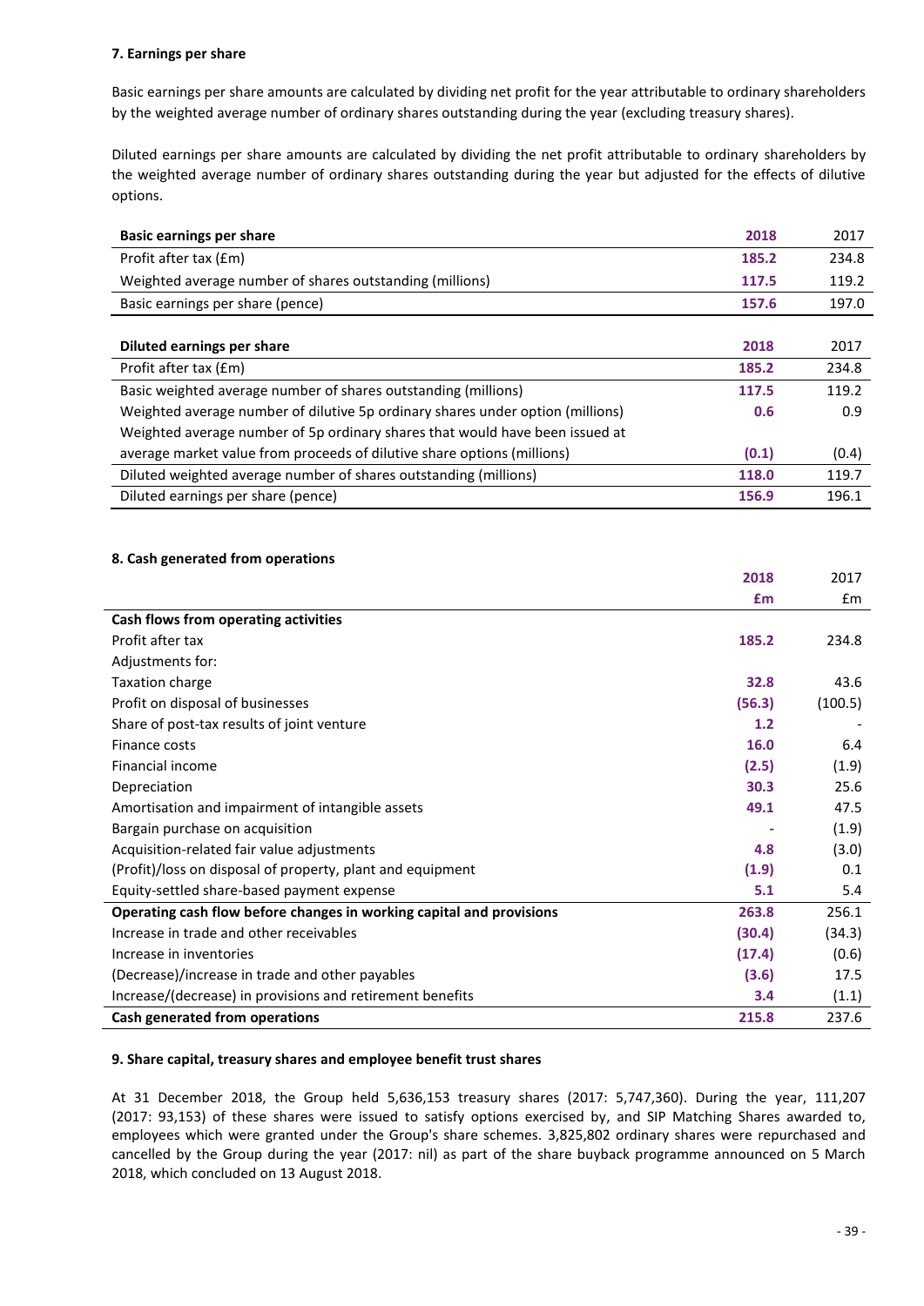### 7. Earnings per share

Basic earnings per share amounts are calculated by dividing net profit for the year attributable to ordinary shareholders by the weighted average number of ordinary shares outstanding during the year (excluding treasury shares).

Diluted earnings per share amounts are calculated by dividing the net profit attributable to ordinary shareholders by the weighted average number of ordinary shares outstanding during the year but adjusted for the effects of dilutive options.

| Basic earnings per share | 2018 | 2017 |
|---|---|---|
| Profit after tax (£m) | **185.2** | 234.8 |
| Weighted average number of shares outstanding (millions) | **117.5** | 119.2 |
| Basic earnings per share (pence) | **157.6** | 197.0 |

| Diluted earnings per share | 2018 | 2017 |
|---|---|---|
| Profit after tax (£m) | **185.2** | 234.8 |
| Basic weighted average number of shares outstanding (millions) | **117.5** | 119.2 |
| Weighted average number of dilutive 5p ordinary shares under option (millions) | **0.6** | 0.9 |
| Weighted average number of 5p ordinary shares that would have been issued at average market value from proceeds of dilutive share options (millions) | **(0.1)** | (0.4) |
| Diluted weighted average number of shares outstanding (millions) | **118.0** | 119.7 |
| Diluted earnings per share (pence) | **156.9** | 196.1 |

### 8. Cash generated from operations

| | 2018 £m | 2017 £m |
|---|---|---|
| **Cash flows from operating activities** | | |
| Profit after tax | **185.2** | 234.8 |
| Adjustments for: | | |
| Taxation charge | **32.8** | 43.6 |
| Profit on disposal of businesses | **(56.3)** | (100.5) |
| Share of post-tax results of joint venture | **1.2** | - |
| Finance costs | **16.0** | 6.4 |
| Financial income | **(2.5)** | (1.9) |
| Depreciation | **30.3** | 25.6 |
| Amortisation and impairment of intangible assets | **49.1** | 47.5 |
| Bargain purchase on acquisition | **-** | (1.9) |
| Acquisition-related fair value adjustments | **4.8** | (3.0) |
| (Profit)/loss on disposal of property, plant and equipment | **(1.9)** | 0.1 |
| Equity-settled share-based payment expense | **5.1** | 5.4 |
| **Operating cash flow before changes in working capital and provisions** | **263.8** | 256.1 |
| Increase in trade and other receivables | **(30.4)** | (34.3) |
| Increase in inventories | **(17.4)** | (0.6) |
| (Decrease)/increase in trade and other payables | **(3.6)** | 17.5 |
| Increase/(decrease) in provisions and retirement benefits | **3.4** | (1.1) |
| **Cash generated from operations** | **215.8** | 237.6 |

### 9. Share capital, treasury shares and employee benefit trust shares

At 31 December 2018, the Group held 5,636,153 treasury shares (2017: 5,747,360). During the year, 111,207 (2017: 93,153) of these shares were issued to satisfy options exercised by, and SIP Matching Shares awarded to, employees which were granted under the Group's share schemes. 3,825,802 ordinary shares were repurchased and cancelled by the Group during the year (2017: nil) as part of the share buyback programme announced on 5 March 2018, which concluded on 13 August 2018.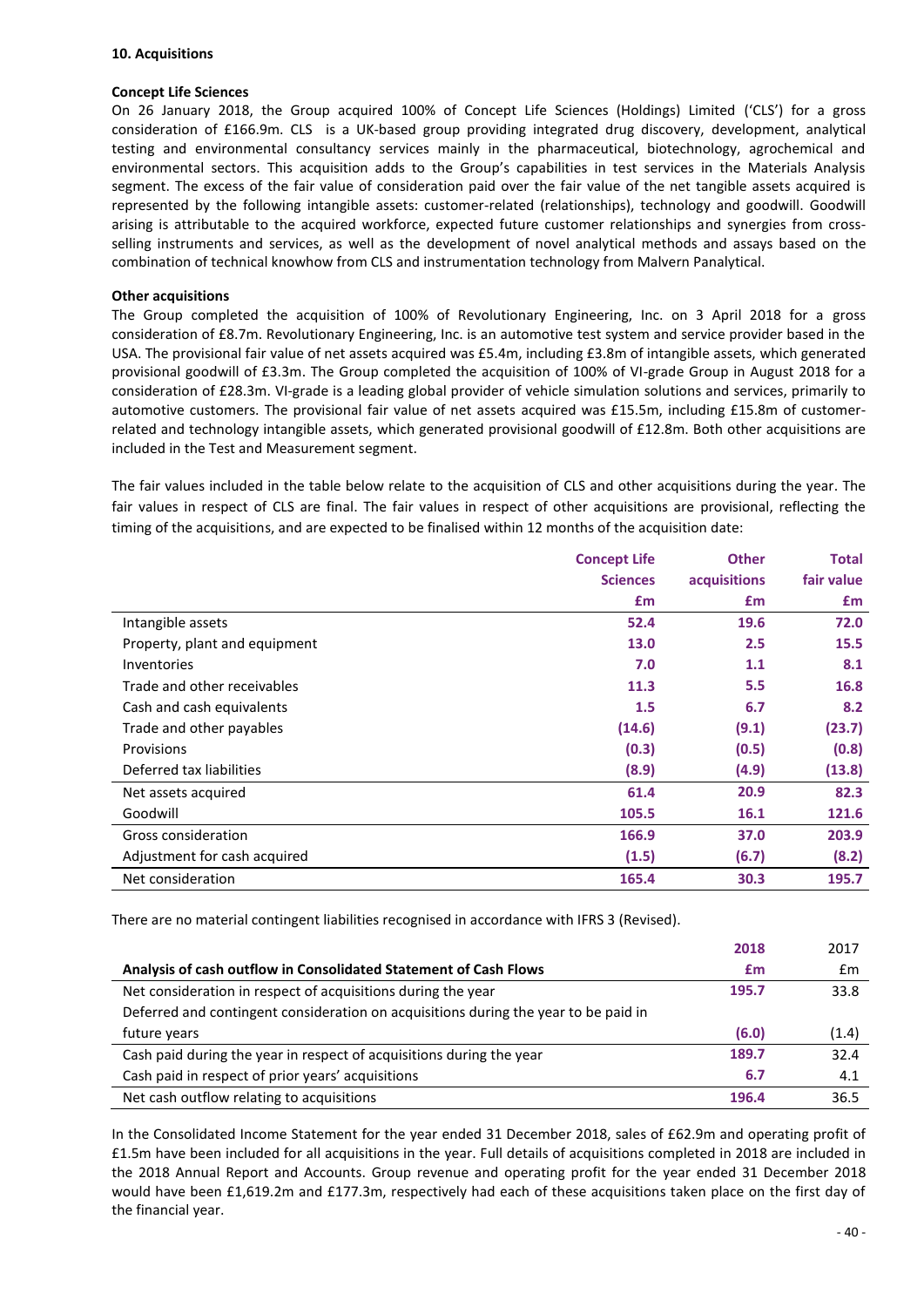### 10. Acquisitions

**Concept Life Sciences**

On 26 January 2018, the Group acquired 100% of Concept Life Sciences (Holdings) Limited ('CLS') for a gross consideration of £166.9m. CLS is a UK-based group providing integrated drug discovery, development, analytical testing and environmental consultancy services mainly in the pharmaceutical, biotechnology, agrochemical and environmental sectors. This acquisition adds to the Group's capabilities in test services in the Materials Analysis segment. The excess of the fair value of consideration paid over the fair value of the net tangible assets acquired is represented by the following intangible assets: customer-related (relationships), technology and goodwill. Goodwill arising is attributable to the acquired workforce, expected future customer relationships and synergies from cross-selling instruments and services, as well as the development of novel analytical methods and assays based on the combination of technical knowhow from CLS and instrumentation technology from Malvern Panalytical.

**Other acquisitions**

The Group completed the acquisition of 100% of Revolutionary Engineering, Inc. on 3 April 2018 for a gross consideration of £8.7m. Revolutionary Engineering, Inc. is an automotive test system and service provider based in the USA. The provisional fair value of net assets acquired was £5.4m, including £3.8m of intangible assets, which generated provisional goodwill of £3.3m. The Group completed the acquisition of 100% of VI-grade Group in August 2018 for a consideration of £28.3m. VI-grade is a leading global provider of vehicle simulation solutions and services, primarily to automotive customers. The provisional fair value of net assets acquired was £15.5m, including £15.8m of customer-related and technology intangible assets, which generated provisional goodwill of £12.8m. Both other acquisitions are included in the Test and Measurement segment.

The fair values included in the table below relate to the acquisition of CLS and other acquisitions during the year. The fair values in respect of CLS are final. The fair values in respect of other acquisitions are provisional, reflecting the timing of the acquisitions, and are expected to be finalised within 12 months of the acquisition date:

| | Concept Life Sciences £m | Other acquisitions £m | Total fair value £m |
|---|---|---|---|
| Intangible assets | 52.4 | 19.6 | 72.0 |
| Property, plant and equipment | 13.0 | 2.5 | 15.5 |
| Inventories | 7.0 | 1.1 | 8.1 |
| Trade and other receivables | 11.3 | 5.5 | 16.8 |
| Cash and cash equivalents | 1.5 | 6.7 | 8.2 |
| Trade and other payables | (14.6) | (9.1) | (23.7) |
| Provisions | (0.3) | (0.5) | (0.8) |
| Deferred tax liabilities | (8.9) | (4.9) | (13.8) |
| Net assets acquired | 61.4 | 20.9 | 82.3 |
| Goodwill | 105.5 | 16.1 | 121.6 |
| Gross consideration | 166.9 | 37.0 | 203.9 |
| Adjustment for cash acquired | (1.5) | (6.7) | (8.2) |
| Net consideration | 165.4 | 30.3 | 195.7 |

There are no material contingent liabilities recognised in accordance with IFRS 3 (Revised).

| Analysis of cash outflow in Consolidated Statement of Cash Flows | 2018 £m | 2017 £m |
|---|---|---|
| Net consideration in respect of acquisitions during the year | 195.7 | 33.8 |
| Deferred and contingent consideration on acquisitions during the year to be paid in future years | (6.0) | (1.4) |
| Cash paid during the year in respect of acquisitions during the year | 189.7 | 32.4 |
| Cash paid in respect of prior years' acquisitions | 6.7 | 4.1 |
| Net cash outflow relating to acquisitions | 196.4 | 36.5 |

In the Consolidated Income Statement for the year ended 31 December 2018, sales of £62.9m and operating profit of £1.5m have been included for all acquisitions in the year. Full details of acquisitions completed in 2018 are included in the 2018 Annual Report and Accounts. Group revenue and operating profit for the year ended 31 December 2018 would have been £1,619.2m and £177.3m, respectively had each of these acquisitions taken place on the first day of the financial year.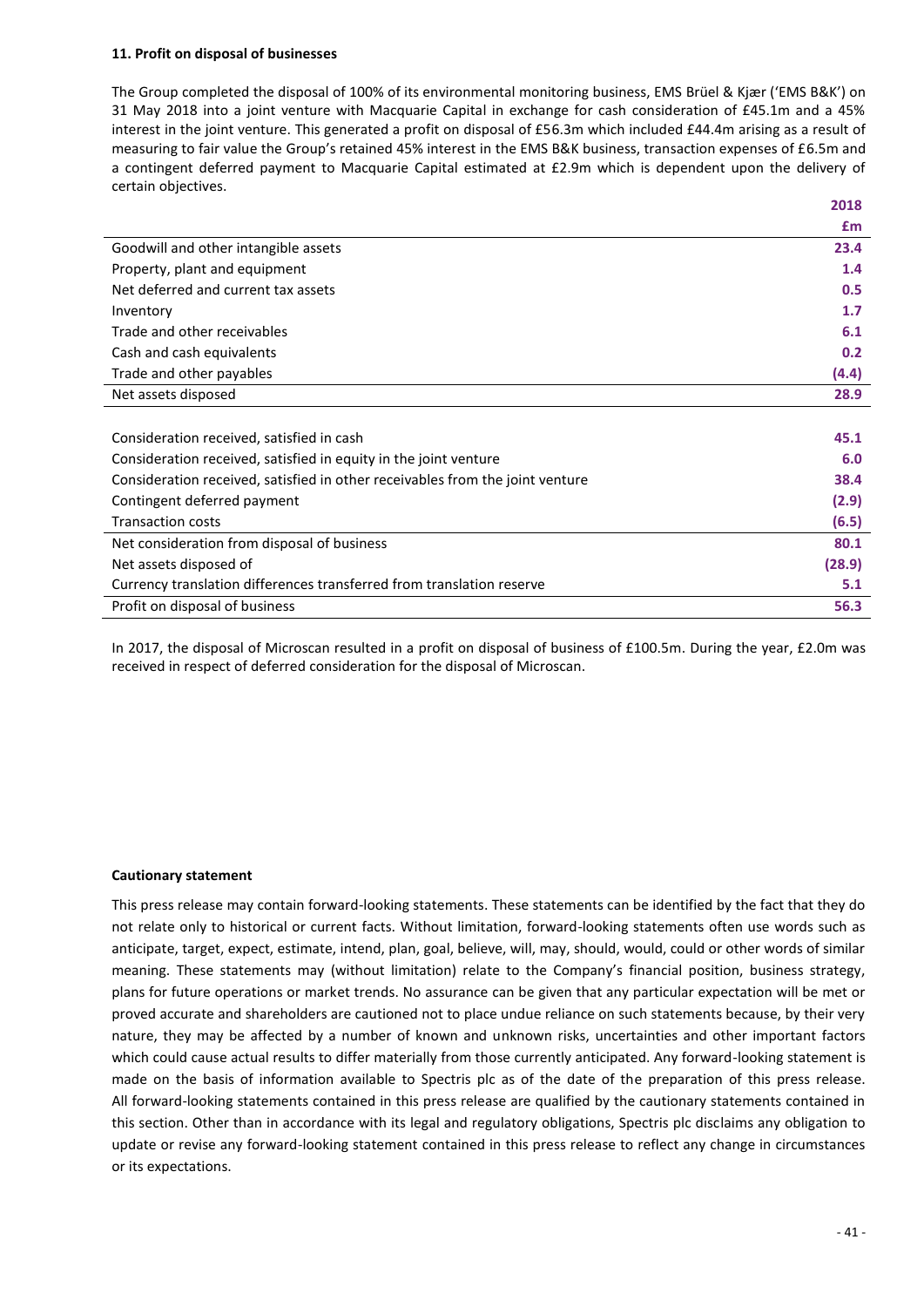### 11. Profit on disposal of businesses

The Group completed the disposal of 100% of its environmental monitoring business, EMS Brüel & Kjær ('EMS B&K') on 31 May 2018 into a joint venture with Macquarie Capital in exchange for cash consideration of £45.1m and a 45% interest in the joint venture. This generated a profit on disposal of £56.3m which included £44.4m arising as a result of measuring to fair value the Group's retained 45% interest in the EMS B&K business, transaction expenses of £6.5m and a contingent deferred payment to Macquarie Capital estimated at £2.9m which is dependent upon the delivery of certain objectives.

| | 2018 |
|---|---|
| | £m |
| Goodwill and other intangible assets | 23.4 |
| Property, plant and equipment | 1.4 |
| Net deferred and current tax assets | 0.5 |
| Inventory | 1.7 |
| Trade and other receivables | 6.1 |
| Cash and cash equivalents | 0.2 |
| Trade and other payables | (4.4) |
| Net assets disposed | 28.9 |
| | |
| Consideration received, satisfied in cash | 45.1 |
| Consideration received, satisfied in equity in the joint venture | 6.0 |
| Consideration received, satisfied in other receivables from the joint venture | 38.4 |
| Contingent deferred payment | (2.9) |
| Transaction costs | (6.5) |
| Net consideration from disposal of business | 80.1 |
| Net assets disposed of | (28.9) |
| Currency translation differences transferred from translation reserve | 5.1 |
| Profit on disposal of business | 56.3 |

In 2017, the disposal of Microscan resulted in a profit on disposal of business of £100.5m. During the year, £2.0m was received in respect of deferred consideration for the disposal of Microscan.

**Cautionary statement**

This press release may contain forward-looking statements. These statements can be identified by the fact that they do not relate only to historical or current facts. Without limitation, forward-looking statements often use words such as anticipate, target, expect, estimate, intend, plan, goal, believe, will, may, should, would, could or other words of similar meaning. These statements may (without limitation) relate to the Company's financial position, business strategy, plans for future operations or market trends. No assurance can be given that any particular expectation will be met or proved accurate and shareholders are cautioned not to place undue reliance on such statements because, by their very nature, they may be affected by a number of known and unknown risks, uncertainties and other important factors which could cause actual results to differ materially from those currently anticipated. Any forward-looking statement is made on the basis of information available to Spectris plc as of the date of the preparation of this press release. All forward-looking statements contained in this press release are qualified by the cautionary statements contained in this section. Other than in accordance with its legal and regulatory obligations, Spectris plc disclaims any obligation to update or revise any forward-looking statement contained in this press release to reflect any change in circumstances or its expectations.